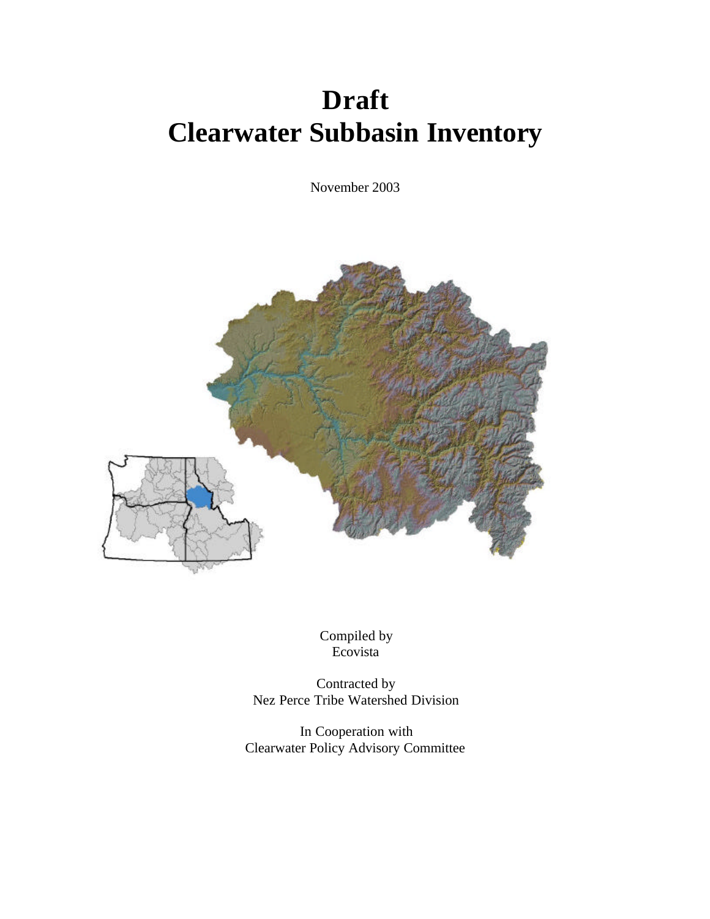# Draft
# Clearwater Subbasin Inventory

November 2003

Compiled by
Ecovista

Contracted by
Nez Perce Tribe Watershed Division

In Cooperation with
Clearwater Policy Advisory Committee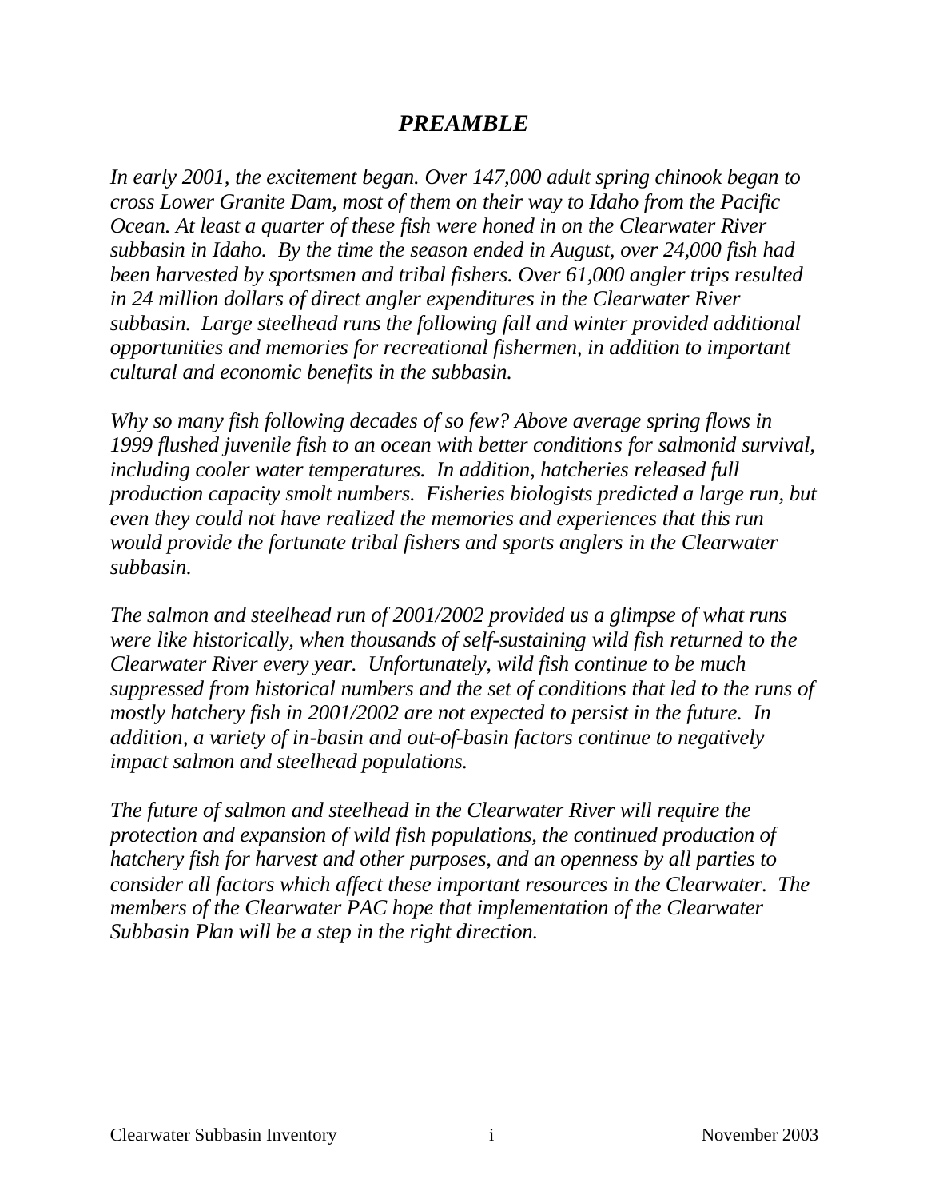# *PREAMBLE*

*In early 2001, the excitement began. Over 147,000 adult spring chinook began to cross Lower Granite Dam, most of them on their way to Idaho from the Pacific Ocean. At least a quarter of these fish were honed in on the Clearwater River subbasin in Idaho. By the time the season ended in August, over 24,000 fish had been harvested by sportsmen and tribal fishers. Over 61,000 angler trips resulted in 24 million dollars of direct angler expenditures in the Clearwater River subbasin. Large steelhead runs the following fall and winter provided additional opportunities and memories for recreational fishermen, in addition to important cultural and economic benefits in the subbasin.*

*Why so many fish following decades of so few? Above average spring flows in 1999 flushed juvenile fish to an ocean with better conditions for salmonid survival, including cooler water temperatures. In addition, hatcheries released full production capacity smolt numbers. Fisheries biologists predicted a large run, but even they could not have realized the memories and experiences that this run would provide the fortunate tribal fishers and sports anglers in the Clearwater subbasin.*

*The salmon and steelhead run of 2001/2002 provided us a glimpse of what runs were like historically, when thousands of self-sustaining wild fish returned to the Clearwater River every year. Unfortunately, wild fish continue to be much suppressed from historical numbers and the set of conditions that led to the runs of mostly hatchery fish in 2001/2002 are not expected to persist in the future. In addition, a variety of in-basin and out-of-basin factors continue to negatively impact salmon and steelhead populations.*

*The future of salmon and steelhead in the Clearwater River will require the protection and expansion of wild fish populations, the continued production of hatchery fish for harvest and other purposes, and an openness by all parties to consider all factors which affect these important resources in the Clearwater. The members of the Clearwater PAC hope that implementation of the Clearwater Subbasin Plan will be a step in the right direction.*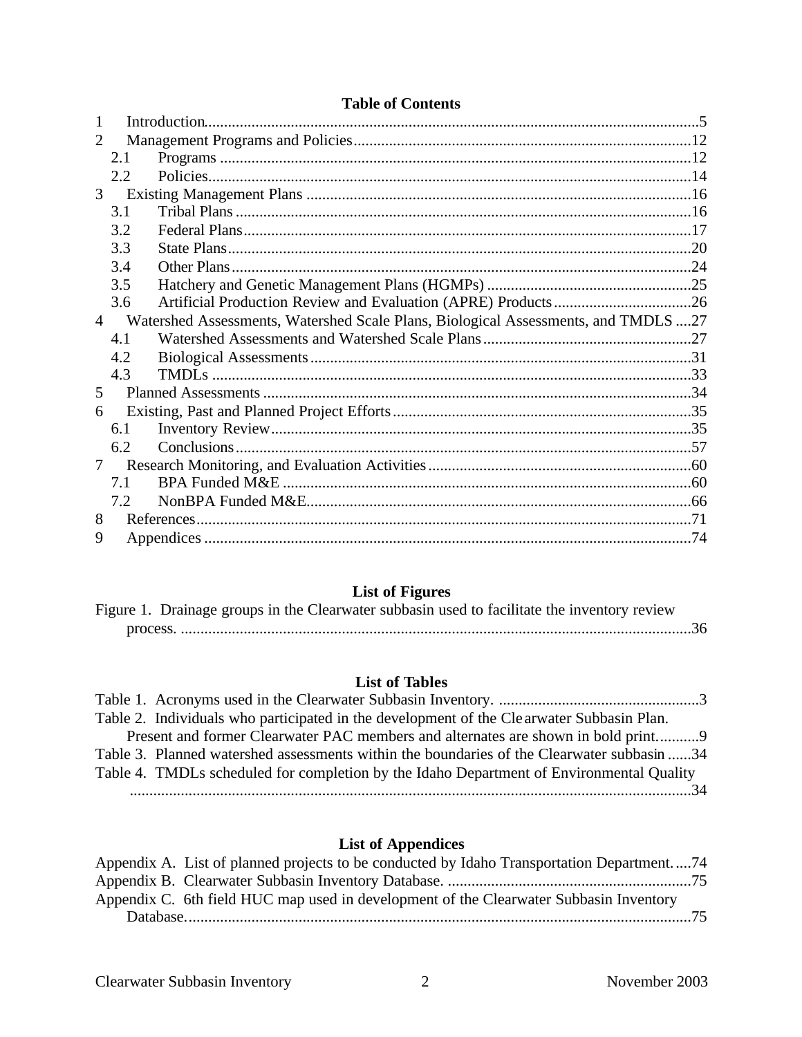## Table of Contents

1 Introduction ..... 5
2 Management Programs and Policies ..... 12
 2.1 Programs ..... 12
 2.2 Policies ..... 14
3 Existing Management Plans ..... 16
 3.1 Tribal Plans ..... 16
 3.2 Federal Plans ..... 17
 3.3 State Plans ..... 20
 3.4 Other Plans ..... 24
 3.5 Hatchery and Genetic Management Plans (HGMPs) ..... 25
 3.6 Artificial Production Review and Evaluation (APRE) Products ..... 26
4 Watershed Assessments, Watershed Scale Plans, Biological Assessments, and TMDLS ..... 27
 4.1 Watershed Assessments and Watershed Scale Plans ..... 27
 4.2 Biological Assessments ..... 31
 4.3 TMDLs ..... 33
5 Planned Assessments ..... 34
6 Existing, Past and Planned Project Efforts ..... 35
 6.1 Inventory Review ..... 35
 6.2 Conclusions ..... 57
7 Research Monitoring, and Evaluation Activities ..... 60
 7.1 BPA Funded M&E ..... 60
 7.2 NonBPA Funded M&E ..... 66
8 References ..... 71
9 Appendices ..... 74

## List of Figures

Figure 1. Drainage groups in the Clearwater subbasin used to facilitate the inventory review process. ..... 36

## List of Tables

Table 1. Acronyms used in the Clearwater Subbasin Inventory. ..... 3
Table 2. Individuals who participated in the development of the Clearwater Subbasin Plan. Present and former Clearwater PAC members and alternates are shown in bold print. ..... 9
Table 3. Planned watershed assessments within the boundaries of the Clearwater subbasin ..... 34
Table 4. TMDLs scheduled for completion by the Idaho Department of Environmental Quality ..... 34

## List of Appendices

Appendix A. List of planned projects to be conducted by Idaho Transportation Department. ..... 74
Appendix B. Clearwater Subbasin Inventory Database. ..... 75
Appendix C. 6th field HUC map used in development of the Clearwater Subbasin Inventory Database. ..... 75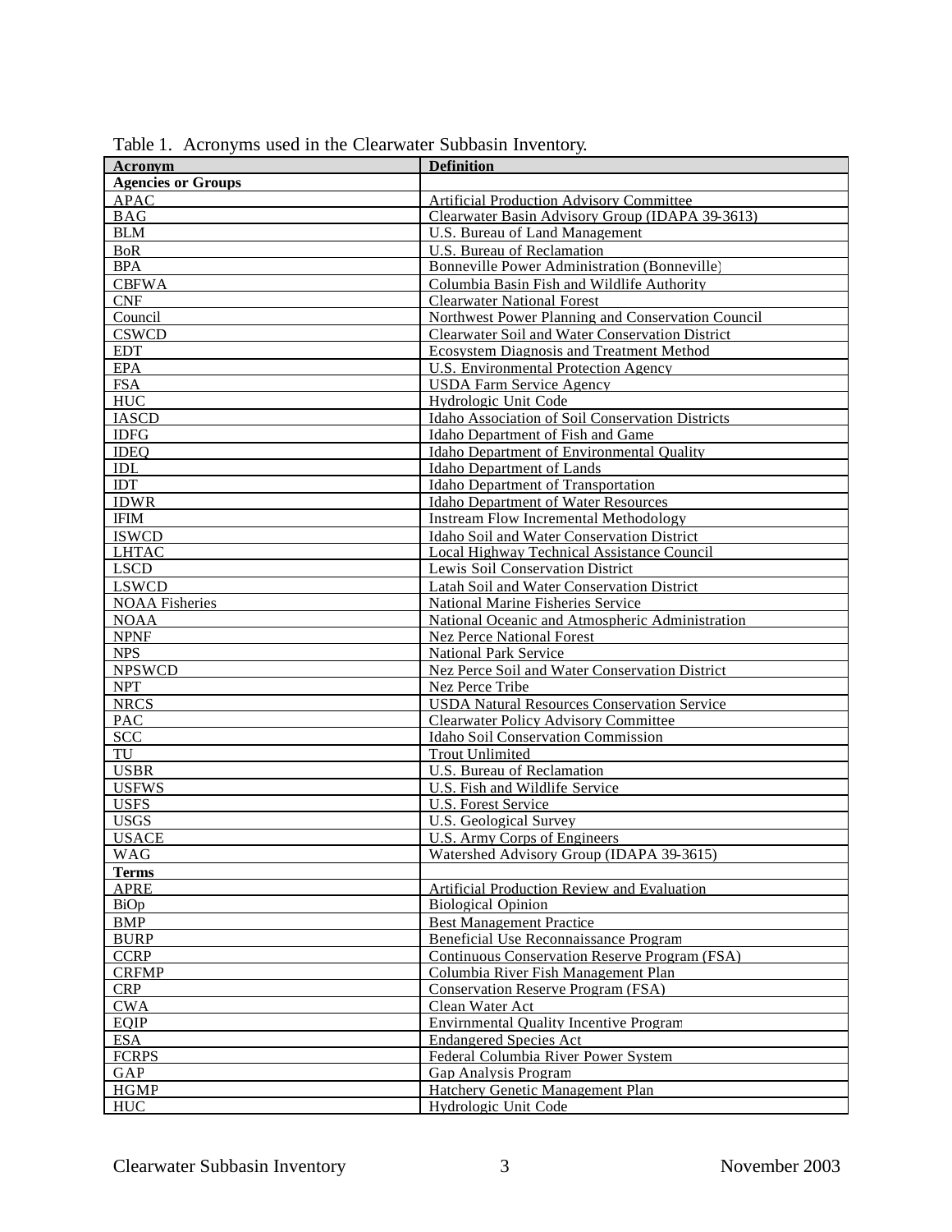Table 1. Acronyms used in the Clearwater Subbasin Inventory.

| Acronym | Definition |
|---|---|
| **Agencies or Groups** | |
| APAC | Artificial Production Advisory Committee |
| BAG | Clearwater Basin Advisory Group (IDAPA 39-3613) |
| BLM | U.S. Bureau of Land Management |
| BoR | U.S. Bureau of Reclamation |
| BPA | Bonneville Power Administration (Bonneville) |
| CBFWA | Columbia Basin Fish and Wildlife Authority |
| CNF | Clearwater National Forest |
| Council | Northwest Power Planning and Conservation Council |
| CSWCD | Clearwater Soil and Water Conservation District |
| EDT | Ecosystem Diagnosis and Treatment Method |
| EPA | U.S. Environmental Protection Agency |
| FSA | USDA Farm Service Agency |
| HUC | Hydrologic Unit Code |
| IASCD | Idaho Association of Soil Conservation Districts |
| IDFG | Idaho Department of Fish and Game |
| IDEQ | Idaho Department of Environmental Quality |
| IDL | Idaho Department of Lands |
| IDT | Idaho Department of Transportation |
| IDWR | Idaho Department of Water Resources |
| IFIM | Instream Flow Incremental Methodology |
| ISWCD | Idaho Soil and Water Conservation District |
| LHTAC | Local Highway Technical Assistance Council |
| LSCD | Lewis Soil Conservation District |
| LSWCD | Latah Soil and Water Conservation District |
| NOAA Fisheries | National Marine Fisheries Service |
| NOAA | National Oceanic and Atmospheric Administration |
| NPNF | Nez Perce National Forest |
| NPS | National Park Service |
| NPSWCD | Nez Perce Soil and Water Conservation District |
| NPT | Nez Perce Tribe |
| NRCS | USDA Natural Resources Conservation Service |
| PAC | Clearwater Policy Advisory Committee |
| SCC | Idaho Soil Conservation Commission |
| TU | Trout Unlimited |
| USBR | U.S. Bureau of Reclamation |
| USFWS | U.S. Fish and Wildlife Service |
| USFS | U.S. Forest Service |
| USGS | U.S. Geological Survey |
| USACE | U.S. Army Corps of Engineers |
| WAG | Watershed Advisory Group (IDAPA 39-3615) |
| **Terms** | |
| APRE | Artificial Production Review and Evaluation |
| BiOp | Biological Opinion |
| BMP | Best Management Practice |
| BURP | Beneficial Use Reconnaissance Program |
| CCRP | Continuous Conservation Reserve Program (FSA) |
| CRFMP | Columbia River Fish Management Plan |
| CRP | Conservation Reserve Program (FSA) |
| CWA | Clean Water Act |
| EQIP | Envirnmental Quality Incentive Program |
| ESA | Endangered Species Act |
| FCRPS | Federal Columbia River Power System |
| GAP | Gap Analysis Program |
| HGMP | Hatchery Genetic Management Plan |
| HUC | Hydrologic Unit Code |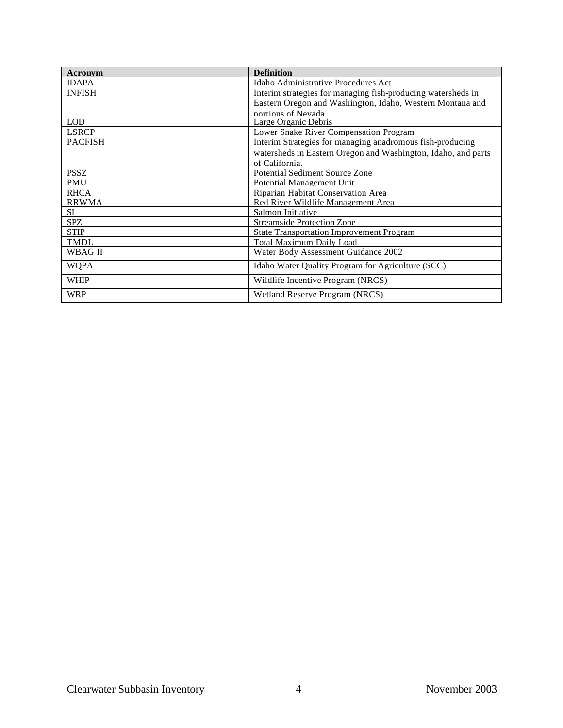| Acronym | Definition |
| --- | --- |
| IDAPA | Idaho Administrative Procedures Act |
| INFISH | Interim strategies for managing fish-producing watersheds in Eastern Oregon and Washington, Idaho, Western Montana and portions of Nevada |
| LOD | Large Organic Debris |
| LSRCP | Lower Snake River Compensation Program |
| PACFISH | Interim Strategies for managing anadromous fish-producing watersheds in Eastern Oregon and Washington, Idaho, and parts of California. |
| PSSZ | Potential Sediment Source Zone |
| PMU | Potential Management Unit |
| RHCA | Riparian Habitat Conservation Area |
| RRWMA | Red River Wildlife Management Area |
| SI | Salmon Initiative |
| SPZ | Streamside Protection Zone |
| STIP | State Transportation Improvement Program |
| TMDL | Total Maximum Daily Load |
| WBAG II | Water Body Assessment Guidance 2002 |
| WQPA | Idaho Water Quality Program for Agriculture (SCC) |
| WHIP | Wildlife Incentive Program (NRCS) |
| WRP | Wetland Reserve Program (NRCS) |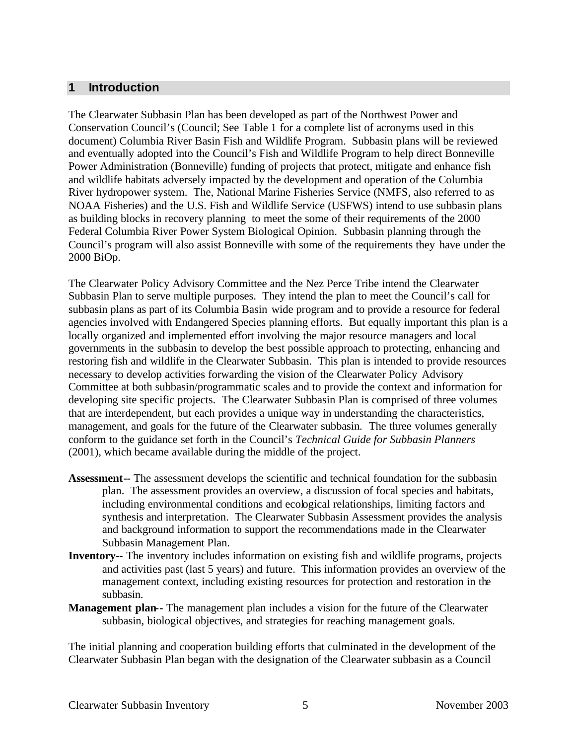# 1 Introduction

The Clearwater Subbasin Plan has been developed as part of the Northwest Power and Conservation Council's (Council; See Table 1 for a complete list of acronyms used in this document) Columbia River Basin Fish and Wildlife Program. Subbasin plans will be reviewed and eventually adopted into the Council's Fish and Wildlife Program to help direct Bonneville Power Administration (Bonneville) funding of projects that protect, mitigate and enhance fish and wildlife habitats adversely impacted by the development and operation of the Columbia River hydropower system. The, National Marine Fisheries Service (NMFS, also referred to as NOAA Fisheries) and the U.S. Fish and Wildlife Service (USFWS) intend to use subbasin plans as building blocks in recovery planning to meet the some of their requirements of the 2000 Federal Columbia River Power System Biological Opinion. Subbasin planning through the Council's program will also assist Bonneville with some of the requirements they have under the 2000 BiOp.

The Clearwater Policy Advisory Committee and the Nez Perce Tribe intend the Clearwater Subbasin Plan to serve multiple purposes. They intend the plan to meet the Council's call for subbasin plans as part of its Columbia Basin wide program and to provide a resource for federal agencies involved with Endangered Species planning efforts. But equally important this plan is a locally organized and implemented effort involving the major resource managers and local governments in the subbasin to develop the best possible approach to protecting, enhancing and restoring fish and wildlife in the Clearwater Subbasin. This plan is intended to provide resources necessary to develop activities forwarding the vision of the Clearwater Policy Advisory Committee at both subbasin/programmatic scales and to provide the context and information for developing site specific projects. The Clearwater Subbasin Plan is comprised of three volumes that are interdependent, but each provides a unique way in understanding the characteristics, management, and goals for the future of the Clearwater subbasin. The three volumes generally conform to the guidance set forth in the Council's *Technical Guide for Subbasin Planners* (2001), which became available during the middle of the project.

**Assessment--** The assessment develops the scientific and technical foundation for the subbasin plan. The assessment provides an overview, a discussion of focal species and habitats, including environmental conditions and ecological relationships, limiting factors and synthesis and interpretation. The Clearwater Subbasin Assessment provides the analysis and background information to support the recommendations made in the Clearwater Subbasin Management Plan.

**Inventory--** The inventory includes information on existing fish and wildlife programs, projects and activities past (last 5 years) and future. This information provides an overview of the management context, including existing resources for protection and restoration in the subbasin.

**Management plan--** The management plan includes a vision for the future of the Clearwater subbasin, biological objectives, and strategies for reaching management goals.

The initial planning and cooperation building efforts that culminated in the development of the Clearwater Subbasin Plan began with the designation of the Clearwater subbasin as a Council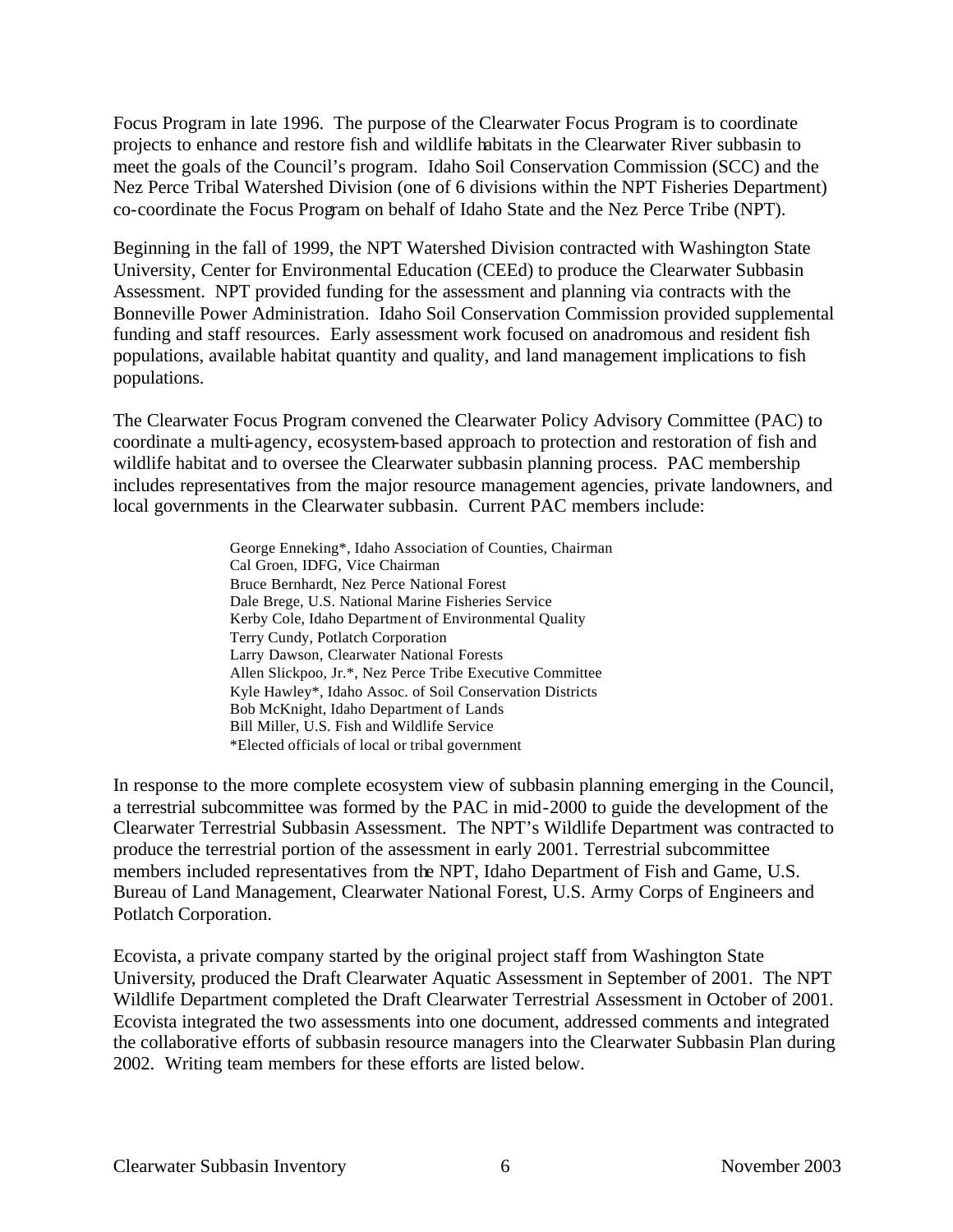Focus Program in late 1996. The purpose of the Clearwater Focus Program is to coordinate projects to enhance and restore fish and wildlife habitats in the Clearwater River subbasin to meet the goals of the Council's program. Idaho Soil Conservation Commission (SCC) and the Nez Perce Tribal Watershed Division (one of 6 divisions within the NPT Fisheries Department) co-coordinate the Focus Program on behalf of Idaho State and the Nez Perce Tribe (NPT).

Beginning in the fall of 1999, the NPT Watershed Division contracted with Washington State University, Center for Environmental Education (CEEd) to produce the Clearwater Subbasin Assessment. NPT provided funding for the assessment and planning via contracts with the Bonneville Power Administration. Idaho Soil Conservation Commission provided supplemental funding and staff resources. Early assessment work focused on anadromous and resident fish populations, available habitat quantity and quality, and land management implications to fish populations.

The Clearwater Focus Program convened the Clearwater Policy Advisory Committee (PAC) to coordinate a multi-agency, ecosystem-based approach to protection and restoration of fish and wildlife habitat and to oversee the Clearwater subbasin planning process. PAC membership includes representatives from the major resource management agencies, private landowners, and local governments in the Clearwater subbasin. Current PAC members include:

George Enneking*, Idaho Association of Counties, Chairman
Cal Groen, IDFG, Vice Chairman
Bruce Bernhardt, Nez Perce National Forest
Dale Brege, U.S. National Marine Fisheries Service
Kerby Cole, Idaho Department of Environmental Quality
Terry Cundy, Potlatch Corporation
Larry Dawson, Clearwater National Forests
Allen Slickpoo, Jr.*, Nez Perce Tribe Executive Committee
Kyle Hawley*, Idaho Assoc. of Soil Conservation Districts
Bob McKnight, Idaho Department of Lands
Bill Miller, U.S. Fish and Wildlife Service
*Elected officials of local or tribal government

In response to the more complete ecosystem view of subbasin planning emerging in the Council, a terrestrial subcommittee was formed by the PAC in mid-2000 to guide the development of the Clearwater Terrestrial Subbasin Assessment. The NPT's Wildlife Department was contracted to produce the terrestrial portion of the assessment in early 2001. Terrestrial subcommittee members included representatives from the NPT, Idaho Department of Fish and Game, U.S. Bureau of Land Management, Clearwater National Forest, U.S. Army Corps of Engineers and Potlatch Corporation.

Ecovista, a private company started by the original project staff from Washington State University, produced the Draft Clearwater Aquatic Assessment in September of 2001. The NPT Wildlife Department completed the Draft Clearwater Terrestrial Assessment in October of 2001. Ecovista integrated the two assessments into one document, addressed comments and integrated the collaborative efforts of subbasin resource managers into the Clearwater Subbasin Plan during 2002. Writing team members for these efforts are listed below.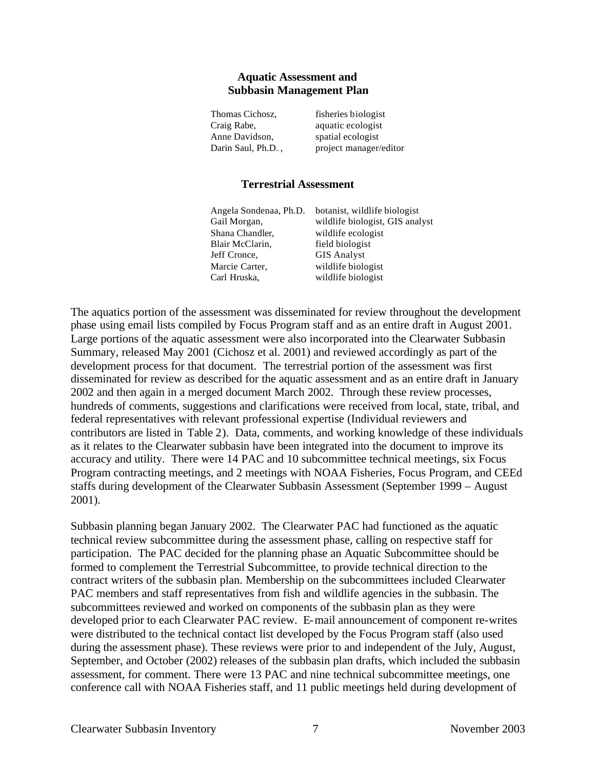### Aquatic Assessment and Subbasin Management Plan

| | |
|---|---|
| Thomas Cichosz, | fisheries biologist |
| Craig Rabe, | aquatic ecologist |
| Anne Davidson, | spatial ecologist |
| Darin Saul, Ph.D. , | project manager/editor |

### Terrestrial Assessment

| | |
|---|---|
| Angela Sondenaa, Ph.D. | botanist, wildlife biologist |
| Gail Morgan, | wildlife biologist, GIS analyst |
| Shana Chandler, | wildlife ecologist |
| Blair McClarin, | field biologist |
| Jeff Cronce, | GIS Analyst |
| Marcie Carter, | wildlife biologist |
| Carl Hruska, | wildlife biologist |

The aquatics portion of the assessment was disseminated for review throughout the development phase using email lists compiled by Focus Program staff and as an entire draft in August 2001. Large portions of the aquatic assessment were also incorporated into the Clearwater Subbasin Summary, released May 2001 (Cichosz et al. 2001) and reviewed accordingly as part of the development process for that document. The terrestrial portion of the assessment was first disseminated for review as described for the aquatic assessment and as an entire draft in January 2002 and then again in a merged document March 2002. Through these review processes, hundreds of comments, suggestions and clarifications were received from local, state, tribal, and federal representatives with relevant professional expertise (Individual reviewers and contributors are listed in Table 2). Data, comments, and working knowledge of these individuals as it relates to the Clearwater subbasin have been integrated into the document to improve its accuracy and utility. There were 14 PAC and 10 subcommittee technical meetings, six Focus Program contracting meetings, and 2 meetings with NOAA Fisheries, Focus Program, and CEEd staffs during development of the Clearwater Subbasin Assessment (September 1999 – August 2001).

Subbasin planning began January 2002. The Clearwater PAC had functioned as the aquatic technical review subcommittee during the assessment phase, calling on respective staff for participation. The PAC decided for the planning phase an Aquatic Subcommittee should be formed to complement the Terrestrial Subcommittee, to provide technical direction to the contract writers of the subbasin plan. Membership on the subcommittees included Clearwater PAC members and staff representatives from fish and wildlife agencies in the subbasin. The subcommittees reviewed and worked on components of the subbasin plan as they were developed prior to each Clearwater PAC review. E-mail announcement of component re-writes were distributed to the technical contact list developed by the Focus Program staff (also used during the assessment phase). These reviews were prior to and independent of the July, August, September, and October (2002) releases of the subbasin plan drafts, which included the subbasin assessment, for comment. There were 13 PAC and nine technical subcommittee meetings, one conference call with NOAA Fisheries staff, and 11 public meetings held during development of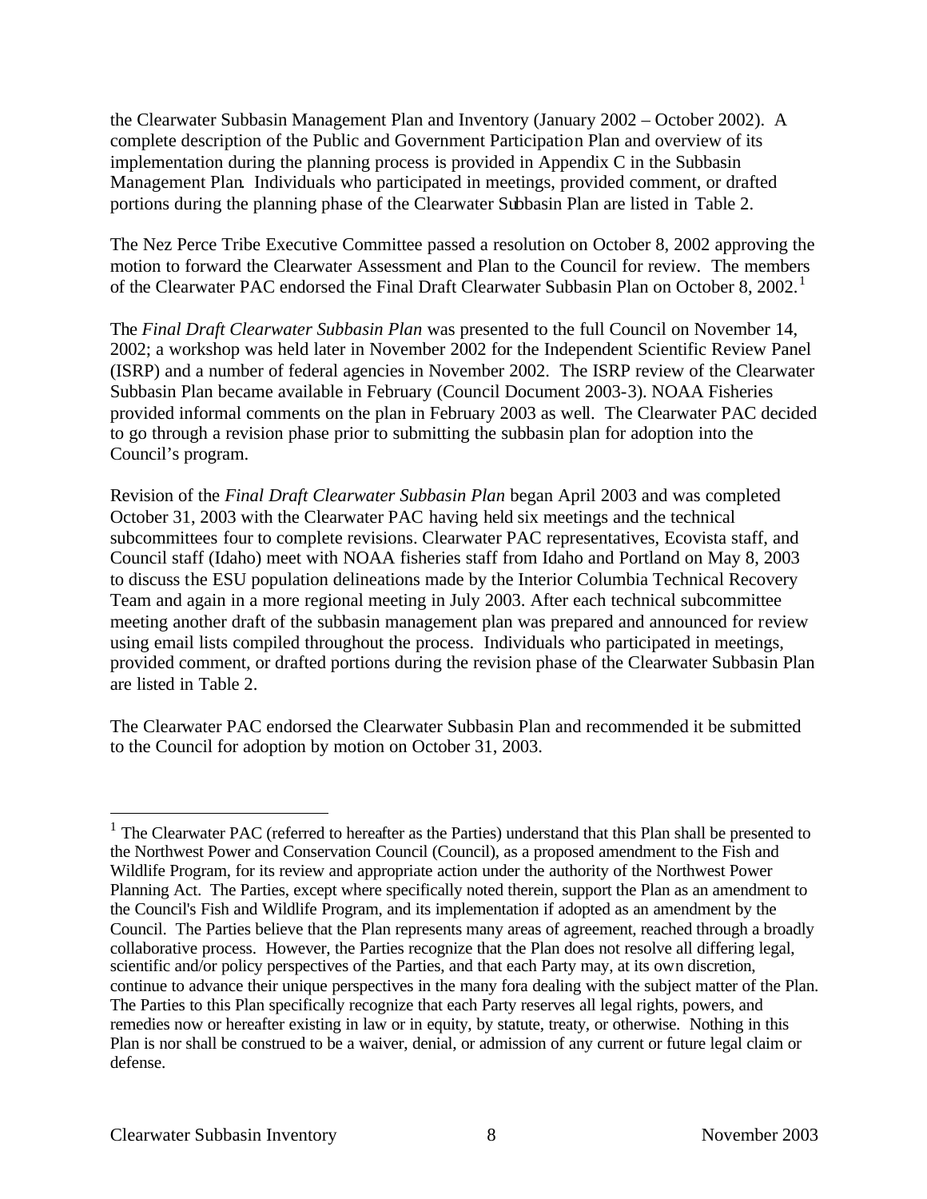the Clearwater Subbasin Management Plan and Inventory (January 2002 – October 2002). A complete description of the Public and Government Participation Plan and overview of its implementation during the planning process is provided in Appendix C in the Subbasin Management Plan. Individuals who participated in meetings, provided comment, or drafted portions during the planning phase of the Clearwater Subbasin Plan are listed in Table 2.

The Nez Perce Tribe Executive Committee passed a resolution on October 8, 2002 approving the motion to forward the Clearwater Assessment and Plan to the Council for review. The members of the Clearwater PAC endorsed the Final Draft Clearwater Subbasin Plan on October 8, 2002.[1]

The *Final Draft Clearwater Subbasin Plan* was presented to the full Council on November 14, 2002; a workshop was held later in November 2002 for the Independent Scientific Review Panel (ISRP) and a number of federal agencies in November 2002. The ISRP review of the Clearwater Subbasin Plan became available in February (Council Document 2003-3). NOAA Fisheries provided informal comments on the plan in February 2003 as well. The Clearwater PAC decided to go through a revision phase prior to submitting the subbasin plan for adoption into the Council's program.

Revision of the *Final Draft Clearwater Subbasin Plan* began April 2003 and was completed October 31, 2003 with the Clearwater PAC having held six meetings and the technical subcommittees four to complete revisions. Clearwater PAC representatives, Ecovista staff, and Council staff (Idaho) meet with NOAA fisheries staff from Idaho and Portland on May 8, 2003 to discuss the ESU population delineations made by the Interior Columbia Technical Recovery Team and again in a more regional meeting in July 2003. After each technical subcommittee meeting another draft of the subbasin management plan was prepared and announced for review using email lists compiled throughout the process. Individuals who participated in meetings, provided comment, or drafted portions during the revision phase of the Clearwater Subbasin Plan are listed in Table 2.

The Clearwater PAC endorsed the Clearwater Subbasin Plan and recommended it be submitted to the Council for adoption by motion on October 31, 2003.

---

[1] The Clearwater PAC (referred to hereafter as the Parties) understand that this Plan shall be presented to the Northwest Power and Conservation Council (Council), as a proposed amendment to the Fish and Wildlife Program, for its review and appropriate action under the authority of the Northwest Power Planning Act. The Parties, except where specifically noted therein, support the Plan as an amendment to the Council's Fish and Wildlife Program, and its implementation if adopted as an amendment by the Council. The Parties believe that the Plan represents many areas of agreement, reached through a broadly collaborative process. However, the Parties recognize that the Plan does not resolve all differing legal, scientific and/or policy perspectives of the Parties, and that each Party may, at its own discretion, continue to advance their unique perspectives in the many fora dealing with the subject matter of the Plan. The Parties to this Plan specifically recognize that each Party reserves all legal rights, powers, and remedies now or hereafter existing in law or in equity, by statute, treaty, or otherwise. Nothing in this Plan is nor shall be construed to be a waiver, denial, or admission of any current or future legal claim or defense.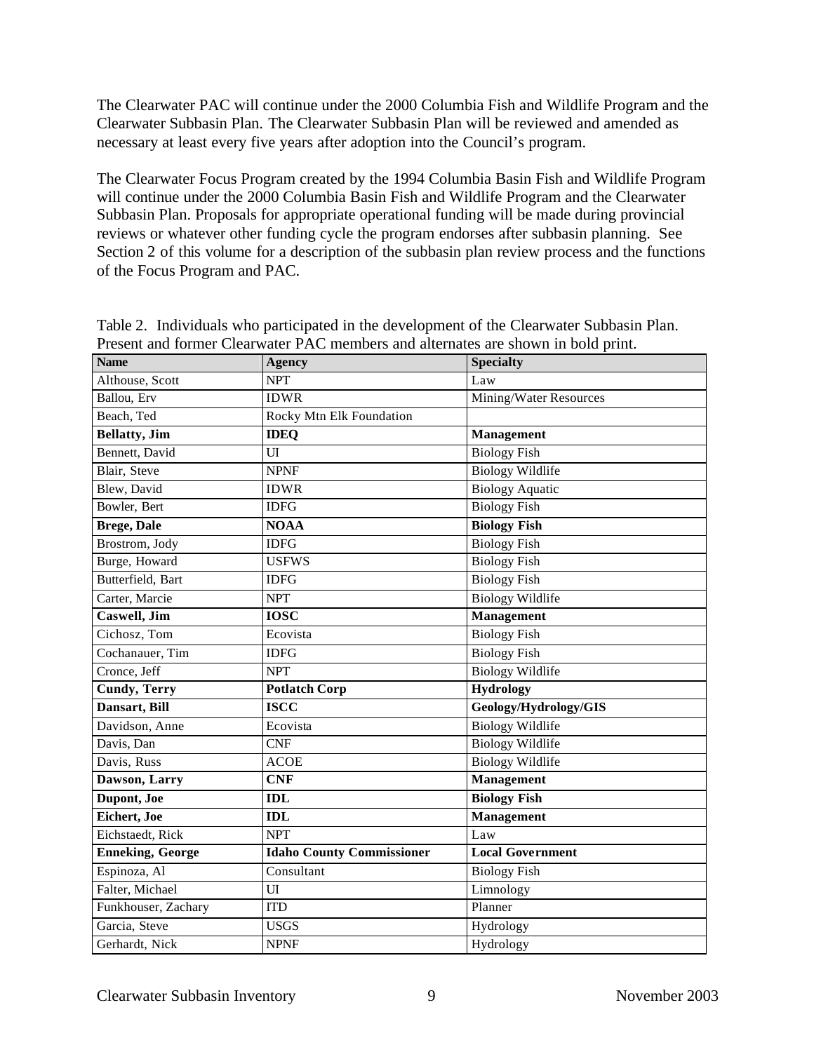The Clearwater PAC will continue under the 2000 Columbia Fish and Wildlife Program and the Clearwater Subbasin Plan. The Clearwater Subbasin Plan will be reviewed and amended as necessary at least every five years after adoption into the Council's program.

The Clearwater Focus Program created by the 1994 Columbia Basin Fish and Wildlife Program will continue under the 2000 Columbia Basin Fish and Wildlife Program and the Clearwater Subbasin Plan. Proposals for appropriate operational funding will be made during provincial reviews or whatever other funding cycle the program endorses after subbasin planning. See Section 2 of this volume for a description of the subbasin plan review process and the functions of the Focus Program and PAC.

Table 2. Individuals who participated in the development of the Clearwater Subbasin Plan. Present and former Clearwater PAC members and alternates are shown in bold print.

| Name | Agency | Specialty |
|---|---|---|
| Althouse, Scott | NPT | Law |
| Ballou, Erv | IDWR | Mining/Water Resources |
| Beach, Ted | Rocky Mtn Elk Foundation | |
| **Bellatty, Jim** | **IDEQ** | **Management** |
| Bennett, David | UI | Biology Fish |
| Blair, Steve | NPNF | Biology Wildlife |
| Blew, David | IDWR | Biology Aquatic |
| Bowler, Bert | IDFG | Biology Fish |
| **Brege, Dale** | **NOAA** | **Biology Fish** |
| Brostrom, Jody | IDFG | Biology Fish |
| Burge, Howard | USFWS | Biology Fish |
| Butterfield, Bart | IDFG | Biology Fish |
| Carter, Marcie | NPT | Biology Wildlife |
| **Caswell, Jim** | **IOSC** | **Management** |
| Cichosz, Tom | Ecovista | Biology Fish |
| Cochanauer, Tim | IDFG | Biology Fish |
| Cronce, Jeff | NPT | Biology Wildlife |
| **Cundy, Terry** | **Potlatch Corp** | **Hydrology** |
| **Dansart, Bill** | **ISCC** | **Geology/Hydrology/GIS** |
| Davidson, Anne | Ecovista | Biology Wildlife |
| Davis, Dan | CNF | Biology Wildlife |
| Davis, Russ | ACOE | Biology Wildlife |
| **Dawson, Larry** | **CNF** | **Management** |
| **Dupont, Joe** | **IDL** | **Biology Fish** |
| **Eichert, Joe** | **IDL** | **Management** |
| Eichstaedt, Rick | NPT | Law |
| **Enneking, George** | **Idaho County Commissioner** | **Local Government** |
| Espinoza, Al | Consultant | Biology Fish |
| Falter, Michael | UI | Limnology |
| Funkhouser, Zachary | ITD | Planner |
| Garcia, Steve | USGS | Hydrology |
| Gerhardt, Nick | NPNF | Hydrology |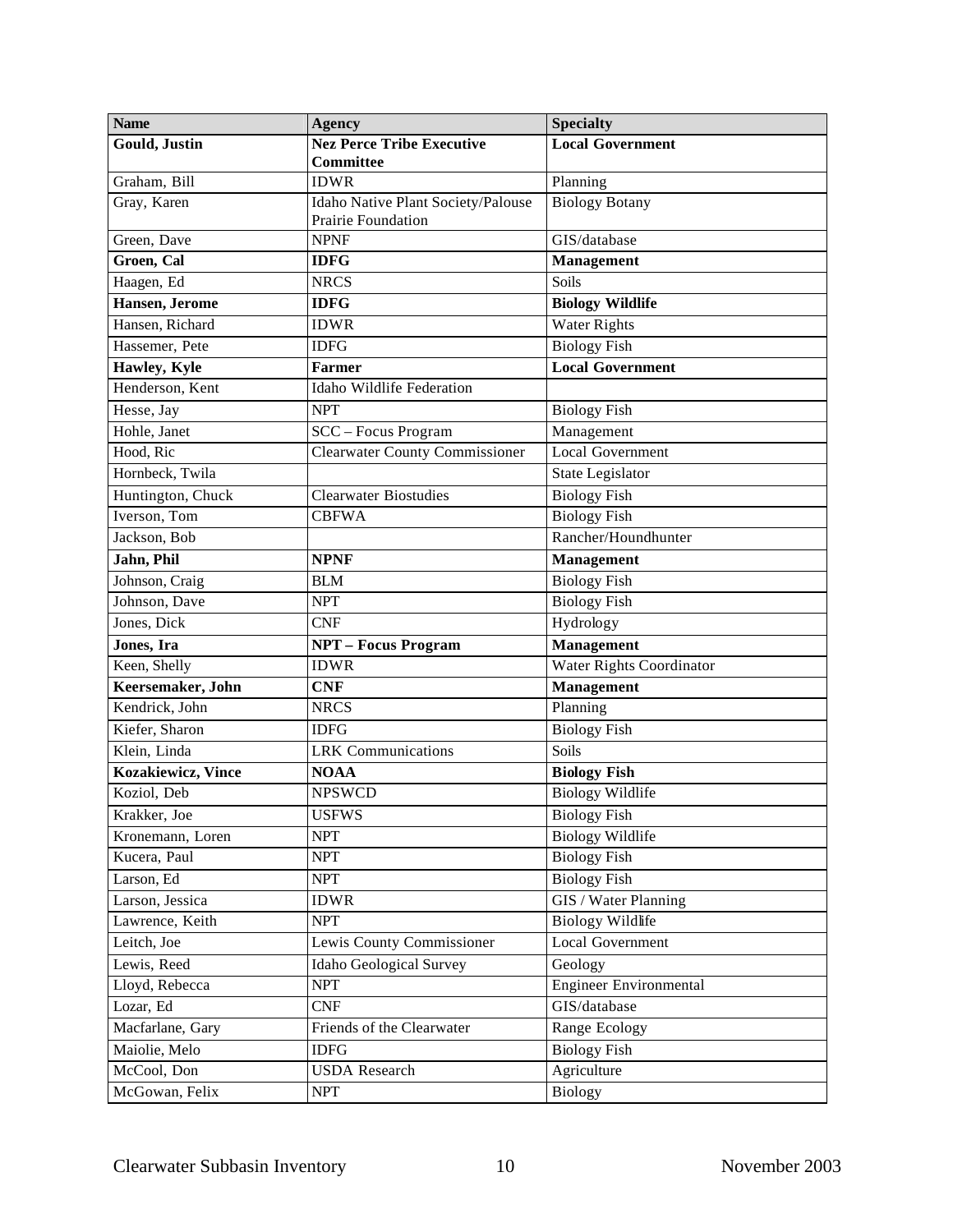| Name | Agency | Specialty |
|---|---|---|
| **Gould, Justin** | **Nez Perce Tribe Executive Committee** | **Local Government** |
| Graham, Bill | IDWR | Planning |
| Gray, Karen | Idaho Native Plant Society/Palouse Prairie Foundation | Biology Botany |
| Green, Dave | NPNF | GIS/database |
| **Groen, Cal** | **IDFG** | **Management** |
| Haagen, Ed | NRCS | Soils |
| **Hansen, Jerome** | **IDFG** | **Biology Wildlife** |
| Hansen, Richard | IDWR | Water Rights |
| Hassemer, Pete | IDFG | Biology Fish |
| **Hawley, Kyle** | **Farmer** | **Local Government** |
| Henderson, Kent | Idaho Wildlife Federation | |
| Hesse, Jay | NPT | Biology Fish |
| Hohle, Janet | SCC – Focus Program | Management |
| Hood, Ric | Clearwater County Commissioner | Local Government |
| Hornbeck, Twila | | State Legislator |
| Huntington, Chuck | Clearwater Biostudies | Biology Fish |
| Iverson, Tom | CBFWA | Biology Fish |
| Jackson, Bob | | Rancher/Houndhunter |
| **Jahn, Phil** | **NPNF** | **Management** |
| Johnson, Craig | BLM | Biology Fish |
| Johnson, Dave | NPT | Biology Fish |
| Jones, Dick | CNF | Hydrology |
| **Jones, Ira** | **NPT – Focus Program** | **Management** |
| Keen, Shelly | IDWR | Water Rights Coordinator |
| **Keersemaker, John** | **CNF** | **Management** |
| Kendrick, John | NRCS | Planning |
| Kiefer, Sharon | IDFG | Biology Fish |
| Klein, Linda | LRK Communications | Soils |
| **Kozakiewicz, Vince** | **NOAA** | **Biology Fish** |
| Koziol, Deb | NPSWCD | Biology Wildlife |
| Krakker, Joe | USFWS | Biology Fish |
| Kronemann, Loren | NPT | Biology Wildlife |
| Kucera, Paul | NPT | Biology Fish |
| Larson, Ed | NPT | Biology Fish |
| Larson, Jessica | IDWR | GIS / Water Planning |
| Lawrence, Keith | NPT | Biology Wildlife |
| Leitch, Joe | Lewis County Commissioner | Local Government |
| Lewis, Reed | Idaho Geological Survey | Geology |
| Lloyd, Rebecca | NPT | Engineer Environmental |
| Lozar, Ed | CNF | GIS/database |
| Macfarlane, Gary | Friends of the Clearwater | Range Ecology |
| Maiolie, Melo | IDFG | Biology Fish |
| McCool, Don | USDA Research | Agriculture |
| McGowan, Felix | NPT | Biology |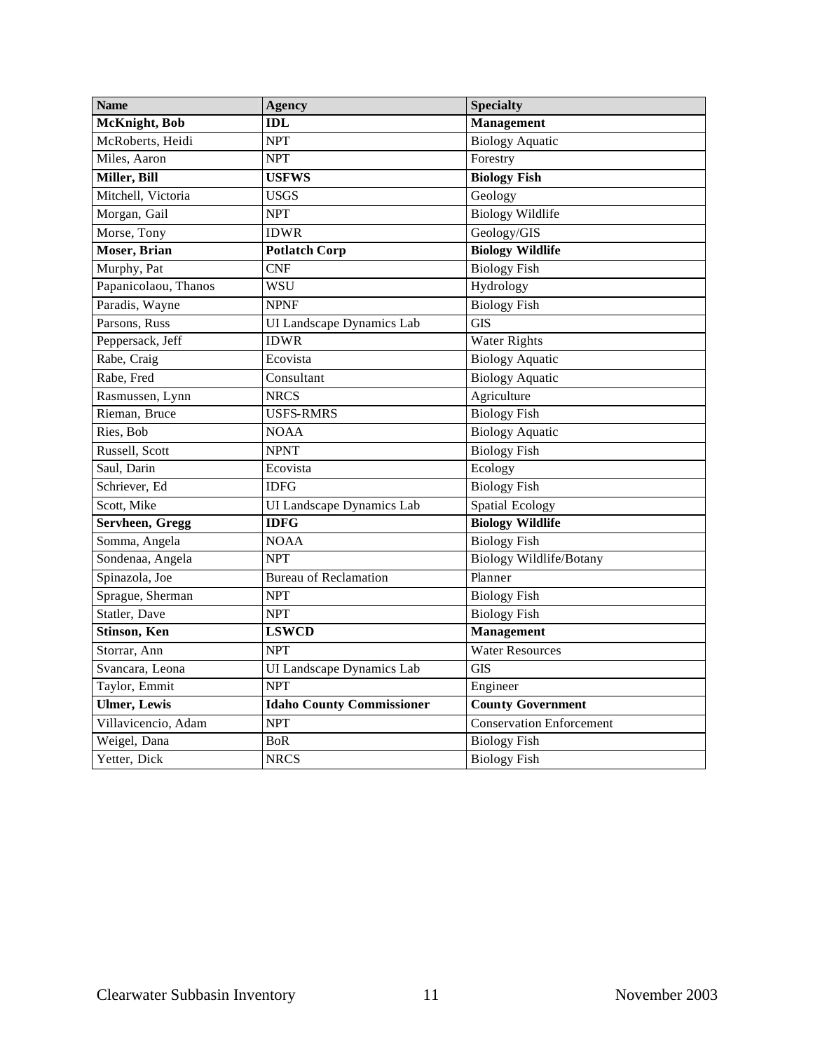| Name | Agency | Specialty |
| --- | --- | --- |
| **McKnight, Bob** | **IDL** | **Management** |
| McRoberts, Heidi | NPT | Biology Aquatic |
| Miles, Aaron | NPT | Forestry |
| **Miller, Bill** | **USFWS** | **Biology Fish** |
| Mitchell, Victoria | USGS | Geology |
| Morgan, Gail | NPT | Biology Wildlife |
| Morse, Tony | IDWR | Geology/GIS |
| **Moser, Brian** | **Potlatch Corp** | **Biology Wildlife** |
| Murphy, Pat | CNF | Biology Fish |
| Papanicolaou, Thanos | WSU | Hydrology |
| Paradis, Wayne | NPNF | Biology Fish |
| Parsons, Russ | UI Landscape Dynamics Lab | GIS |
| Peppersack, Jeff | IDWR | Water Rights |
| Rabe, Craig | Ecovista | Biology Aquatic |
| Rabe, Fred | Consultant | Biology Aquatic |
| Rasmussen, Lynn | NRCS | Agriculture |
| Rieman, Bruce | USFS-RMRS | Biology Fish |
| Ries, Bob | NOAA | Biology Aquatic |
| Russell, Scott | NPNT | Biology Fish |
| Saul, Darin | Ecovista | Ecology |
| Schriever, Ed | IDFG | Biology Fish |
| Scott, Mike | UI Landscape Dynamics Lab | Spatial Ecology |
| **Servheen, Gregg** | **IDFG** | **Biology Wildlife** |
| Somma, Angela | NOAA | Biology Fish |
| Sondenaa, Angela | NPT | Biology Wildlife/Botany |
| Spinazola, Joe | Bureau of Reclamation | Planner |
| Sprague, Sherman | NPT | Biology Fish |
| Statler, Dave | NPT | Biology Fish |
| **Stinson, Ken** | **LSWCD** | **Management** |
| Storrar, Ann | NPT | Water Resources |
| Svancara, Leona | UI Landscape Dynamics Lab | GIS |
| Taylor, Emmit | NPT | Engineer |
| **Ulmer, Lewis** | **Idaho County Commissioner** | **County Government** |
| Villavicencio, Adam | NPT | Conservation Enforcement |
| Weigel, Dana | BoR | Biology Fish |
| Yetter, Dick | NRCS | Biology Fish |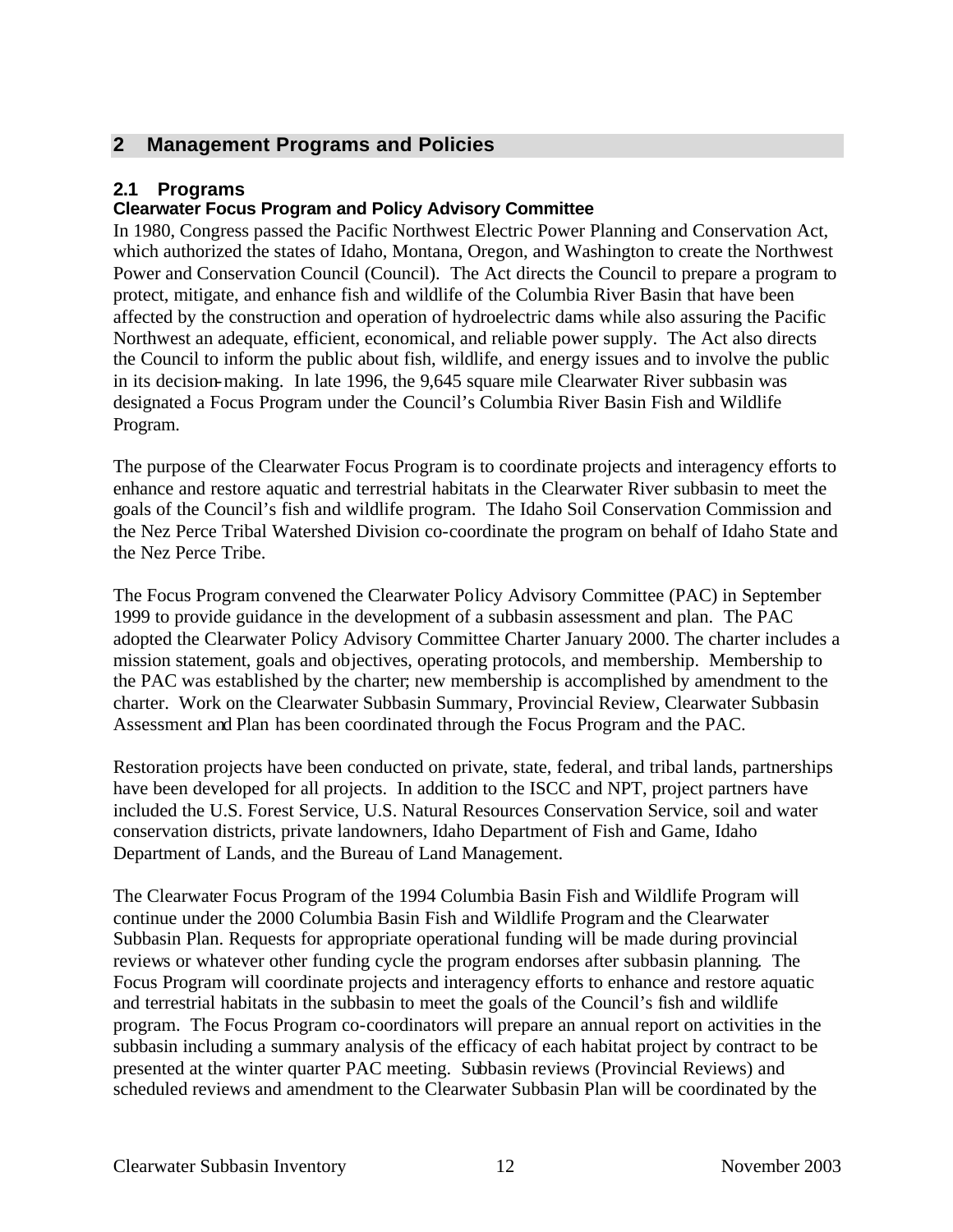# 2 Management Programs and Policies

## 2.1 Programs

### Clearwater Focus Program and Policy Advisory Committee

In 1980, Congress passed the Pacific Northwest Electric Power Planning and Conservation Act, which authorized the states of Idaho, Montana, Oregon, and Washington to create the Northwest Power and Conservation Council (Council). The Act directs the Council to prepare a program to protect, mitigate, and enhance fish and wildlife of the Columbia River Basin that have been affected by the construction and operation of hydroelectric dams while also assuring the Pacific Northwest an adequate, efficient, economical, and reliable power supply. The Act also directs the Council to inform the public about fish, wildlife, and energy issues and to involve the public in its decision-making. In late 1996, the 9,645 square mile Clearwater River subbasin was designated a Focus Program under the Council's Columbia River Basin Fish and Wildlife Program.

The purpose of the Clearwater Focus Program is to coordinate projects and interagency efforts to enhance and restore aquatic and terrestrial habitats in the Clearwater River subbasin to meet the goals of the Council's fish and wildlife program. The Idaho Soil Conservation Commission and the Nez Perce Tribal Watershed Division co-coordinate the program on behalf of Idaho State and the Nez Perce Tribe.

The Focus Program convened the Clearwater Policy Advisory Committee (PAC) in September 1999 to provide guidance in the development of a subbasin assessment and plan. The PAC adopted the Clearwater Policy Advisory Committee Charter January 2000. The charter includes a mission statement, goals and objectives, operating protocols, and membership. Membership to the PAC was established by the charter; new membership is accomplished by amendment to the charter. Work on the Clearwater Subbasin Summary, Provincial Review, Clearwater Subbasin Assessment and Plan has been coordinated through the Focus Program and the PAC.

Restoration projects have been conducted on private, state, federal, and tribal lands, partnerships have been developed for all projects. In addition to the ISCC and NPT, project partners have included the U.S. Forest Service, U.S. Natural Resources Conservation Service, soil and water conservation districts, private landowners, Idaho Department of Fish and Game, Idaho Department of Lands, and the Bureau of Land Management.

The Clearwater Focus Program of the 1994 Columbia Basin Fish and Wildlife Program will continue under the 2000 Columbia Basin Fish and Wildlife Program and the Clearwater Subbasin Plan. Requests for appropriate operational funding will be made during provincial reviews or whatever other funding cycle the program endorses after subbasin planning. The Focus Program will coordinate projects and interagency efforts to enhance and restore aquatic and terrestrial habitats in the subbasin to meet the goals of the Council's fish and wildlife program. The Focus Program co-coordinators will prepare an annual report on activities in the subbasin including a summary analysis of the efficacy of each habitat project by contract to be presented at the winter quarter PAC meeting. Subbasin reviews (Provincial Reviews) and scheduled reviews and amendment to the Clearwater Subbasin Plan will be coordinated by the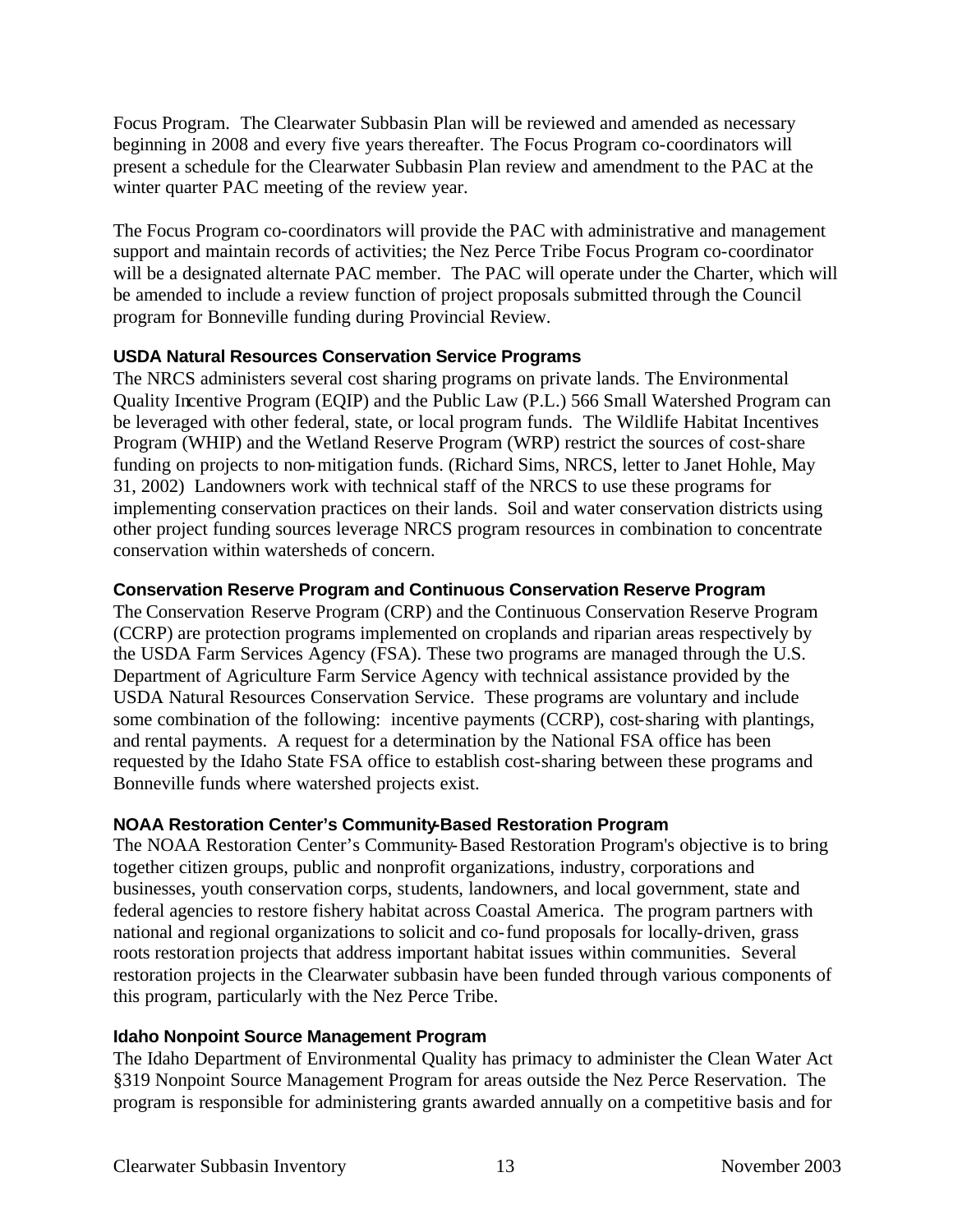Focus Program. The Clearwater Subbasin Plan will be reviewed and amended as necessary beginning in 2008 and every five years thereafter. The Focus Program co-coordinators will present a schedule for the Clearwater Subbasin Plan review and amendment to the PAC at the winter quarter PAC meeting of the review year.

The Focus Program co-coordinators will provide the PAC with administrative and management support and maintain records of activities; the Nez Perce Tribe Focus Program co-coordinator will be a designated alternate PAC member. The PAC will operate under the Charter, which will be amended to include a review function of project proposals submitted through the Council program for Bonneville funding during Provincial Review.

#### USDA Natural Resources Conservation Service Programs

The NRCS administers several cost sharing programs on private lands. The Environmental Quality Incentive Program (EQIP) and the Public Law (P.L.) 566 Small Watershed Program can be leveraged with other federal, state, or local program funds. The Wildlife Habitat Incentives Program (WHIP) and the Wetland Reserve Program (WRP) restrict the sources of cost-share funding on projects to non-mitigation funds. (Richard Sims, NRCS, letter to Janet Hohle, May 31, 2002) Landowners work with technical staff of the NRCS to use these programs for implementing conservation practices on their lands. Soil and water conservation districts using other project funding sources leverage NRCS program resources in combination to concentrate conservation within watersheds of concern.

#### Conservation Reserve Program and Continuous Conservation Reserve Program

The Conservation Reserve Program (CRP) and the Continuous Conservation Reserve Program (CCRP) are protection programs implemented on croplands and riparian areas respectively by the USDA Farm Services Agency (FSA). These two programs are managed through the U.S. Department of Agriculture Farm Service Agency with technical assistance provided by the USDA Natural Resources Conservation Service. These programs are voluntary and include some combination of the following: incentive payments (CCRP), cost-sharing with plantings, and rental payments. A request for a determination by the National FSA office has been requested by the Idaho State FSA office to establish cost-sharing between these programs and Bonneville funds where watershed projects exist.

#### NOAA Restoration Center's Community-Based Restoration Program

The NOAA Restoration Center's Community-Based Restoration Program's objective is to bring together citizen groups, public and nonprofit organizations, industry, corporations and businesses, youth conservation corps, students, landowners, and local government, state and federal agencies to restore fishery habitat across Coastal America. The program partners with national and regional organizations to solicit and co-fund proposals for locally-driven, grass roots restoration projects that address important habitat issues within communities. Several restoration projects in the Clearwater subbasin have been funded through various components of this program, particularly with the Nez Perce Tribe.

#### Idaho Nonpoint Source Management Program

The Idaho Department of Environmental Quality has primacy to administer the Clean Water Act §319 Nonpoint Source Management Program for areas outside the Nez Perce Reservation. The program is responsible for administering grants awarded annually on a competitive basis and for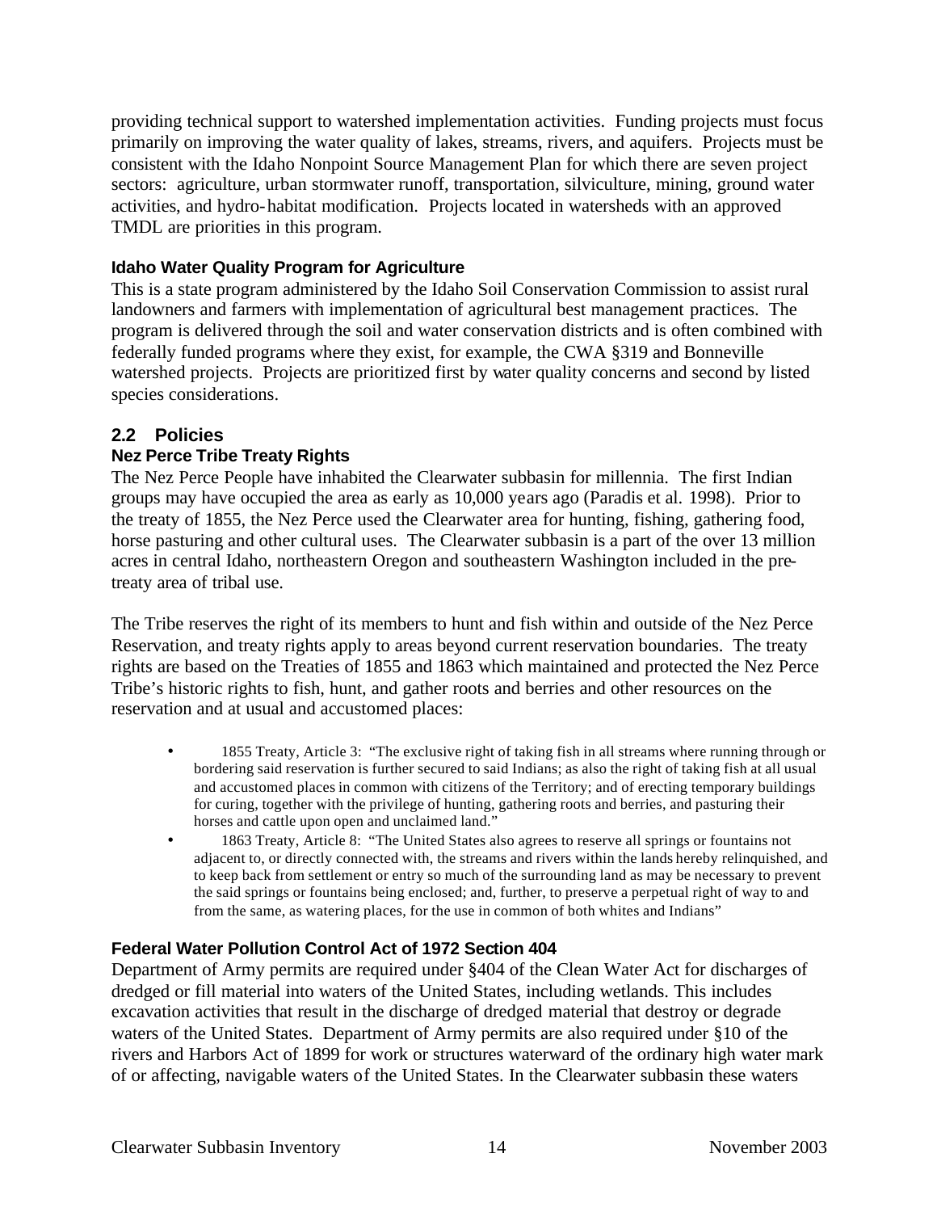providing technical support to watershed implementation activities. Funding projects must focus primarily on improving the water quality of lakes, streams, rivers, and aquifers. Projects must be consistent with the Idaho Nonpoint Source Management Plan for which there are seven project sectors: agriculture, urban stormwater runoff, transportation, silviculture, mining, ground water activities, and hydro-habitat modification. Projects located in watersheds with an approved TMDL are priorities in this program.

### Idaho Water Quality Program for Agriculture

This is a state program administered by the Idaho Soil Conservation Commission to assist rural landowners and farmers with implementation of agricultural best management practices. The program is delivered through the soil and water conservation districts and is often combined with federally funded programs where they exist, for example, the CWA §319 and Bonneville watershed projects. Projects are prioritized first by water quality concerns and second by listed species considerations.

## 2.2 Policies

### Nez Perce Tribe Treaty Rights

The Nez Perce People have inhabited the Clearwater subbasin for millennia. The first Indian groups may have occupied the area as early as 10,000 years ago (Paradis et al. 1998). Prior to the treaty of 1855, the Nez Perce used the Clearwater area for hunting, fishing, gathering food, horse pasturing and other cultural uses. The Clearwater subbasin is a part of the over 13 million acres in central Idaho, northeastern Oregon and southeastern Washington included in the pre-treaty area of tribal use.

The Tribe reserves the right of its members to hunt and fish within and outside of the Nez Perce Reservation, and treaty rights apply to areas beyond current reservation boundaries. The treaty rights are based on the Treaties of 1855 and 1863 which maintained and protected the Nez Perce Tribe's historic rights to fish, hunt, and gather roots and berries and other resources on the reservation and at usual and accustomed places:

- 1855 Treaty, Article 3: "The exclusive right of taking fish in all streams where running through or bordering said reservation is further secured to said Indians; as also the right of taking fish at all usual and accustomed places in common with citizens of the Territory; and of erecting temporary buildings for curing, together with the privilege of hunting, gathering roots and berries, and pasturing their horses and cattle upon open and unclaimed land."
- 1863 Treaty, Article 8: "The United States also agrees to reserve all springs or fountains not adjacent to, or directly connected with, the streams and rivers within the lands hereby relinquished, and to keep back from settlement or entry so much of the surrounding land as may be necessary to prevent the said springs or fountains being enclosed; and, further, to preserve a perpetual right of way to and from the same, as watering places, for the use in common of both whites and Indians"

### Federal Water Pollution Control Act of 1972 Section 404

Department of Army permits are required under §404 of the Clean Water Act for discharges of dredged or fill material into waters of the United States, including wetlands. This includes excavation activities that result in the discharge of dredged material that destroy or degrade waters of the United States. Department of Army permits are also required under §10 of the rivers and Harbors Act of 1899 for work or structures waterward of the ordinary high water mark of or affecting, navigable waters of the United States. In the Clearwater subbasin these waters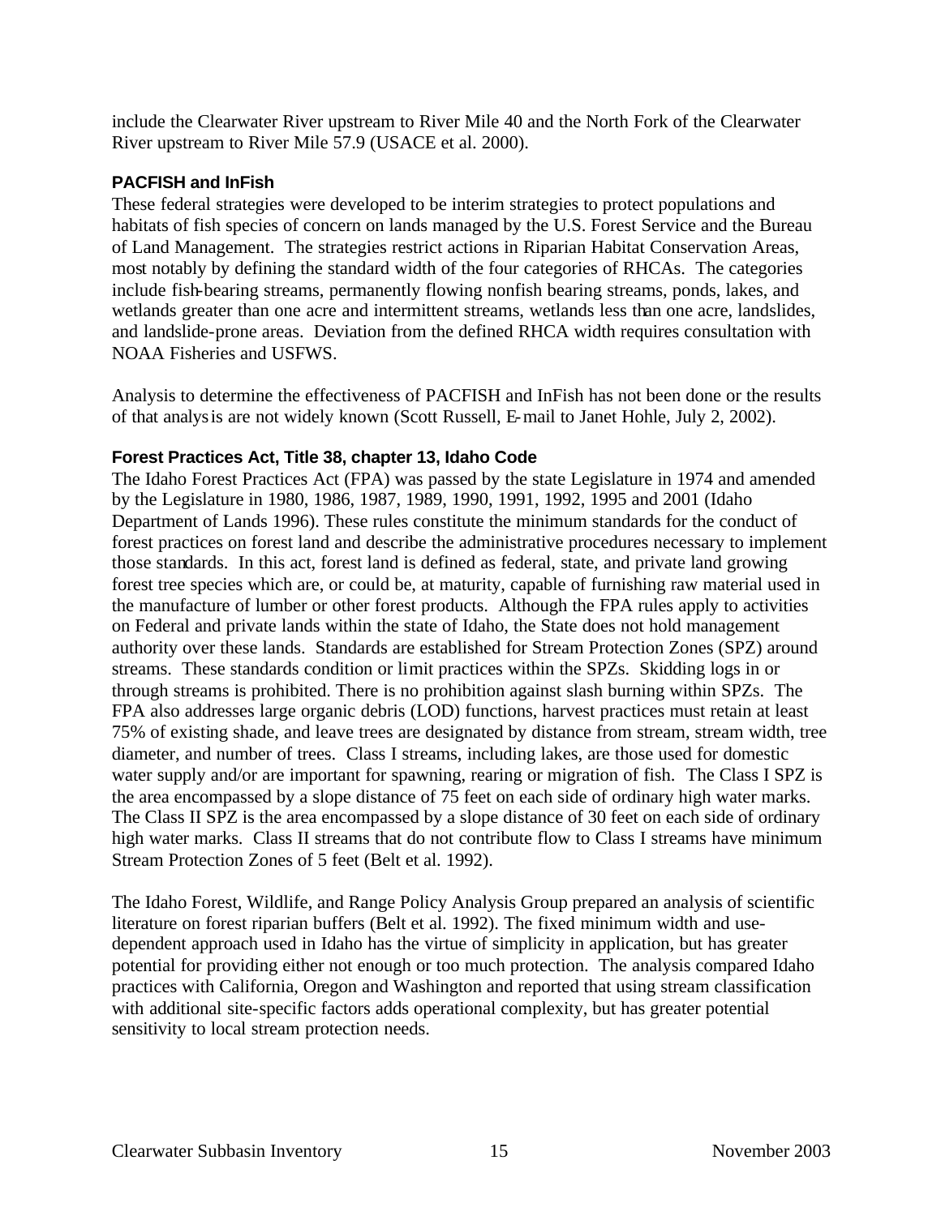include the Clearwater River upstream to River Mile 40 and the North Fork of the Clearwater River upstream to River Mile 57.9 (USACE et al. 2000).

### PACFISH and InFish

These federal strategies were developed to be interim strategies to protect populations and habitats of fish species of concern on lands managed by the U.S. Forest Service and the Bureau of Land Management. The strategies restrict actions in Riparian Habitat Conservation Areas, most notably by defining the standard width of the four categories of RHCAs. The categories include fish-bearing streams, permanently flowing nonfish bearing streams, ponds, lakes, and wetlands greater than one acre and intermittent streams, wetlands less than one acre, landslides, and landslide-prone areas. Deviation from the defined RHCA width requires consultation with NOAA Fisheries and USFWS.

Analysis to determine the effectiveness of PACFISH and InFish has not been done or the results of that analysis are not widely known (Scott Russell, E-mail to Janet Hohle, July 2, 2002).

### Forest Practices Act, Title 38, chapter 13, Idaho Code

The Idaho Forest Practices Act (FPA) was passed by the state Legislature in 1974 and amended by the Legislature in 1980, 1986, 1987, 1989, 1990, 1991, 1992, 1995 and 2001 (Idaho Department of Lands 1996). These rules constitute the minimum standards for the conduct of forest practices on forest land and describe the administrative procedures necessary to implement those standards. In this act, forest land is defined as federal, state, and private land growing forest tree species which are, or could be, at maturity, capable of furnishing raw material used in the manufacture of lumber or other forest products. Although the FPA rules apply to activities on Federal and private lands within the state of Idaho, the State does not hold management authority over these lands. Standards are established for Stream Protection Zones (SPZ) around streams. These standards condition or limit practices within the SPZs. Skidding logs in or through streams is prohibited. There is no prohibition against slash burning within SPZs. The FPA also addresses large organic debris (LOD) functions, harvest practices must retain at least 75% of existing shade, and leave trees are designated by distance from stream, stream width, tree diameter, and number of trees. Class I streams, including lakes, are those used for domestic water supply and/or are important for spawning, rearing or migration of fish. The Class I SPZ is the area encompassed by a slope distance of 75 feet on each side of ordinary high water marks. The Class II SPZ is the area encompassed by a slope distance of 30 feet on each side of ordinary high water marks. Class II streams that do not contribute flow to Class I streams have minimum Stream Protection Zones of 5 feet (Belt et al. 1992).

The Idaho Forest, Wildlife, and Range Policy Analysis Group prepared an analysis of scientific literature on forest riparian buffers (Belt et al. 1992). The fixed minimum width and use-dependent approach used in Idaho has the virtue of simplicity in application, but has greater potential for providing either not enough or too much protection. The analysis compared Idaho practices with California, Oregon and Washington and reported that using stream classification with additional site-specific factors adds operational complexity, but has greater potential sensitivity to local stream protection needs.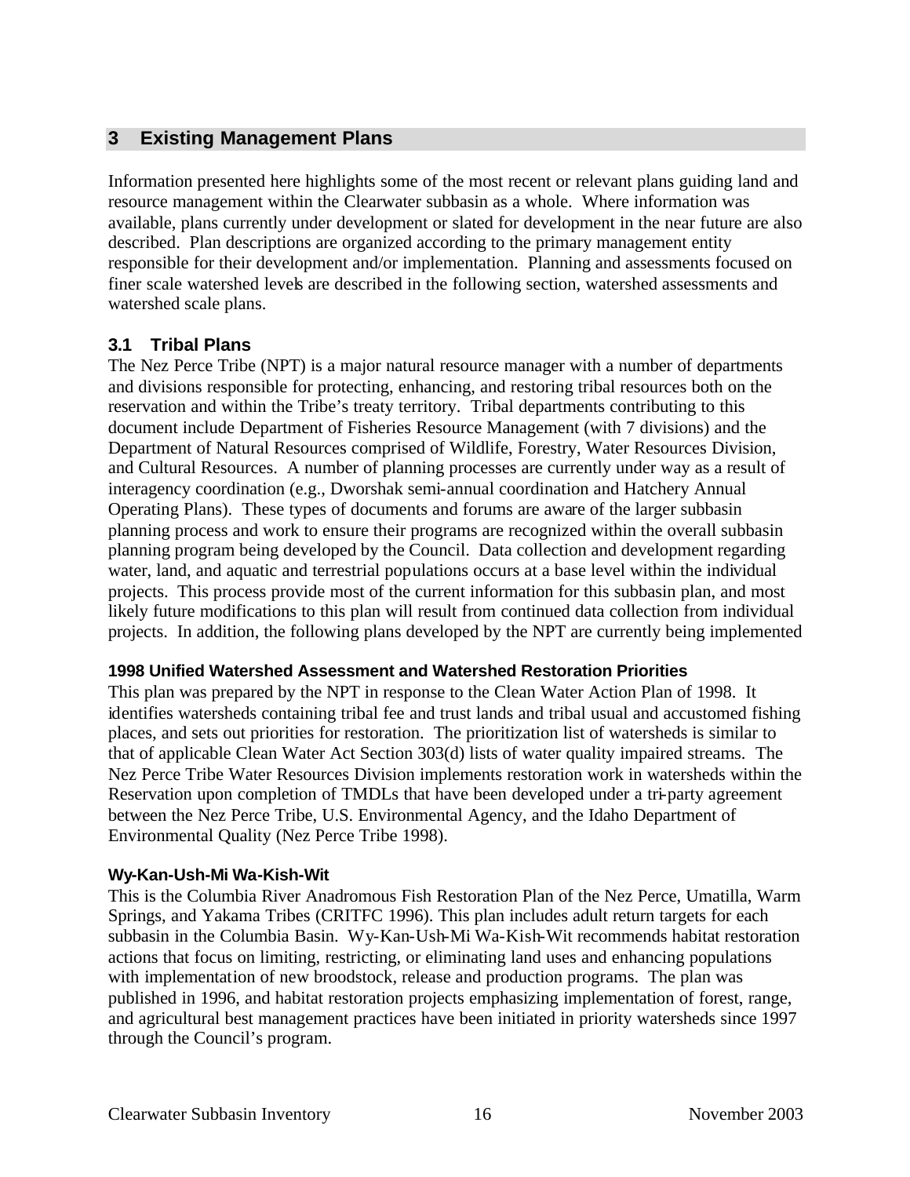## 3 Existing Management Plans

Information presented here highlights some of the most recent or relevant plans guiding land and resource management within the Clearwater subbasin as a whole. Where information was available, plans currently under development or slated for development in the near future are also described. Plan descriptions are organized according to the primary management entity responsible for their development and/or implementation. Planning and assessments focused on finer scale watershed levels are described in the following section, watershed assessments and watershed scale plans.

### 3.1 Tribal Plans

The Nez Perce Tribe (NPT) is a major natural resource manager with a number of departments and divisions responsible for protecting, enhancing, and restoring tribal resources both on the reservation and within the Tribe's treaty territory. Tribal departments contributing to this document include Department of Fisheries Resource Management (with 7 divisions) and the Department of Natural Resources comprised of Wildlife, Forestry, Water Resources Division, and Cultural Resources. A number of planning processes are currently under way as a result of interagency coordination (e.g., Dworshak semi-annual coordination and Hatchery Annual Operating Plans). These types of documents and forums are aware of the larger subbasin planning process and work to ensure their programs are recognized within the overall subbasin planning program being developed by the Council. Data collection and development regarding water, land, and aquatic and terrestrial populations occurs at a base level within the individual projects. This process provide most of the current information for this subbasin plan, and most likely future modifications to this plan will result from continued data collection from individual projects. In addition, the following plans developed by the NPT are currently being implemented

#### 1998 Unified Watershed Assessment and Watershed Restoration Priorities

This plan was prepared by the NPT in response to the Clean Water Action Plan of 1998. It identifies watersheds containing tribal fee and trust lands and tribal usual and accustomed fishing places, and sets out priorities for restoration. The prioritization list of watersheds is similar to that of applicable Clean Water Act Section 303(d) lists of water quality impaired streams. The Nez Perce Tribe Water Resources Division implements restoration work in watersheds within the Reservation upon completion of TMDLs that have been developed under a tri-party agreement between the Nez Perce Tribe, U.S. Environmental Agency, and the Idaho Department of Environmental Quality (Nez Perce Tribe 1998).

#### Wy-Kan-Ush-Mi Wa-Kish-Wit

This is the Columbia River Anadromous Fish Restoration Plan of the Nez Perce, Umatilla, Warm Springs, and Yakama Tribes (CRITFC 1996). This plan includes adult return targets for each subbasin in the Columbia Basin. Wy-Kan-Ush-Mi Wa-Kish-Wit recommends habitat restoration actions that focus on limiting, restricting, or eliminating land uses and enhancing populations with implementation of new broodstock, release and production programs. The plan was published in 1996, and habitat restoration projects emphasizing implementation of forest, range, and agricultural best management practices have been initiated in priority watersheds since 1997 through the Council's program.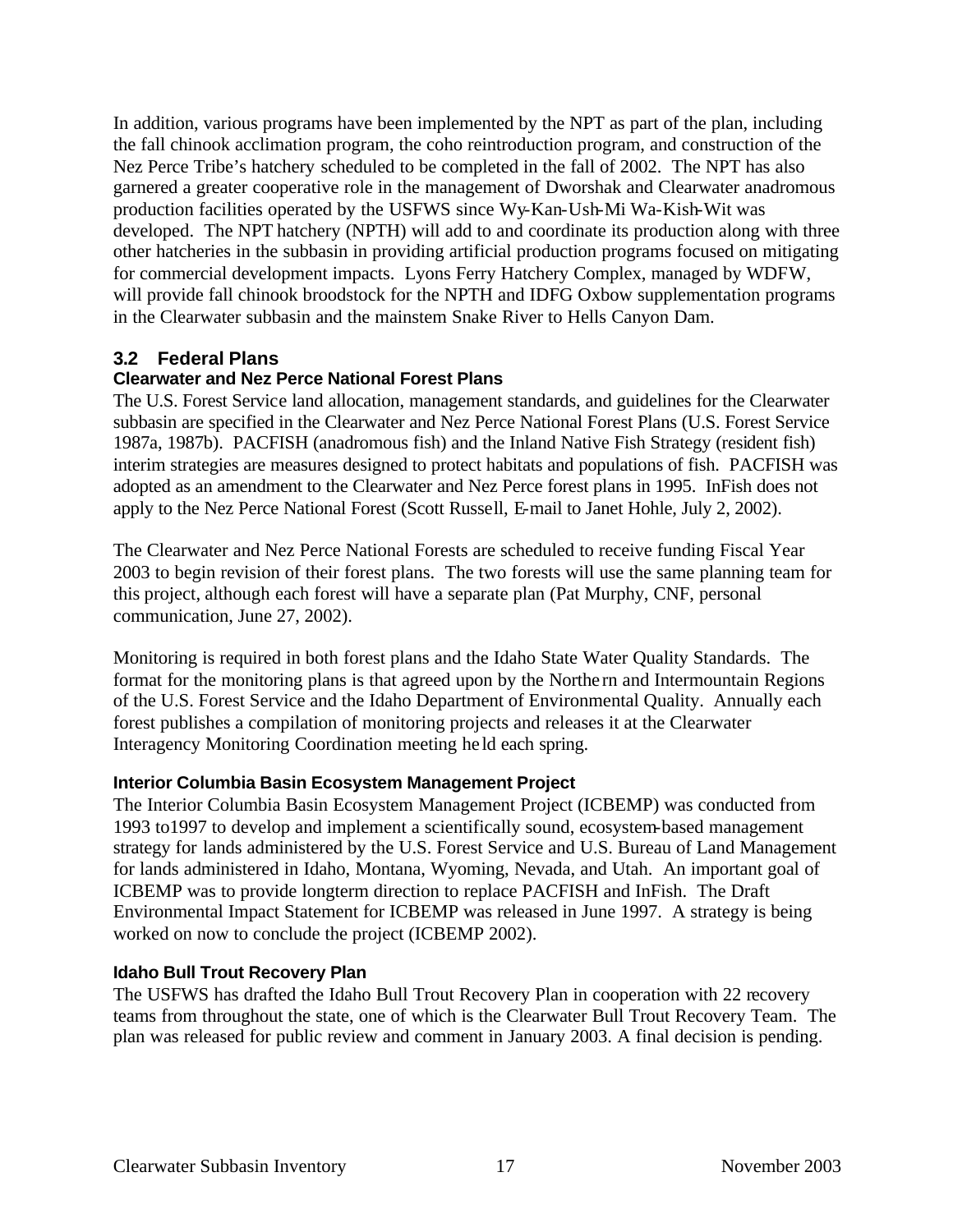In addition, various programs have been implemented by the NPT as part of the plan, including the fall chinook acclimation program, the coho reintroduction program, and construction of the Nez Perce Tribe's hatchery scheduled to be completed in the fall of 2002. The NPT has also garnered a greater cooperative role in the management of Dworshak and Clearwater anadromous production facilities operated by the USFWS since Wy-Kan-Ush-Mi Wa-Kish-Wit was developed. The NPT hatchery (NPTH) will add to and coordinate its production along with three other hatcheries in the subbasin in providing artificial production programs focused on mitigating for commercial development impacts. Lyons Ferry Hatchery Complex, managed by WDFW, will provide fall chinook broodstock for the NPTH and IDFG Oxbow supplementation programs in the Clearwater subbasin and the mainstem Snake River to Hells Canyon Dam.

## 3.2 Federal Plans

### Clearwater and Nez Perce National Forest Plans

The U.S. Forest Service land allocation, management standards, and guidelines for the Clearwater subbasin are specified in the Clearwater and Nez Perce National Forest Plans (U.S. Forest Service 1987a, 1987b). PACFISH (anadromous fish) and the Inland Native Fish Strategy (resident fish) interim strategies are measures designed to protect habitats and populations of fish. PACFISH was adopted as an amendment to the Clearwater and Nez Perce forest plans in 1995. InFish does not apply to the Nez Perce National Forest (Scott Russell, E-mail to Janet Hohle, July 2, 2002).

The Clearwater and Nez Perce National Forests are scheduled to receive funding Fiscal Year 2003 to begin revision of their forest plans. The two forests will use the same planning team for this project, although each forest will have a separate plan (Pat Murphy, CNF, personal communication, June 27, 2002).

Monitoring is required in both forest plans and the Idaho State Water Quality Standards. The format for the monitoring plans is that agreed upon by the Northern and Intermountain Regions of the U.S. Forest Service and the Idaho Department of Environmental Quality. Annually each forest publishes a compilation of monitoring projects and releases it at the Clearwater Interagency Monitoring Coordination meeting held each spring.

### Interior Columbia Basin Ecosystem Management Project

The Interior Columbia Basin Ecosystem Management Project (ICBEMP) was conducted from 1993 to1997 to develop and implement a scientifically sound, ecosystem-based management strategy for lands administered by the U.S. Forest Service and U.S. Bureau of Land Management for lands administered in Idaho, Montana, Wyoming, Nevada, and Utah. An important goal of ICBEMP was to provide longterm direction to replace PACFISH and InFish. The Draft Environmental Impact Statement for ICBEMP was released in June 1997. A strategy is being worked on now to conclude the project (ICBEMP 2002).

### Idaho Bull Trout Recovery Plan

The USFWS has drafted the Idaho Bull Trout Recovery Plan in cooperation with 22 recovery teams from throughout the state, one of which is the Clearwater Bull Trout Recovery Team. The plan was released for public review and comment in January 2003. A final decision is pending.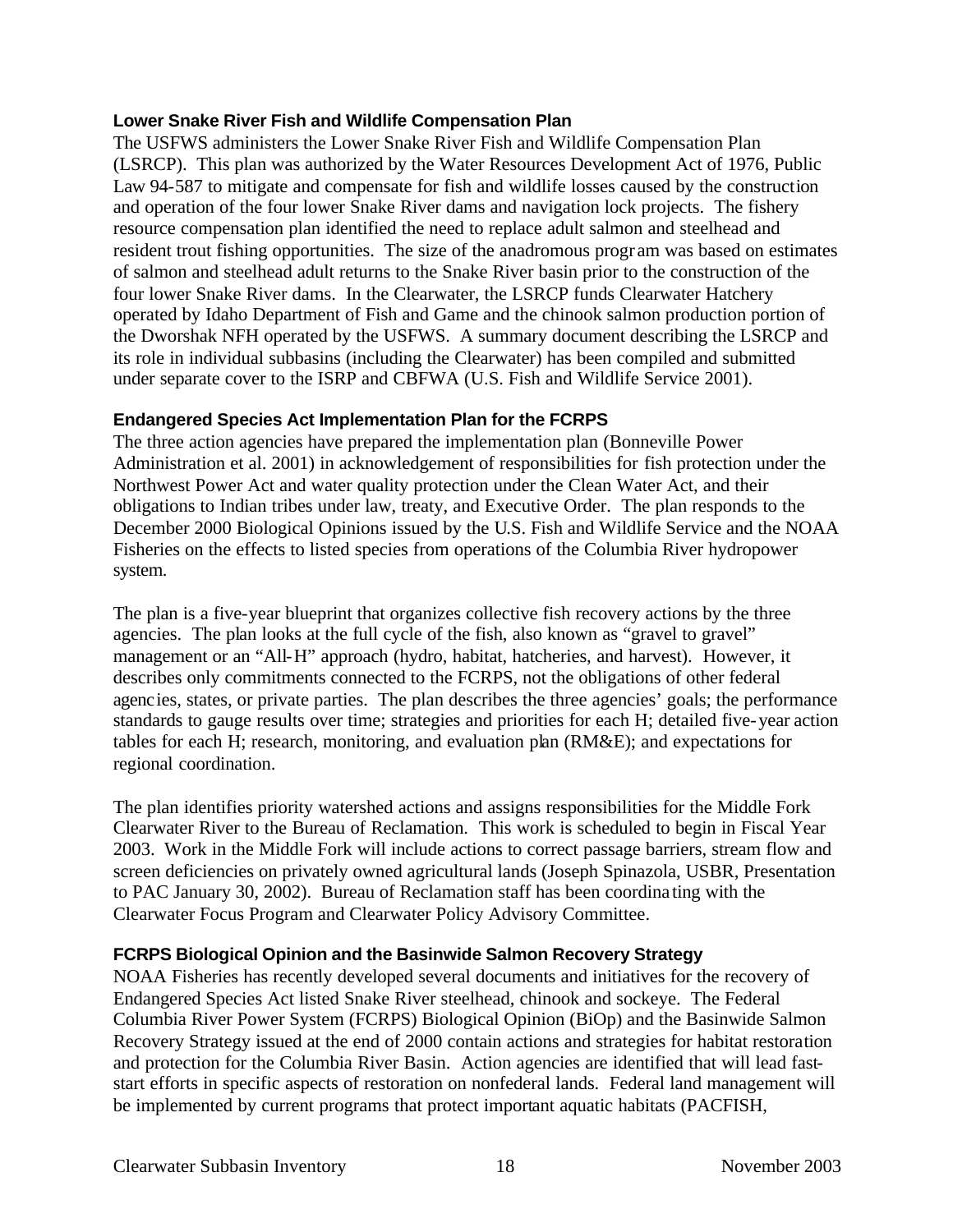### Lower Snake River Fish and Wildlife Compensation Plan

The USFWS administers the Lower Snake River Fish and Wildlife Compensation Plan (LSRCP). This plan was authorized by the Water Resources Development Act of 1976, Public Law 94-587 to mitigate and compensate for fish and wildlife losses caused by the construction and operation of the four lower Snake River dams and navigation lock projects. The fishery resource compensation plan identified the need to replace adult salmon and steelhead and resident trout fishing opportunities. The size of the anadromous program was based on estimates of salmon and steelhead adult returns to the Snake River basin prior to the construction of the four lower Snake River dams. In the Clearwater, the LSRCP funds Clearwater Hatchery operated by Idaho Department of Fish and Game and the chinook salmon production portion of the Dworshak NFH operated by the USFWS. A summary document describing the LSRCP and its role in individual subbasins (including the Clearwater) has been compiled and submitted under separate cover to the ISRP and CBFWA (U.S. Fish and Wildlife Service 2001).

### Endangered Species Act Implementation Plan for the FCRPS

The three action agencies have prepared the implementation plan (Bonneville Power Administration et al. 2001) in acknowledgement of responsibilities for fish protection under the Northwest Power Act and water quality protection under the Clean Water Act, and their obligations to Indian tribes under law, treaty, and Executive Order. The plan responds to the December 2000 Biological Opinions issued by the U.S. Fish and Wildlife Service and the NOAA Fisheries on the effects to listed species from operations of the Columbia River hydropower system.

The plan is a five-year blueprint that organizes collective fish recovery actions by the three agencies. The plan looks at the full cycle of the fish, also known as "gravel to gravel" management or an "All-H" approach (hydro, habitat, hatcheries, and harvest). However, it describes only commitments connected to the FCRPS, not the obligations of other federal agencies, states, or private parties. The plan describes the three agencies' goals; the performance standards to gauge results over time; strategies and priorities for each H; detailed five-year action tables for each H; research, monitoring, and evaluation plan (RM&E); and expectations for regional coordination.

The plan identifies priority watershed actions and assigns responsibilities for the Middle Fork Clearwater River to the Bureau of Reclamation. This work is scheduled to begin in Fiscal Year 2003. Work in the Middle Fork will include actions to correct passage barriers, stream flow and screen deficiencies on privately owned agricultural lands (Joseph Spinazola, USBR, Presentation to PAC January 30, 2002). Bureau of Reclamation staff has been coordinating with the Clearwater Focus Program and Clearwater Policy Advisory Committee.

### FCRPS Biological Opinion and the Basinwide Salmon Recovery Strategy

NOAA Fisheries has recently developed several documents and initiatives for the recovery of Endangered Species Act listed Snake River steelhead, chinook and sockeye. The Federal Columbia River Power System (FCRPS) Biological Opinion (BiOp) and the Basinwide Salmon Recovery Strategy issued at the end of 2000 contain actions and strategies for habitat restoration and protection for the Columbia River Basin. Action agencies are identified that will lead fast-start efforts in specific aspects of restoration on nonfederal lands. Federal land management will be implemented by current programs that protect important aquatic habitats (PACFISH,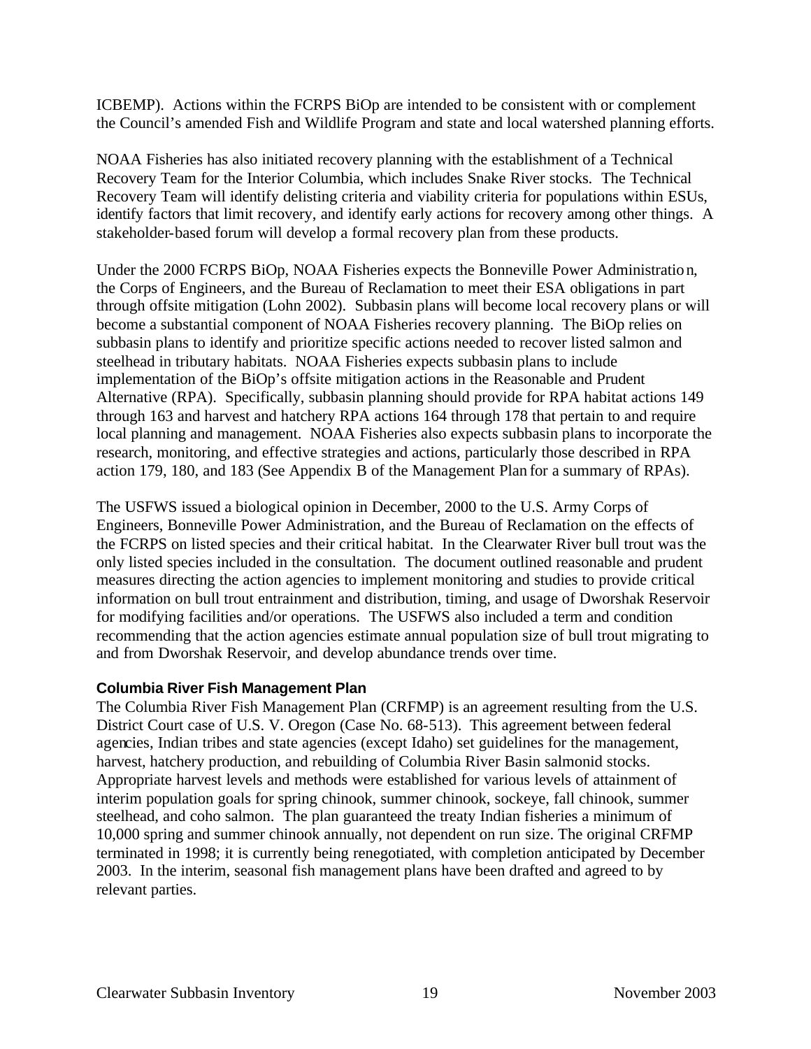ICBEMP). Actions within the FCRPS BiOp are intended to be consistent with or complement the Council's amended Fish and Wildlife Program and state and local watershed planning efforts.

NOAA Fisheries has also initiated recovery planning with the establishment of a Technical Recovery Team for the Interior Columbia, which includes Snake River stocks. The Technical Recovery Team will identify delisting criteria and viability criteria for populations within ESUs, identify factors that limit recovery, and identify early actions for recovery among other things. A stakeholder-based forum will develop a formal recovery plan from these products.

Under the 2000 FCRPS BiOp, NOAA Fisheries expects the Bonneville Power Administration, the Corps of Engineers, and the Bureau of Reclamation to meet their ESA obligations in part through offsite mitigation (Lohn 2002). Subbasin plans will become local recovery plans or will become a substantial component of NOAA Fisheries recovery planning. The BiOp relies on subbasin plans to identify and prioritize specific actions needed to recover listed salmon and steelhead in tributary habitats. NOAA Fisheries expects subbasin plans to include implementation of the BiOp's offsite mitigation actions in the Reasonable and Prudent Alternative (RPA). Specifically, subbasin planning should provide for RPA habitat actions 149 through 163 and harvest and hatchery RPA actions 164 through 178 that pertain to and require local planning and management. NOAA Fisheries also expects subbasin plans to incorporate the research, monitoring, and effective strategies and actions, particularly those described in RPA action 179, 180, and 183 (See Appendix B of the Management Plan for a summary of RPAs).

The USFWS issued a biological opinion in December, 2000 to the U.S. Army Corps of Engineers, Bonneville Power Administration, and the Bureau of Reclamation on the effects of the FCRPS on listed species and their critical habitat. In the Clearwater River bull trout was the only listed species included in the consultation. The document outlined reasonable and prudent measures directing the action agencies to implement monitoring and studies to provide critical information on bull trout entrainment and distribution, timing, and usage of Dworshak Reservoir for modifying facilities and/or operations. The USFWS also included a term and condition recommending that the action agencies estimate annual population size of bull trout migrating to and from Dworshak Reservoir, and develop abundance trends over time.

### Columbia River Fish Management Plan

The Columbia River Fish Management Plan (CRFMP) is an agreement resulting from the U.S. District Court case of U.S. V. Oregon (Case No. 68-513). This agreement between federal agencies, Indian tribes and state agencies (except Idaho) set guidelines for the management, harvest, hatchery production, and rebuilding of Columbia River Basin salmonid stocks. Appropriate harvest levels and methods were established for various levels of attainment of interim population goals for spring chinook, summer chinook, sockeye, fall chinook, summer steelhead, and coho salmon. The plan guaranteed the treaty Indian fisheries a minimum of 10,000 spring and summer chinook annually, not dependent on run size. The original CRFMP terminated in 1998; it is currently being renegotiated, with completion anticipated by December 2003. In the interim, seasonal fish management plans have been drafted and agreed to by relevant parties.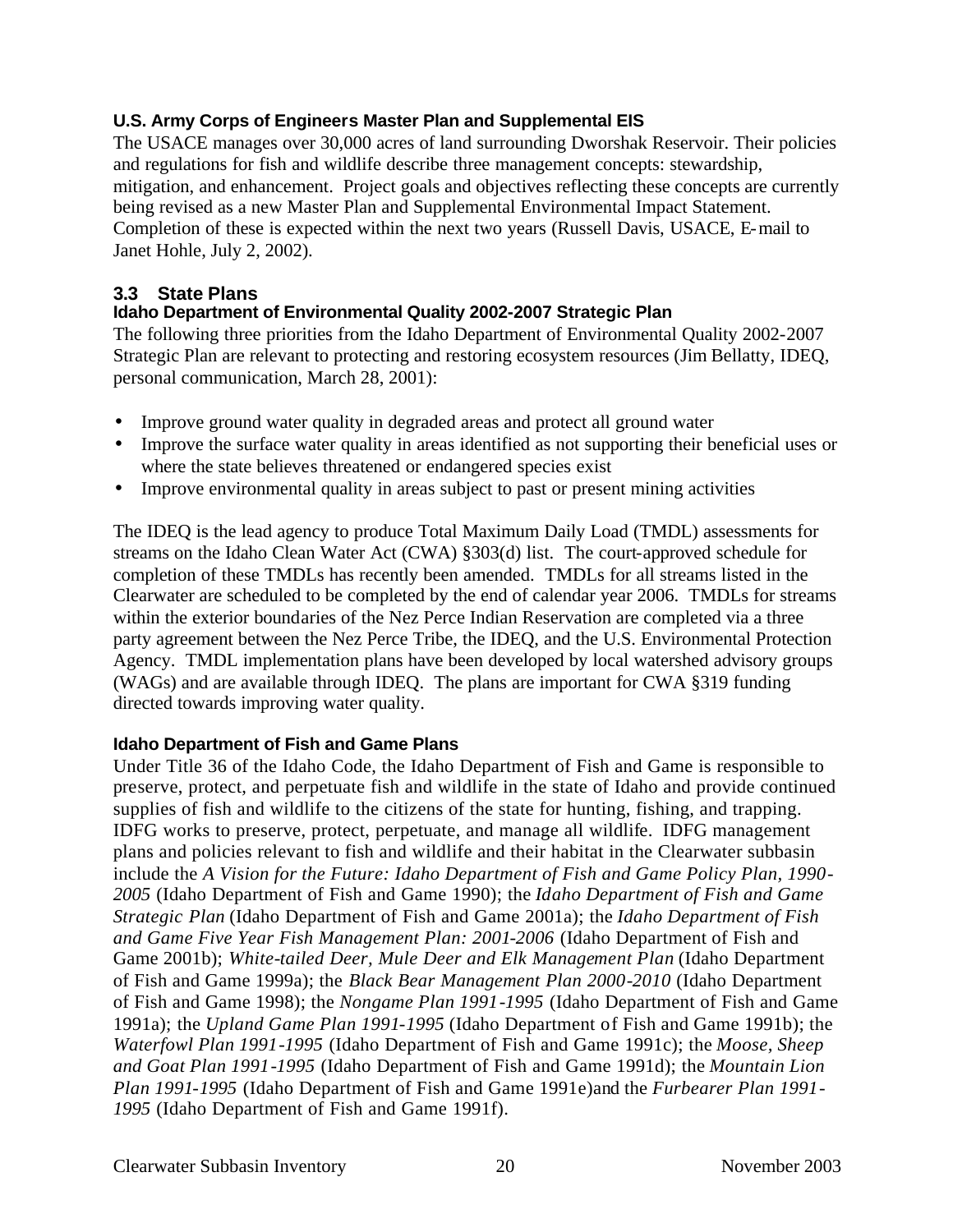### U.S. Army Corps of Engineers Master Plan and Supplemental EIS

The USACE manages over 30,000 acres of land surrounding Dworshak Reservoir. Their policies and regulations for fish and wildlife describe three management concepts: stewardship, mitigation, and enhancement. Project goals and objectives reflecting these concepts are currently being revised as a new Master Plan and Supplemental Environmental Impact Statement. Completion of these is expected within the next two years (Russell Davis, USACE, E-mail to Janet Hohle, July 2, 2002).

## 3.3 State Plans

### Idaho Department of Environmental Quality 2002-2007 Strategic Plan

The following three priorities from the Idaho Department of Environmental Quality 2002-2007 Strategic Plan are relevant to protecting and restoring ecosystem resources (Jim Bellatty, IDEQ, personal communication, March 28, 2001):

- Improve ground water quality in degraded areas and protect all ground water
- Improve the surface water quality in areas identified as not supporting their beneficial uses or where the state believes threatened or endangered species exist
- Improve environmental quality in areas subject to past or present mining activities

The IDEQ is the lead agency to produce Total Maximum Daily Load (TMDL) assessments for streams on the Idaho Clean Water Act (CWA) §303(d) list. The court-approved schedule for completion of these TMDLs has recently been amended. TMDLs for all streams listed in the Clearwater are scheduled to be completed by the end of calendar year 2006. TMDLs for streams within the exterior boundaries of the Nez Perce Indian Reservation are completed via a three party agreement between the Nez Perce Tribe, the IDEQ, and the U.S. Environmental Protection Agency. TMDL implementation plans have been developed by local watershed advisory groups (WAGs) and are available through IDEQ. The plans are important for CWA §319 funding directed towards improving water quality.

### Idaho Department of Fish and Game Plans

Under Title 36 of the Idaho Code, the Idaho Department of Fish and Game is responsible to preserve, protect, and perpetuate fish and wildlife in the state of Idaho and provide continued supplies of fish and wildlife to the citizens of the state for hunting, fishing, and trapping. IDFG works to preserve, protect, perpetuate, and manage all wildlife. IDFG management plans and policies relevant to fish and wildlife and their habitat in the Clearwater subbasin include the *A Vision for the Future: Idaho Department of Fish and Game Policy Plan, 1990-2005* (Idaho Department of Fish and Game 1990); the *Idaho Department of Fish and Game Strategic Plan* (Idaho Department of Fish and Game 2001a); the *Idaho Department of Fish and Game Five Year Fish Management Plan: 2001-2006* (Idaho Department of Fish and Game 2001b); *White-tailed Deer, Mule Deer and Elk Management Plan* (Idaho Department of Fish and Game 1999a); the *Black Bear Management Plan 2000-2010* (Idaho Department of Fish and Game 1998); the *Nongame Plan 1991-1995* (Idaho Department of Fish and Game 1991a); the *Upland Game Plan 1991-1995* (Idaho Department of Fish and Game 1991b); the *Waterfowl Plan 1991-1995* (Idaho Department of Fish and Game 1991c); the *Moose, Sheep and Goat Plan 1991-1995* (Idaho Department of Fish and Game 1991d); the *Mountain Lion Plan 1991-1995* (Idaho Department of Fish and Game 1991e)and the *Furbearer Plan 1991-1995* (Idaho Department of Fish and Game 1991f).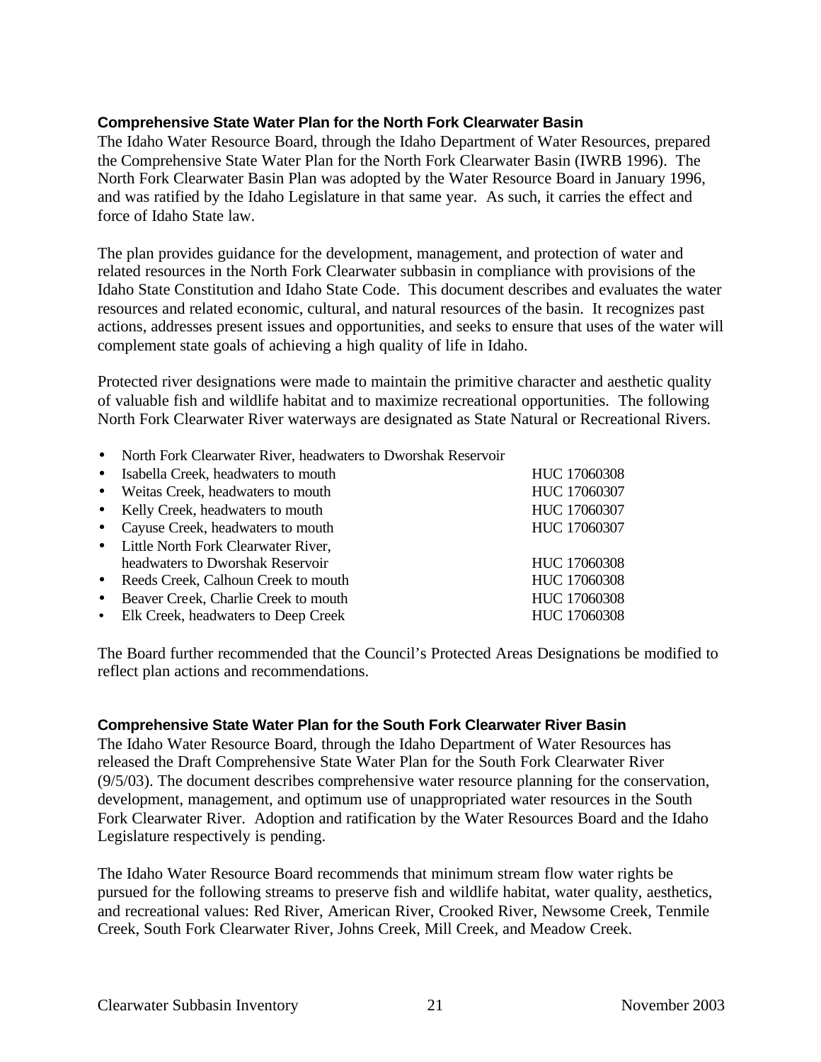### Comprehensive State Water Plan for the North Fork Clearwater Basin

The Idaho Water Resource Board, through the Idaho Department of Water Resources, prepared the Comprehensive State Water Plan for the North Fork Clearwater Basin (IWRB 1996). The North Fork Clearwater Basin Plan was adopted by the Water Resource Board in January 1996, and was ratified by the Idaho Legislature in that same year. As such, it carries the effect and force of Idaho State law.

The plan provides guidance for the development, management, and protection of water and related resources in the North Fork Clearwater subbasin in compliance with provisions of the Idaho State Constitution and Idaho State Code. This document describes and evaluates the water resources and related economic, cultural, and natural resources of the basin. It recognizes past actions, addresses present issues and opportunities, and seeks to ensure that uses of the water will complement state goals of achieving a high quality of life in Idaho.

Protected river designations were made to maintain the primitive character and aesthetic quality of valuable fish and wildlife habitat and to maximize recreational opportunities. The following North Fork Clearwater River waterways are designated as State Natural or Recreational Rivers.

- North Fork Clearwater River, headwaters to Dworshak Reservoir
- Isabella Creek, headwaters to mouth — HUC 17060308
- Weitas Creek, headwaters to mouth — HUC 17060307
- Kelly Creek, headwaters to mouth — HUC 17060307
- Cayuse Creek, headwaters to mouth — HUC 17060307
- Little North Fork Clearwater River, headwaters to Dworshak Reservoir — HUC 17060308
- Reeds Creek, Calhoun Creek to mouth — HUC 17060308
- Beaver Creek, Charlie Creek to mouth — HUC 17060308
- Elk Creek, headwaters to Deep Creek — HUC 17060308

The Board further recommended that the Council's Protected Areas Designations be modified to reflect plan actions and recommendations.

### Comprehensive State Water Plan for the South Fork Clearwater River Basin

The Idaho Water Resource Board, through the Idaho Department of Water Resources has released the Draft Comprehensive State Water Plan for the South Fork Clearwater River (9/5/03). The document describes comprehensive water resource planning for the conservation, development, management, and optimum use of unappropriated water resources in the South Fork Clearwater River. Adoption and ratification by the Water Resources Board and the Idaho Legislature respectively is pending.

The Idaho Water Resource Board recommends that minimum stream flow water rights be pursued for the following streams to preserve fish and wildlife habitat, water quality, aesthetics, and recreational values: Red River, American River, Crooked River, Newsome Creek, Tenmile Creek, South Fork Clearwater River, Johns Creek, Mill Creek, and Meadow Creek.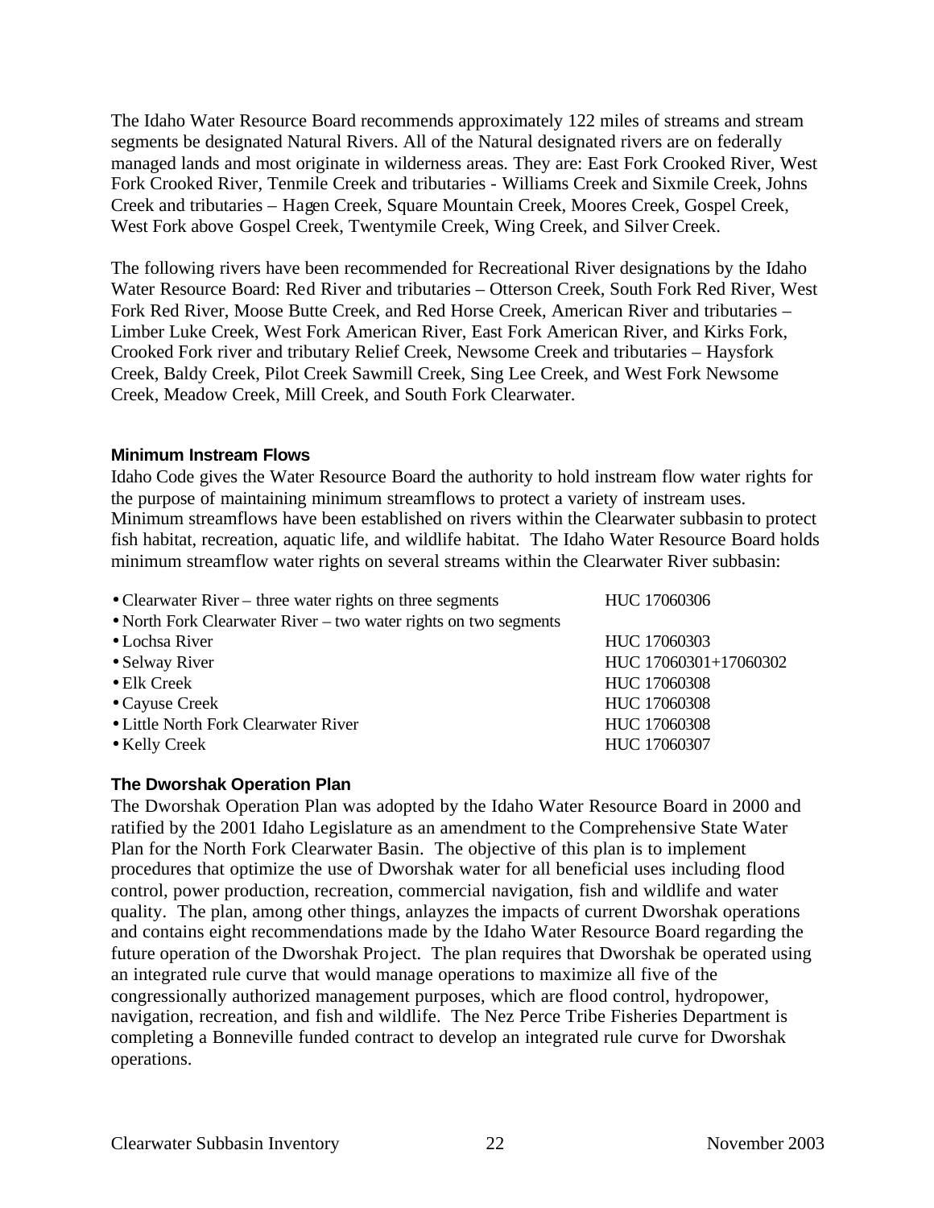The Idaho Water Resource Board recommends approximately 122 miles of streams and stream segments be designated Natural Rivers. All of the Natural designated rivers are on federally managed lands and most originate in wilderness areas. They are: East Fork Crooked River, West Fork Crooked River, Tenmile Creek and tributaries - Williams Creek and Sixmile Creek, Johns Creek and tributaries – Hagen Creek, Square Mountain Creek, Moores Creek, Gospel Creek, West Fork above Gospel Creek, Twentymile Creek, Wing Creek, and Silver Creek.

The following rivers have been recommended for Recreational River designations by the Idaho Water Resource Board: Red River and tributaries – Otterson Creek, South Fork Red River, West Fork Red River, Moose Butte Creek, and Red Horse Creek, American River and tributaries – Limber Luke Creek, West Fork American River, East Fork American River, and Kirks Fork, Crooked Fork river and tributary Relief Creek, Newsome Creek and tributaries – Haysfork Creek, Baldy Creek, Pilot Creek Sawmill Creek, Sing Lee Creek, and West Fork Newsome Creek, Meadow Creek, Mill Creek, and South Fork Clearwater.

#### Minimum Instream Flows

Idaho Code gives the Water Resource Board the authority to hold instream flow water rights for the purpose of maintaining minimum streamflows to protect a variety of instream uses. Minimum streamflows have been established on rivers within the Clearwater subbasin to protect fish habitat, recreation, aquatic life, and wildlife habitat. The Idaho Water Resource Board holds minimum streamflow water rights on several streams within the Clearwater River subbasin:

| | |
|---|---|
| • Clearwater River – three water rights on three segments | HUC 17060306 |
| • North Fork Clearwater River – two water rights on two segments | |
| • Lochsa River | HUC 17060303 |
| • Selway River | HUC 17060301+17060302 |
| • Elk Creek | HUC 17060308 |
| • Cayuse Creek | HUC 17060308 |
| • Little North Fork Clearwater River | HUC 17060308 |
| • Kelly Creek | HUC 17060307 |

#### The Dworshak Operation Plan

The Dworshak Operation Plan was adopted by the Idaho Water Resource Board in 2000 and ratified by the 2001 Idaho Legislature as an amendment to the Comprehensive State Water Plan for the North Fork Clearwater Basin. The objective of this plan is to implement procedures that optimize the use of Dworshak water for all beneficial uses including flood control, power production, recreation, commercial navigation, fish and wildlife and water quality. The plan, among other things, anlayzes the impacts of current Dworshak operations and contains eight recommendations made by the Idaho Water Resource Board regarding the future operation of the Dworshak Project. The plan requires that Dworshak be operated using an integrated rule curve that would manage operations to maximize all five of the congressionally authorized management purposes, which are flood control, hydropower, navigation, recreation, and fish and wildlife. The Nez Perce Tribe Fisheries Department is completing a Bonneville funded contract to develop an integrated rule curve for Dworshak operations.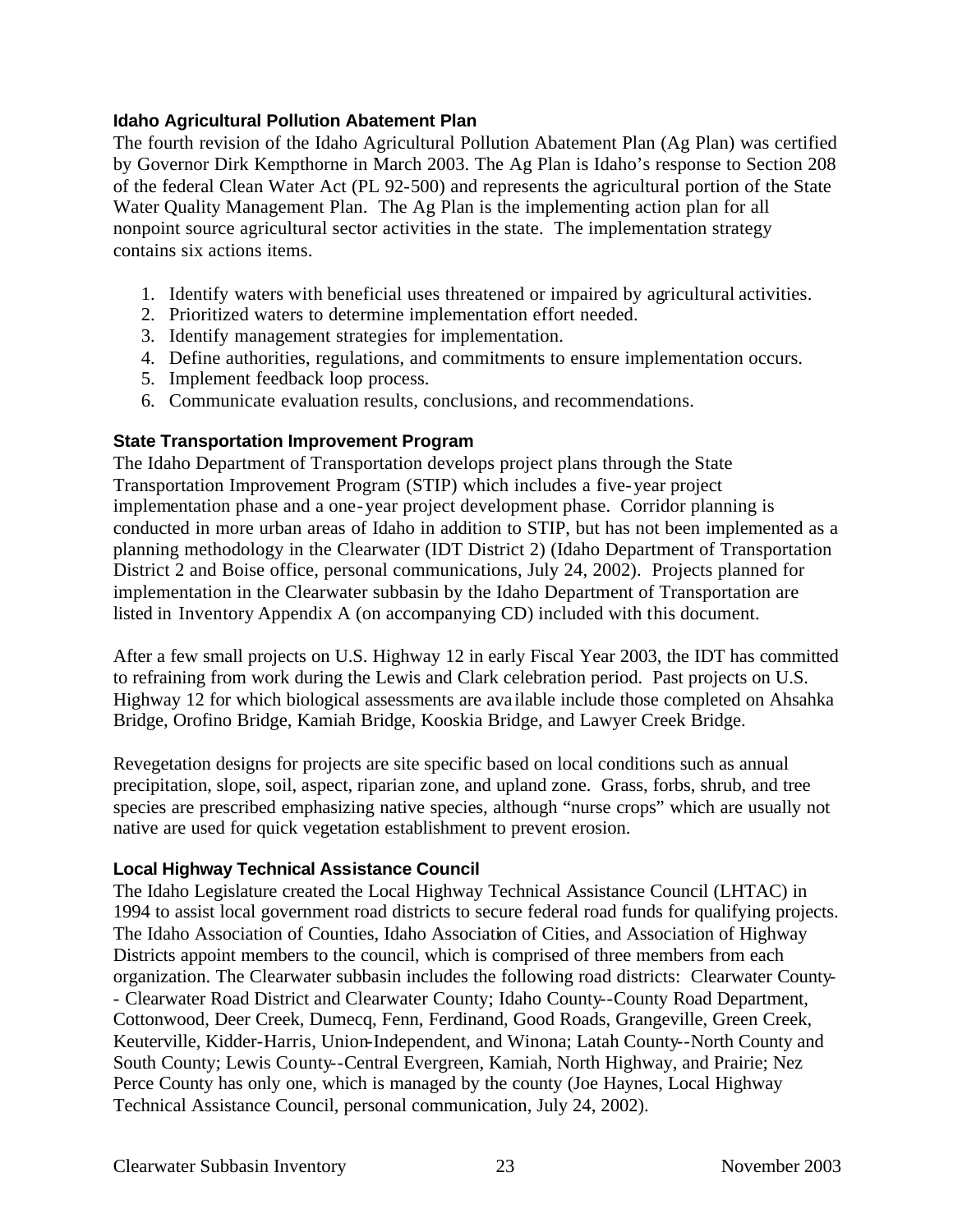### Idaho Agricultural Pollution Abatement Plan

The fourth revision of the Idaho Agricultural Pollution Abatement Plan (Ag Plan) was certified by Governor Dirk Kempthorne in March 2003. The Ag Plan is Idaho's response to Section 208 of the federal Clean Water Act (PL 92-500) and represents the agricultural portion of the State Water Quality Management Plan. The Ag Plan is the implementing action plan for all nonpoint source agricultural sector activities in the state. The implementation strategy contains six actions items.

1. Identify waters with beneficial uses threatened or impaired by agricultural activities.
2. Prioritized waters to determine implementation effort needed.
3. Identify management strategies for implementation.
4. Define authorities, regulations, and commitments to ensure implementation occurs.
5. Implement feedback loop process.
6. Communicate evaluation results, conclusions, and recommendations.

### State Transportation Improvement Program

The Idaho Department of Transportation develops project plans through the State Transportation Improvement Program (STIP) which includes a five-year project implementation phase and a one-year project development phase. Corridor planning is conducted in more urban areas of Idaho in addition to STIP, but has not been implemented as a planning methodology in the Clearwater (IDT District 2) (Idaho Department of Transportation District 2 and Boise office, personal communications, July 24, 2002). Projects planned for implementation in the Clearwater subbasin by the Idaho Department of Transportation are listed in Inventory Appendix A (on accompanying CD) included with this document.

After a few small projects on U.S. Highway 12 in early Fiscal Year 2003, the IDT has committed to refraining from work during the Lewis and Clark celebration period. Past projects on U.S. Highway 12 for which biological assessments are available include those completed on Ahsahka Bridge, Orofino Bridge, Kamiah Bridge, Kooskia Bridge, and Lawyer Creek Bridge.

Revegetation designs for projects are site specific based on local conditions such as annual precipitation, slope, soil, aspect, riparian zone, and upland zone. Grass, forbs, shrub, and tree species are prescribed emphasizing native species, although "nurse crops" which are usually not native are used for quick vegetation establishment to prevent erosion.

### Local Highway Technical Assistance Council

The Idaho Legislature created the Local Highway Technical Assistance Council (LHTAC) in 1994 to assist local government road districts to secure federal road funds for qualifying projects. The Idaho Association of Counties, Idaho Association of Cities, and Association of Highway Districts appoint members to the council, which is comprised of three members from each organization. The Clearwater subbasin includes the following road districts: Clearwater County--Clearwater Road District and Clearwater County; Idaho County--County Road Department, Cottonwood, Deer Creek, Dumecq, Fenn, Ferdinand, Good Roads, Grangeville, Green Creek, Keuterville, Kidder-Harris, Union-Independent, and Winona; Latah County--North County and South County; Lewis County--Central Evergreen, Kamiah, North Highway, and Prairie; Nez Perce County has only one, which is managed by the county (Joe Haynes, Local Highway Technical Assistance Council, personal communication, July 24, 2002).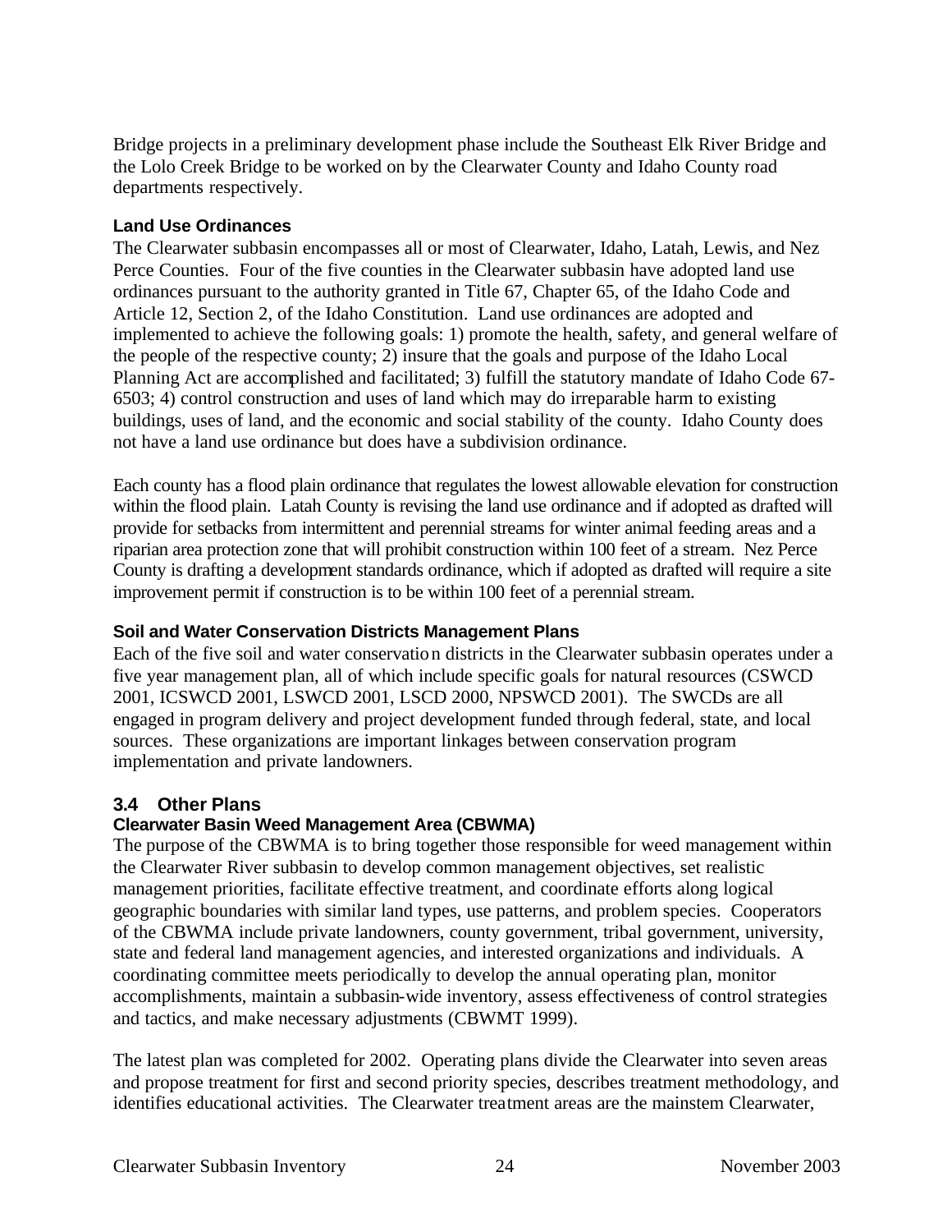Bridge projects in a preliminary development phase include the Southeast Elk River Bridge and the Lolo Creek Bridge to be worked on by the Clearwater County and Idaho County road departments respectively.

#### Land Use Ordinances

The Clearwater subbasin encompasses all or most of Clearwater, Idaho, Latah, Lewis, and Nez Perce Counties. Four of the five counties in the Clearwater subbasin have adopted land use ordinances pursuant to the authority granted in Title 67, Chapter 65, of the Idaho Code and Article 12, Section 2, of the Idaho Constitution. Land use ordinances are adopted and implemented to achieve the following goals: 1) promote the health, safety, and general welfare of the people of the respective county; 2) insure that the goals and purpose of the Idaho Local Planning Act are accomplished and facilitated; 3) fulfill the statutory mandate of Idaho Code 67-6503; 4) control construction and uses of land which may do irreparable harm to existing buildings, uses of land, and the economic and social stability of the county. Idaho County does not have a land use ordinance but does have a subdivision ordinance.

Each county has a flood plain ordinance that regulates the lowest allowable elevation for construction within the flood plain. Latah County is revising the land use ordinance and if adopted as drafted will provide for setbacks from intermittent and perennial streams for winter animal feeding areas and a riparian area protection zone that will prohibit construction within 100 feet of a stream. Nez Perce County is drafting a development standards ordinance, which if adopted as drafted will require a site improvement permit if construction is to be within 100 feet of a perennial stream.

#### Soil and Water Conservation Districts Management Plans

Each of the five soil and water conservation districts in the Clearwater subbasin operates under a five year management plan, all of which include specific goals for natural resources (CSWCD 2001, ICSWCD 2001, LSWCD 2001, LSCD 2000, NPSWCD 2001). The SWCDs are all engaged in program delivery and project development funded through federal, state, and local sources. These organizations are important linkages between conservation program implementation and private landowners.

### 3.4 Other Plans

#### Clearwater Basin Weed Management Area (CBWMA)

The purpose of the CBWMA is to bring together those responsible for weed management within the Clearwater River subbasin to develop common management objectives, set realistic management priorities, facilitate effective treatment, and coordinate efforts along logical geographic boundaries with similar land types, use patterns, and problem species. Cooperators of the CBWMA include private landowners, county government, tribal government, university, state and federal land management agencies, and interested organizations and individuals. A coordinating committee meets periodically to develop the annual operating plan, monitor accomplishments, maintain a subbasin-wide inventory, assess effectiveness of control strategies and tactics, and make necessary adjustments (CBWMT 1999).

The latest plan was completed for 2002. Operating plans divide the Clearwater into seven areas and propose treatment for first and second priority species, describes treatment methodology, and identifies educational activities. The Clearwater treatment areas are the mainstem Clearwater,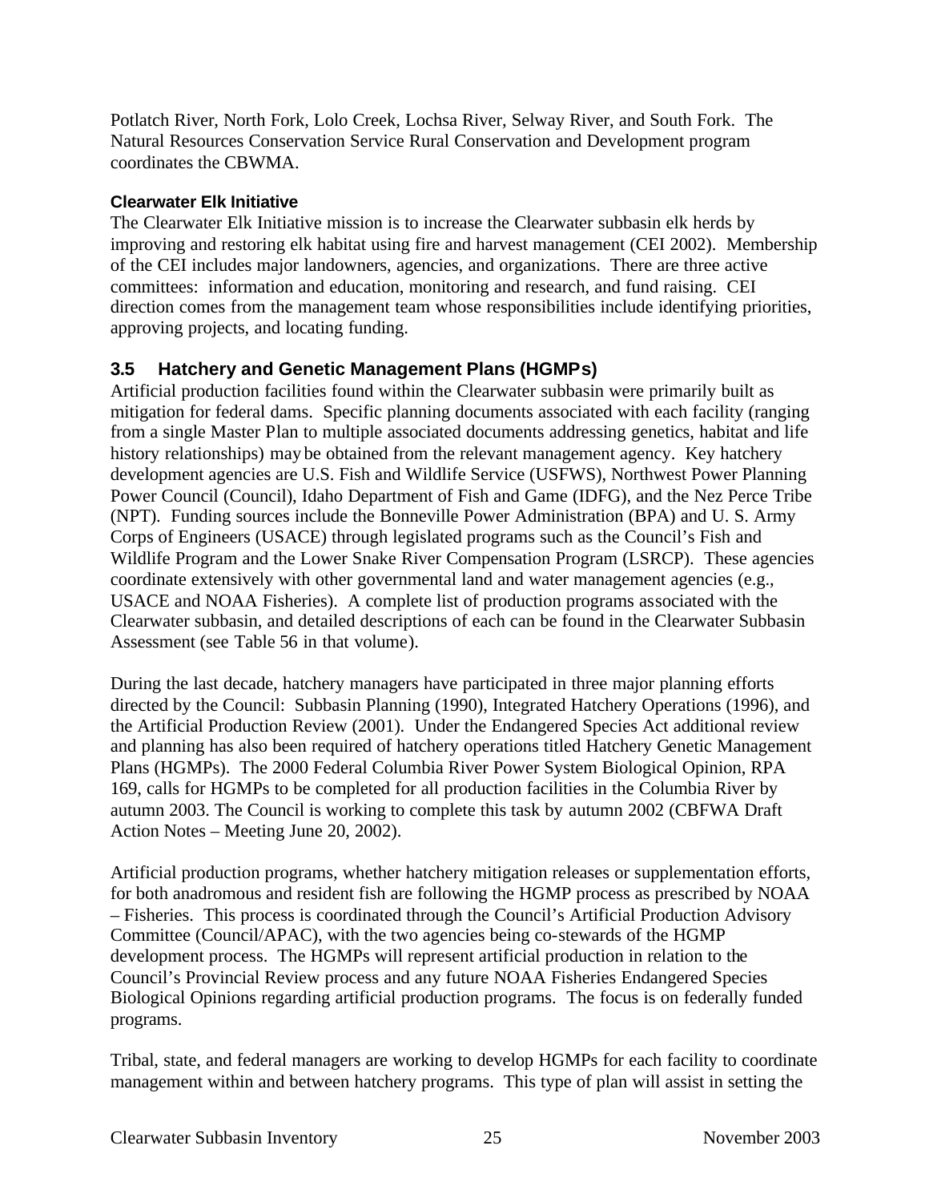Potlatch River, North Fork, Lolo Creek, Lochsa River, Selway River, and South Fork. The Natural Resources Conservation Service Rural Conservation and Development program coordinates the CBWMA.

#### Clearwater Elk Initiative

The Clearwater Elk Initiative mission is to increase the Clearwater subbasin elk herds by improving and restoring elk habitat using fire and harvest management (CEI 2002). Membership of the CEI includes major landowners, agencies, and organizations. There are three active committees: information and education, monitoring and research, and fund raising. CEI direction comes from the management team whose responsibilities include identifying priorities, approving projects, and locating funding.

### 3.5 Hatchery and Genetic Management Plans (HGMPs)

Artificial production facilities found within the Clearwater subbasin were primarily built as mitigation for federal dams. Specific planning documents associated with each facility (ranging from a single Master Plan to multiple associated documents addressing genetics, habitat and life history relationships) may be obtained from the relevant management agency. Key hatchery development agencies are U.S. Fish and Wildlife Service (USFWS), Northwest Power Planning Power Council (Council), Idaho Department of Fish and Game (IDFG), and the Nez Perce Tribe (NPT). Funding sources include the Bonneville Power Administration (BPA) and U. S. Army Corps of Engineers (USACE) through legislated programs such as the Council's Fish and Wildlife Program and the Lower Snake River Compensation Program (LSRCP). These agencies coordinate extensively with other governmental land and water management agencies (e.g., USACE and NOAA Fisheries). A complete list of production programs associated with the Clearwater subbasin, and detailed descriptions of each can be found in the Clearwater Subbasin Assessment (see Table 56 in that volume).

During the last decade, hatchery managers have participated in three major planning efforts directed by the Council: Subbasin Planning (1990), Integrated Hatchery Operations (1996), and the Artificial Production Review (2001). Under the Endangered Species Act additional review and planning has also been required of hatchery operations titled Hatchery Genetic Management Plans (HGMPs). The 2000 Federal Columbia River Power System Biological Opinion, RPA 169, calls for HGMPs to be completed for all production facilities in the Columbia River by autumn 2003. The Council is working to complete this task by autumn 2002 (CBFWA Draft Action Notes – Meeting June 20, 2002).

Artificial production programs, whether hatchery mitigation releases or supplementation efforts, for both anadromous and resident fish are following the HGMP process as prescribed by NOAA – Fisheries. This process is coordinated through the Council's Artificial Production Advisory Committee (Council/APAC), with the two agencies being co-stewards of the HGMP development process. The HGMPs will represent artificial production in relation to the Council's Provincial Review process and any future NOAA Fisheries Endangered Species Biological Opinions regarding artificial production programs. The focus is on federally funded programs.

Tribal, state, and federal managers are working to develop HGMPs for each facility to coordinate management within and between hatchery programs. This type of plan will assist in setting the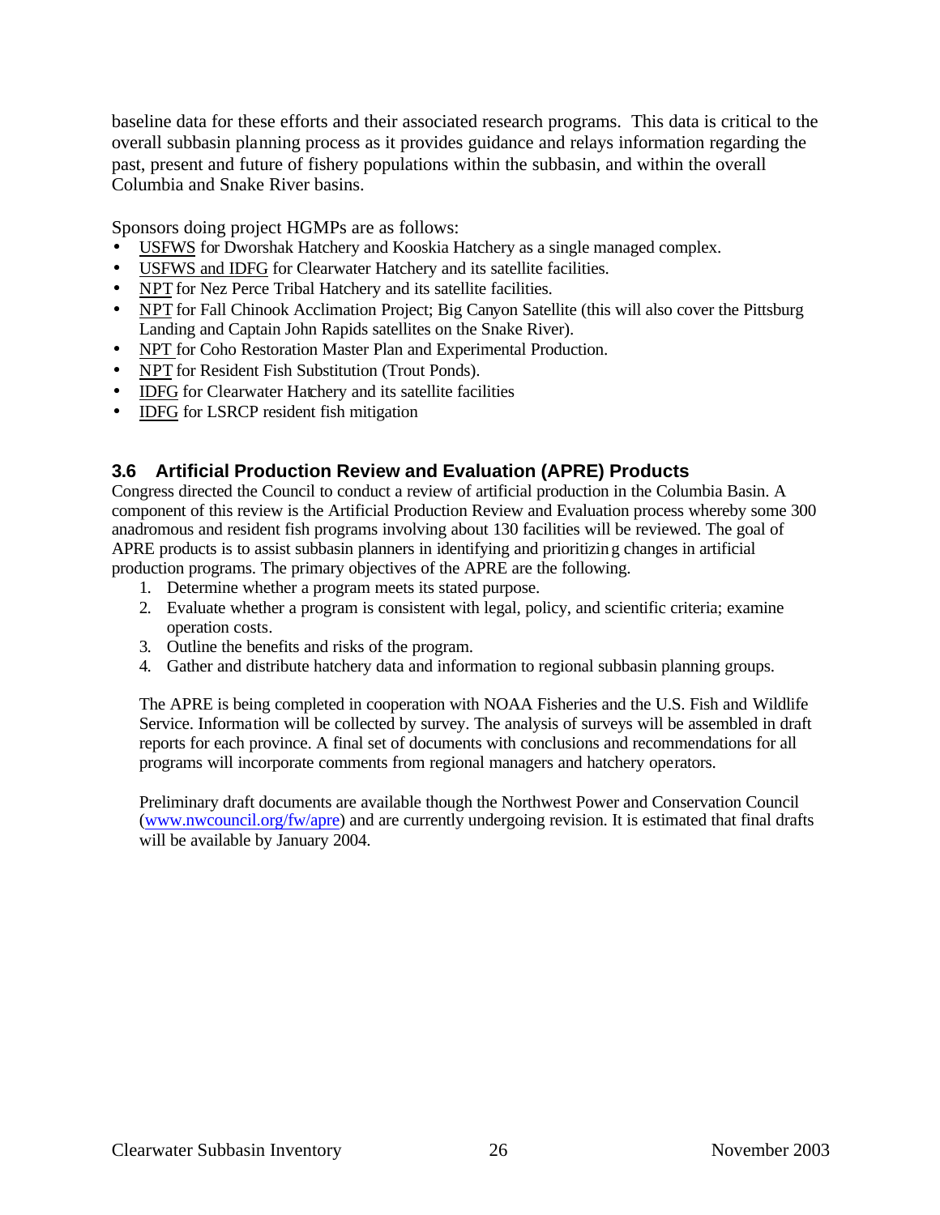baseline data for these efforts and their associated research programs. This data is critical to the overall subbasin planning process as it provides guidance and relays information regarding the past, present and future of fishery populations within the subbasin, and within the overall Columbia and Snake River basins.

Sponsors doing project HGMPs are as follows:

- USFWS for Dworshak Hatchery and Kooskia Hatchery as a single managed complex.
- USFWS and IDFG for Clearwater Hatchery and its satellite facilities.
- NPT for Nez Perce Tribal Hatchery and its satellite facilities.
- NPT for Fall Chinook Acclimation Project; Big Canyon Satellite (this will also cover the Pittsburg Landing and Captain John Rapids satellites on the Snake River).
- NPT for Coho Restoration Master Plan and Experimental Production.
- NPT for Resident Fish Substitution (Trout Ponds).
- IDFG for Clearwater Hatchery and its satellite facilities
- IDFG for LSRCP resident fish mitigation

## 3.6 Artificial Production Review and Evaluation (APRE) Products

Congress directed the Council to conduct a review of artificial production in the Columbia Basin. A component of this review is the Artificial Production Review and Evaluation process whereby some 300 anadromous and resident fish programs involving about 130 facilities will be reviewed. The goal of APRE products is to assist subbasin planners in identifying and prioritizing changes in artificial production programs. The primary objectives of the APRE are the following.

1. Determine whether a program meets its stated purpose.
2. Evaluate whether a program is consistent with legal, policy, and scientific criteria; examine operation costs.
3. Outline the benefits and risks of the program.
4. Gather and distribute hatchery data and information to regional subbasin planning groups.

The APRE is being completed in cooperation with NOAA Fisheries and the U.S. Fish and Wildlife Service. Information will be collected by survey. The analysis of surveys will be assembled in draft reports for each province. A final set of documents with conclusions and recommendations for all programs will incorporate comments from regional managers and hatchery operators.

Preliminary draft documents are available though the Northwest Power and Conservation Council (www.nwcouncil.org/fw/apre) and are currently undergoing revision. It is estimated that final drafts will be available by January 2004.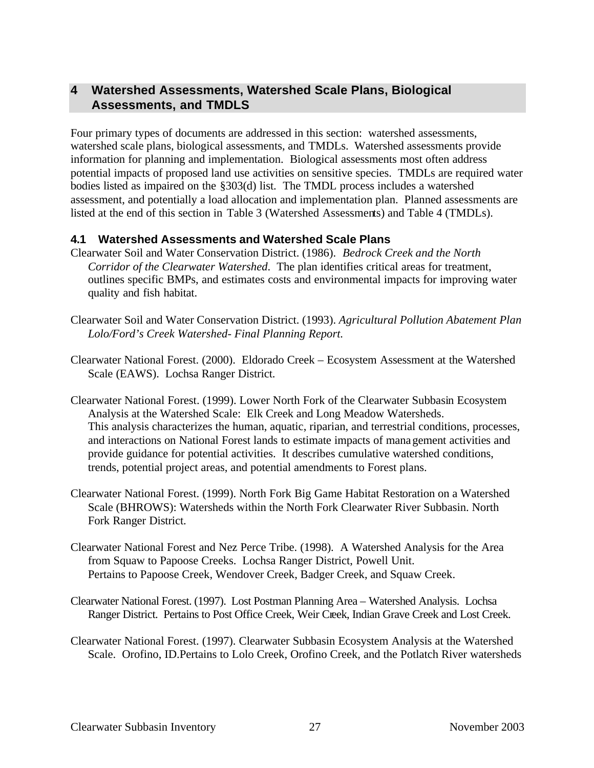# 4 Watershed Assessments, Watershed Scale Plans, Biological Assessments, and TMDLS

Four primary types of documents are addressed in this section: watershed assessments, watershed scale plans, biological assessments, and TMDLs. Watershed assessments provide information for planning and implementation. Biological assessments most often address potential impacts of proposed land use activities on sensitive species. TMDLs are required water bodies listed as impaired on the §303(d) list. The TMDL process includes a watershed assessment, and potentially a load allocation and implementation plan. Planned assessments are listed at the end of this section in Table 3 (Watershed Assessments) and Table 4 (TMDLs).

## 4.1 Watershed Assessments and Watershed Scale Plans

Clearwater Soil and Water Conservation District. (1986). *Bedrock Creek and the North Corridor of the Clearwater Watershed*. The plan identifies critical areas for treatment, outlines specific BMPs, and estimates costs and environmental impacts for improving water quality and fish habitat.

Clearwater Soil and Water Conservation District. (1993). *Agricultural Pollution Abatement Plan Lolo/Ford's Creek Watershed- Final Planning Report.*

Clearwater National Forest. (2000). Eldorado Creek – Ecosystem Assessment at the Watershed Scale (EAWS). Lochsa Ranger District.

Clearwater National Forest. (1999). Lower North Fork of the Clearwater Subbasin Ecosystem Analysis at the Watershed Scale: Elk Creek and Long Meadow Watersheds. This analysis characterizes the human, aquatic, riparian, and terrestrial conditions, processes, and interactions on National Forest lands to estimate impacts of management activities and provide guidance for potential activities. It describes cumulative watershed conditions, trends, potential project areas, and potential amendments to Forest plans.

Clearwater National Forest. (1999). North Fork Big Game Habitat Restoration on a Watershed Scale (BHROWS): Watersheds within the North Fork Clearwater River Subbasin. North Fork Ranger District.

Clearwater National Forest and Nez Perce Tribe. (1998). A Watershed Analysis for the Area from Squaw to Papoose Creeks. Lochsa Ranger District, Powell Unit. Pertains to Papoose Creek, Wendover Creek, Badger Creek, and Squaw Creek.

Clearwater National Forest. (1997). Lost Postman Planning Area – Watershed Analysis. Lochsa Ranger District. Pertains to Post Office Creek, Weir Creek, Indian Grave Creek and Lost Creek.

Clearwater National Forest. (1997). Clearwater Subbasin Ecosystem Analysis at the Watershed Scale. Orofino, ID.Pertains to Lolo Creek, Orofino Creek, and the Potlatch River watersheds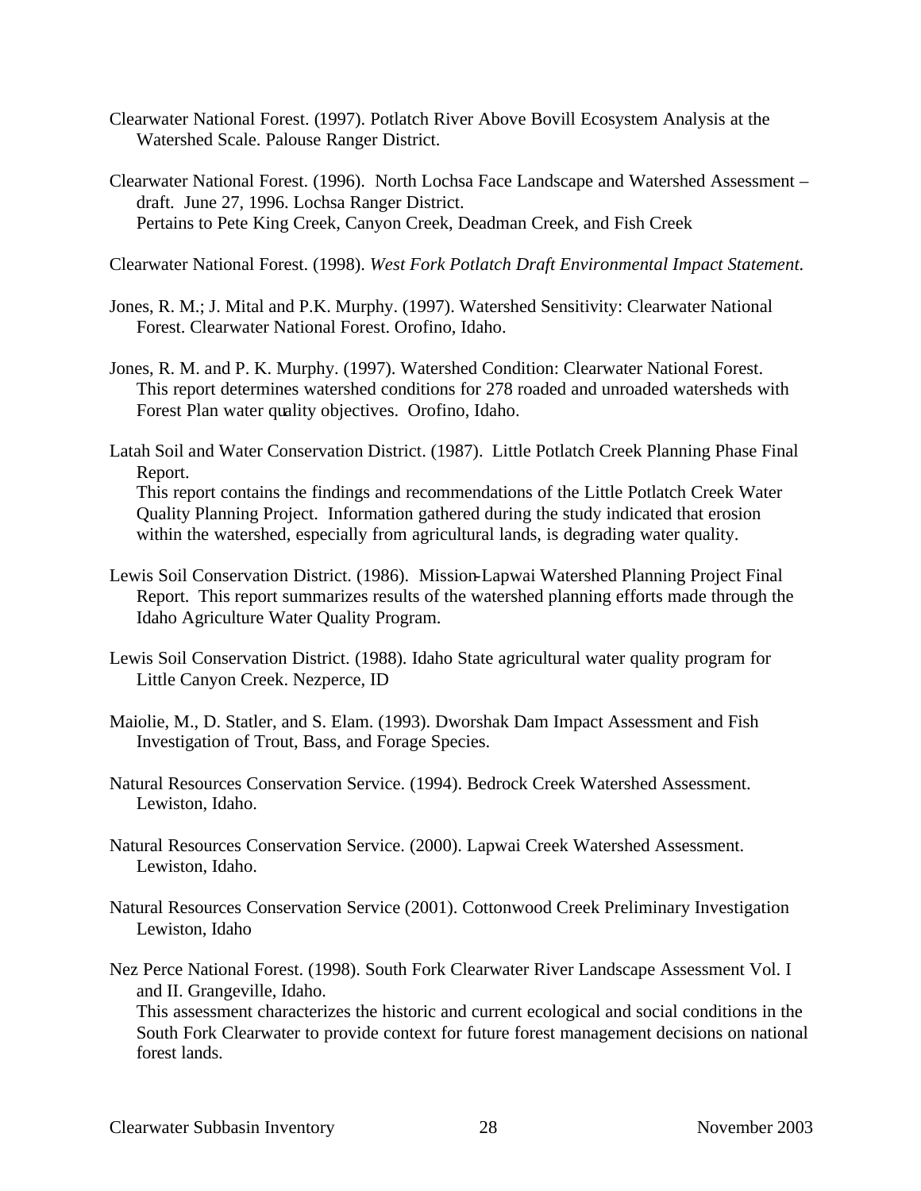Clearwater National Forest. (1997). Potlatch River Above Bovill Ecosystem Analysis at the Watershed Scale. Palouse Ranger District.

Clearwater National Forest. (1996). North Lochsa Face Landscape and Watershed Assessment – draft. June 27, 1996. Lochsa Ranger District.
Pertains to Pete King Creek, Canyon Creek, Deadman Creek, and Fish Creek

Clearwater National Forest. (1998). *West Fork Potlatch Draft Environmental Impact Statement.*

Jones, R. M.; J. Mital and P.K. Murphy. (1997). Watershed Sensitivity: Clearwater National Forest. Clearwater National Forest. Orofino, Idaho.

Jones, R. M. and P. K. Murphy. (1997). Watershed Condition: Clearwater National Forest. This report determines watershed conditions for 278 roaded and unroaded watersheds with Forest Plan water quality objectives. Orofino, Idaho.

Latah Soil and Water Conservation District. (1987). Little Potlatch Creek Planning Phase Final Report.
This report contains the findings and recommendations of the Little Potlatch Creek Water Quality Planning Project. Information gathered during the study indicated that erosion within the watershed, especially from agricultural lands, is degrading water quality.

Lewis Soil Conservation District. (1986). Mission-Lapwai Watershed Planning Project Final Report. This report summarizes results of the watershed planning efforts made through the Idaho Agriculture Water Quality Program.

Lewis Soil Conservation District. (1988). Idaho State agricultural water quality program for Little Canyon Creek. Nezperce, ID

Maiolie, M., D. Statler, and S. Elam. (1993). Dworshak Dam Impact Assessment and Fish Investigation of Trout, Bass, and Forage Species.

Natural Resources Conservation Service. (1994). Bedrock Creek Watershed Assessment. Lewiston, Idaho.

Natural Resources Conservation Service. (2000). Lapwai Creek Watershed Assessment. Lewiston, Idaho.

Natural Resources Conservation Service (2001). Cottonwood Creek Preliminary Investigation Lewiston, Idaho

Nez Perce National Forest. (1998). South Fork Clearwater River Landscape Assessment Vol. I and II. Grangeville, Idaho.
This assessment characterizes the historic and current ecological and social conditions in the South Fork Clearwater to provide context for future forest management decisions on national forest lands.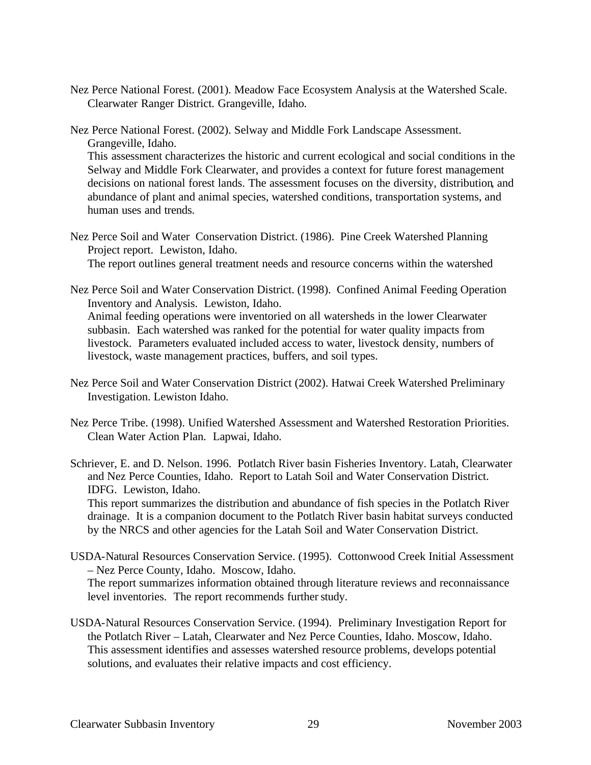Nez Perce National Forest. (2001). Meadow Face Ecosystem Analysis at the Watershed Scale. Clearwater Ranger District. Grangeville, Idaho.

Nez Perce National Forest. (2002). Selway and Middle Fork Landscape Assessment. Grangeville, Idaho.
This assessment characterizes the historic and current ecological and social conditions in the Selway and Middle Fork Clearwater, and provides a context for future forest management decisions on national forest lands. The assessment focuses on the diversity, distribution, and abundance of plant and animal species, watershed conditions, transportation systems, and human uses and trends.

Nez Perce Soil and Water Conservation District. (1986). Pine Creek Watershed Planning Project report. Lewiston, Idaho.
The report outlines general treatment needs and resource concerns within the watershed

Nez Perce Soil and Water Conservation District. (1998). Confined Animal Feeding Operation Inventory and Analysis. Lewiston, Idaho.
Animal feeding operations were inventoried on all watersheds in the lower Clearwater subbasin. Each watershed was ranked for the potential for water quality impacts from livestock. Parameters evaluated included access to water, livestock density, numbers of livestock, waste management practices, buffers, and soil types.

Nez Perce Soil and Water Conservation District (2002). Hatwai Creek Watershed Preliminary Investigation. Lewiston Idaho.

Nez Perce Tribe. (1998). Unified Watershed Assessment and Watershed Restoration Priorities. Clean Water Action Plan. Lapwai, Idaho.

Schriever, E. and D. Nelson. 1996. Potlatch River basin Fisheries Inventory. Latah, Clearwater and Nez Perce Counties, Idaho. Report to Latah Soil and Water Conservation District. IDFG. Lewiston, Idaho.
This report summarizes the distribution and abundance of fish species in the Potlatch River drainage. It is a companion document to the Potlatch River basin habitat surveys conducted by the NRCS and other agencies for the Latah Soil and Water Conservation District.

USDA-Natural Resources Conservation Service. (1995). Cottonwood Creek Initial Assessment – Nez Perce County, Idaho. Moscow, Idaho.
The report summarizes information obtained through literature reviews and reconnaissance level inventories. The report recommends further study.

USDA-Natural Resources Conservation Service. (1994). Preliminary Investigation Report for the Potlatch River – Latah, Clearwater and Nez Perce Counties, Idaho. Moscow, Idaho.
This assessment identifies and assesses watershed resource problems, develops potential solutions, and evaluates their relative impacts and cost efficiency.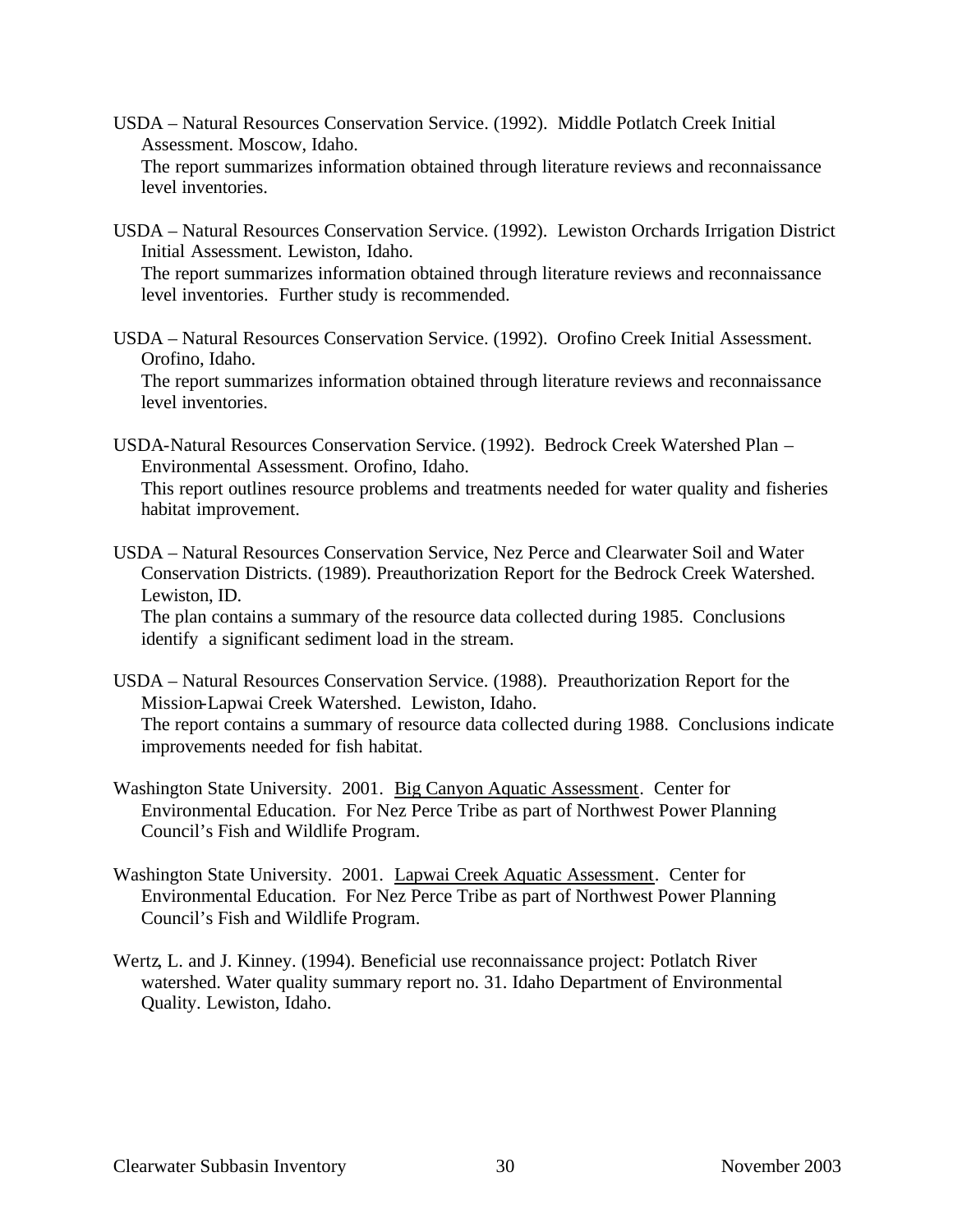USDA – Natural Resources Conservation Service. (1992). Middle Potlatch Creek Initial Assessment. Moscow, Idaho.
The report summarizes information obtained through literature reviews and reconnaissance level inventories.

USDA – Natural Resources Conservation Service. (1992). Lewiston Orchards Irrigation District Initial Assessment. Lewiston, Idaho.
The report summarizes information obtained through literature reviews and reconnaissance level inventories. Further study is recommended.

USDA – Natural Resources Conservation Service. (1992). Orofino Creek Initial Assessment. Orofino, Idaho.
The report summarizes information obtained through literature reviews and reconnaissance level inventories.

USDA-Natural Resources Conservation Service. (1992). Bedrock Creek Watershed Plan – Environmental Assessment. Orofino, Idaho.
This report outlines resource problems and treatments needed for water quality and fisheries habitat improvement.

USDA – Natural Resources Conservation Service, Nez Perce and Clearwater Soil and Water Conservation Districts. (1989). Preauthorization Report for the Bedrock Creek Watershed. Lewiston, ID.
The plan contains a summary of the resource data collected during 1985. Conclusions identify a significant sediment load in the stream.

USDA – Natural Resources Conservation Service. (1988). Preauthorization Report for the Mission-Lapwai Creek Watershed. Lewiston, Idaho.
The report contains a summary of resource data collected during 1988. Conclusions indicate improvements needed for fish habitat.

Washington State University. 2001. Big Canyon Aquatic Assessment. Center for Environmental Education. For Nez Perce Tribe as part of Northwest Power Planning Council's Fish and Wildlife Program.

Washington State University. 2001. Lapwai Creek Aquatic Assessment. Center for Environmental Education. For Nez Perce Tribe as part of Northwest Power Planning Council's Fish and Wildlife Program.

Wertz, L. and J. Kinney. (1994). Beneficial use reconnaissance project: Potlatch River watershed. Water quality summary report no. 31. Idaho Department of Environmental Quality. Lewiston, Idaho.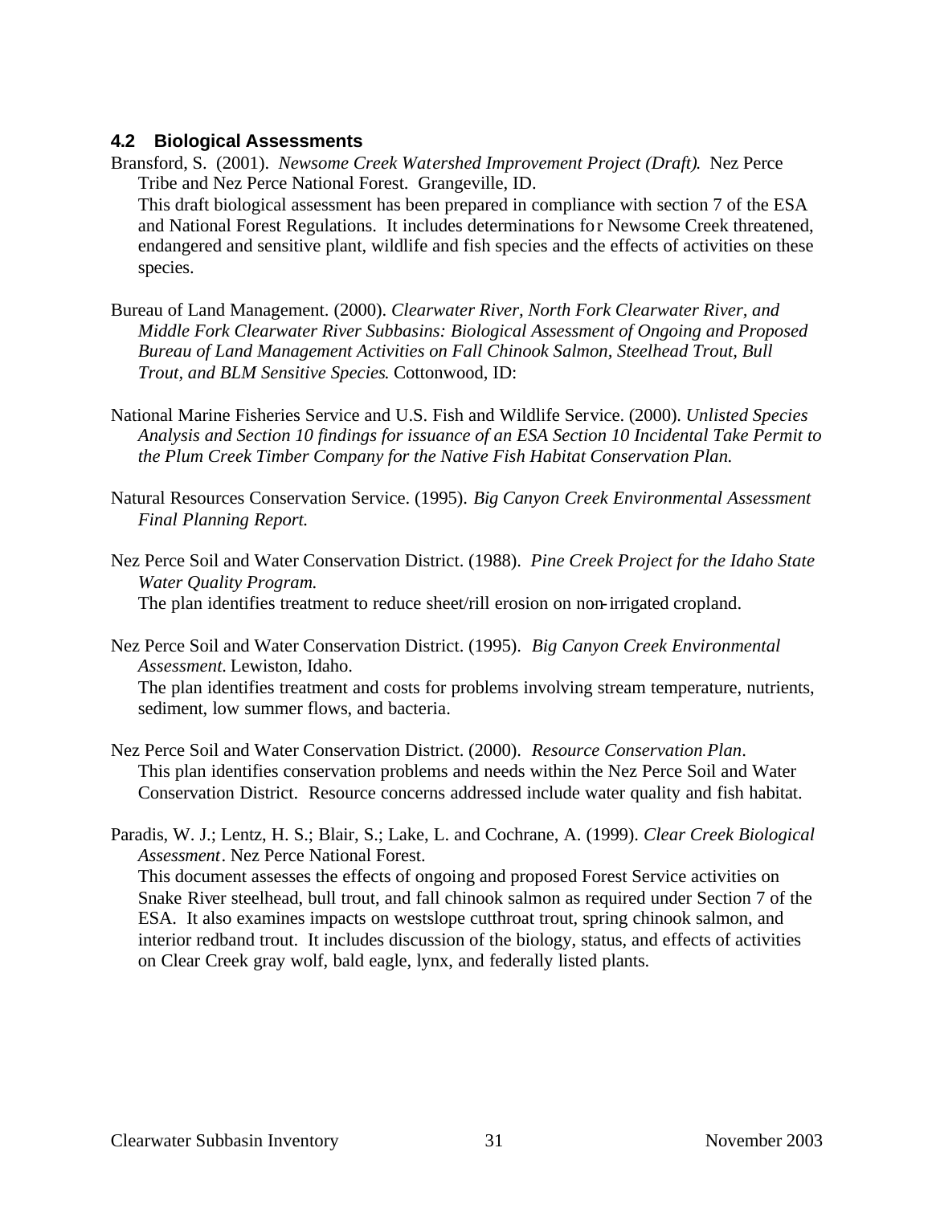### 4.2 Biological Assessments

Bransford, S. (2001). *Newsome Creek Watershed Improvement Project (Draft).* Nez Perce Tribe and Nez Perce National Forest. Grangeville, ID.
This draft biological assessment has been prepared in compliance with section 7 of the ESA and National Forest Regulations. It includes determinations for Newsome Creek threatened, endangered and sensitive plant, wildlife and fish species and the effects of activities on these species.

Bureau of Land Management. (2000). *Clearwater River, North Fork Clearwater River, and Middle Fork Clearwater River Subbasins: Biological Assessment of Ongoing and Proposed Bureau of Land Management Activities on Fall Chinook Salmon, Steelhead Trout, Bull Trout, and BLM Sensitive Species*. Cottonwood, ID:

National Marine Fisheries Service and U.S. Fish and Wildlife Service. (2000). *Unlisted Species Analysis and Section 10 findings for issuance of an ESA Section 10 Incidental Take Permit to the Plum Creek Timber Company for the Native Fish Habitat Conservation Plan.*

Natural Resources Conservation Service. (1995). *Big Canyon Creek Environmental Assessment Final Planning Report.*

Nez Perce Soil and Water Conservation District. (1988). *Pine Creek Project for the Idaho State Water Quality Program.*
The plan identifies treatment to reduce sheet/rill erosion on non-irrigated cropland.

Nez Perce Soil and Water Conservation District. (1995). *Big Canyon Creek Environmental Assessment*. Lewiston, Idaho.
The plan identifies treatment and costs for problems involving stream temperature, nutrients, sediment, low summer flows, and bacteria.

Nez Perce Soil and Water Conservation District. (2000). *Resource Conservation Plan*.
This plan identifies conservation problems and needs within the Nez Perce Soil and Water Conservation District. Resource concerns addressed include water quality and fish habitat.

Paradis, W. J.; Lentz, H. S.; Blair, S.; Lake, L. and Cochrane, A. (1999). *Clear Creek Biological Assessment*. Nez Perce National Forest.
This document assesses the effects of ongoing and proposed Forest Service activities on Snake River steelhead, bull trout, and fall chinook salmon as required under Section 7 of the ESA. It also examines impacts on westslope cutthroat trout, spring chinook salmon, and interior redband trout. It includes discussion of the biology, status, and effects of activities on Clear Creek gray wolf, bald eagle, lynx, and federally listed plants.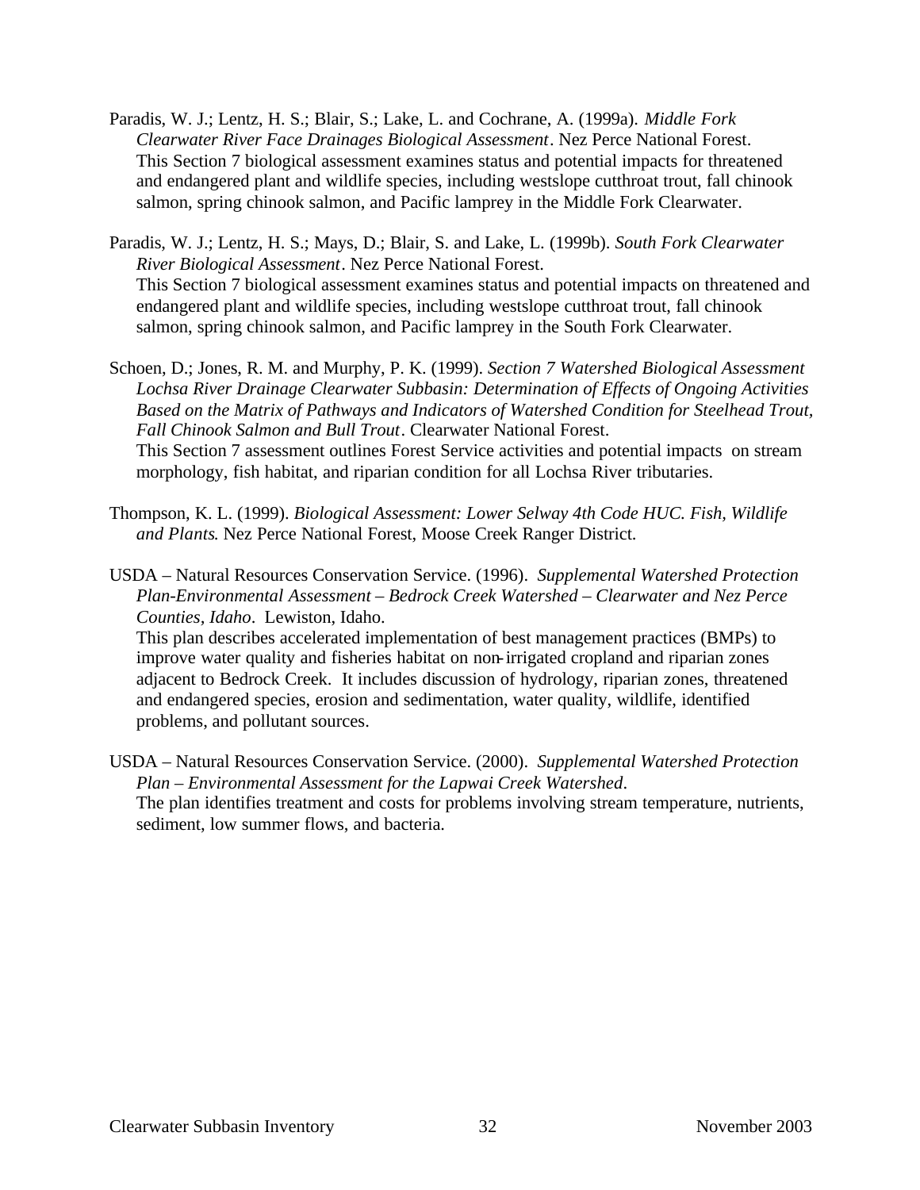Paradis, W. J.; Lentz, H. S.; Blair, S.; Lake, L. and Cochrane, A. (1999a). *Middle Fork Clearwater River Face Drainages Biological Assessment*. Nez Perce National Forest.
This Section 7 biological assessment examines status and potential impacts for threatened and endangered plant and wildlife species, including westslope cutthroat trout, fall chinook salmon, spring chinook salmon, and Pacific lamprey in the Middle Fork Clearwater.

Paradis, W. J.; Lentz, H. S.; Mays, D.; Blair, S. and Lake, L. (1999b). *South Fork Clearwater River Biological Assessment*. Nez Perce National Forest.
This Section 7 biological assessment examines status and potential impacts on threatened and endangered plant and wildlife species, including westslope cutthroat trout, fall chinook salmon, spring chinook salmon, and Pacific lamprey in the South Fork Clearwater.

Schoen, D.; Jones, R. M. and Murphy, P. K. (1999). *Section 7 Watershed Biological Assessment Lochsa River Drainage Clearwater Subbasin: Determination of Effects of Ongoing Activities Based on the Matrix of Pathways and Indicators of Watershed Condition for Steelhead Trout, Fall Chinook Salmon and Bull Trout*. Clearwater National Forest.
This Section 7 assessment outlines Forest Service activities and potential impacts on stream morphology, fish habitat, and riparian condition for all Lochsa River tributaries.

Thompson, K. L. (1999). *Biological Assessment: Lower Selway 4th Code HUC. Fish, Wildlife and Plants*. Nez Perce National Forest, Moose Creek Ranger District.

USDA – Natural Resources Conservation Service. (1996). *Supplemental Watershed Protection Plan-Environmental Assessment – Bedrock Creek Watershed – Clearwater and Nez Perce Counties, Idaho*. Lewiston, Idaho.
This plan describes accelerated implementation of best management practices (BMPs) to improve water quality and fisheries habitat on non-irrigated cropland and riparian zones adjacent to Bedrock Creek. It includes discussion of hydrology, riparian zones, threatened and endangered species, erosion and sedimentation, water quality, wildlife, identified problems, and pollutant sources.

USDA – Natural Resources Conservation Service. (2000). *Supplemental Watershed Protection Plan – Environmental Assessment for the Lapwai Creek Watershed*.
The plan identifies treatment and costs for problems involving stream temperature, nutrients, sediment, low summer flows, and bacteria.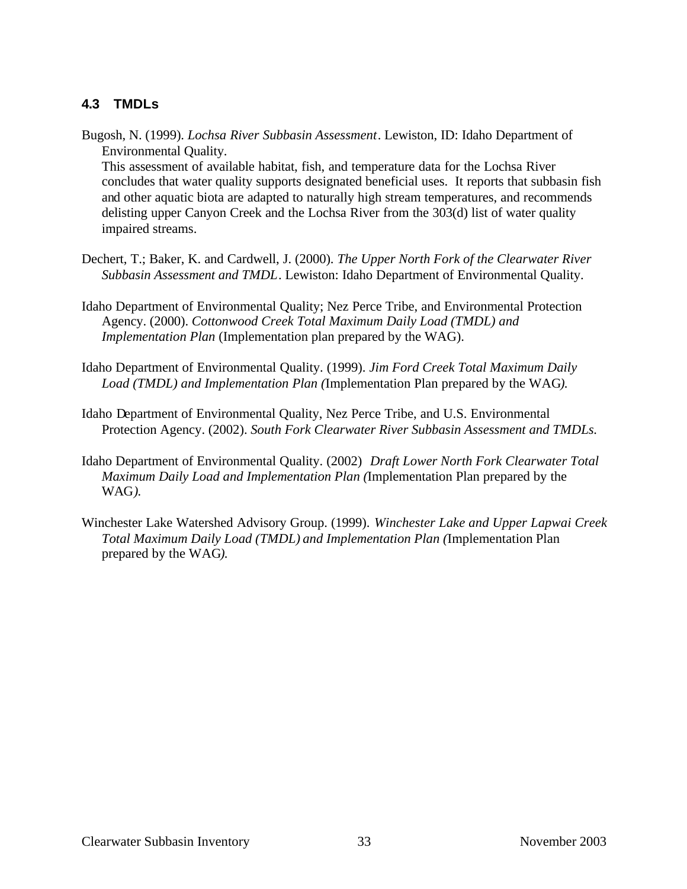### 4.3 TMDLs

Bugosh, N. (1999). *Lochsa River Subbasin Assessment*. Lewiston, ID: Idaho Department of Environmental Quality.
This assessment of available habitat, fish, and temperature data for the Lochsa River concludes that water quality supports designated beneficial uses. It reports that subbasin fish and other aquatic biota are adapted to naturally high stream temperatures, and recommends delisting upper Canyon Creek and the Lochsa River from the 303(d) list of water quality impaired streams.

Dechert, T.; Baker, K. and Cardwell, J. (2000). *The Upper North Fork of the Clearwater River Subbasin Assessment and TMDL*. Lewiston: Idaho Department of Environmental Quality.

Idaho Department of Environmental Quality; Nez Perce Tribe, and Environmental Protection Agency. (2000). *Cottonwood Creek Total Maximum Daily Load (TMDL) and Implementation Plan* (Implementation plan prepared by the WAG).

Idaho Department of Environmental Quality. (1999). *Jim Ford Creek Total Maximum Daily Load (TMDL) and Implementation Plan (*Implementation Plan prepared by the WAG*).*

Idaho Department of Environmental Quality, Nez Perce Tribe, and U.S. Environmental Protection Agency. (2002). *South Fork Clearwater River Subbasin Assessment and TMDLs.*

Idaho Department of Environmental Quality. (2002) *Draft Lower North Fork Clearwater Total Maximum Daily Load and Implementation Plan (*Implementation Plan prepared by the WAG*).*

Winchester Lake Watershed Advisory Group. (1999). *Winchester Lake and Upper Lapwai Creek Total Maximum Daily Load (TMDL) and Implementation Plan (*Implementation Plan prepared by the WAG*).*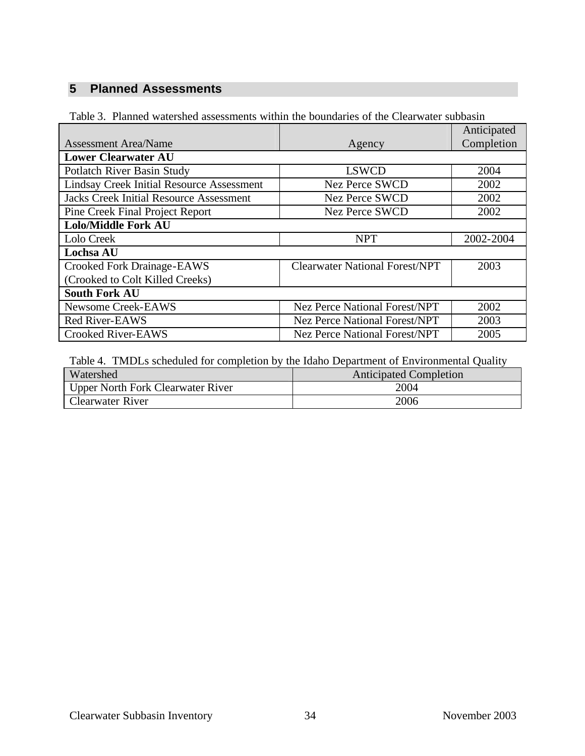## 5 Planned Assessments

Table 3. Planned watershed assessments within the boundaries of the Clearwater subbasin

| Assessment Area/Name | Agency | Anticipated Completion |
|---|---|---|
| **Lower Clearwater AU** | | |
| Potlatch River Basin Study | LSWCD | 2004 |
| Lindsay Creek Initial Resource Assessment | Nez Perce SWCD | 2002 |
| Jacks Creek Initial Resource Assessment | Nez Perce SWCD | 2002 |
| Pine Creek Final Project Report | Nez Perce SWCD | 2002 |
| **Lolo/Middle Fork AU** | | |
| Lolo Creek | NPT | 2002-2004 |
| **Lochsa AU** | | |
| Crooked Fork Drainage-EAWS (Crooked to Colt Killed Creeks) | Clearwater National Forest/NPT | 2003 |
| **South Fork AU** | | |
| Newsome Creek-EAWS | Nez Perce National Forest/NPT | 2002 |
| Red River-EAWS | Nez Perce National Forest/NPT | 2003 |
| Crooked River-EAWS | Nez Perce National Forest/NPT | 2005 |

Table 4. TMDLs scheduled for completion by the Idaho Department of Environmental Quality

| Watershed | Anticipated Completion |
|---|---|
| Upper North Fork Clearwater River | 2004 |
| Clearwater River | 2006 |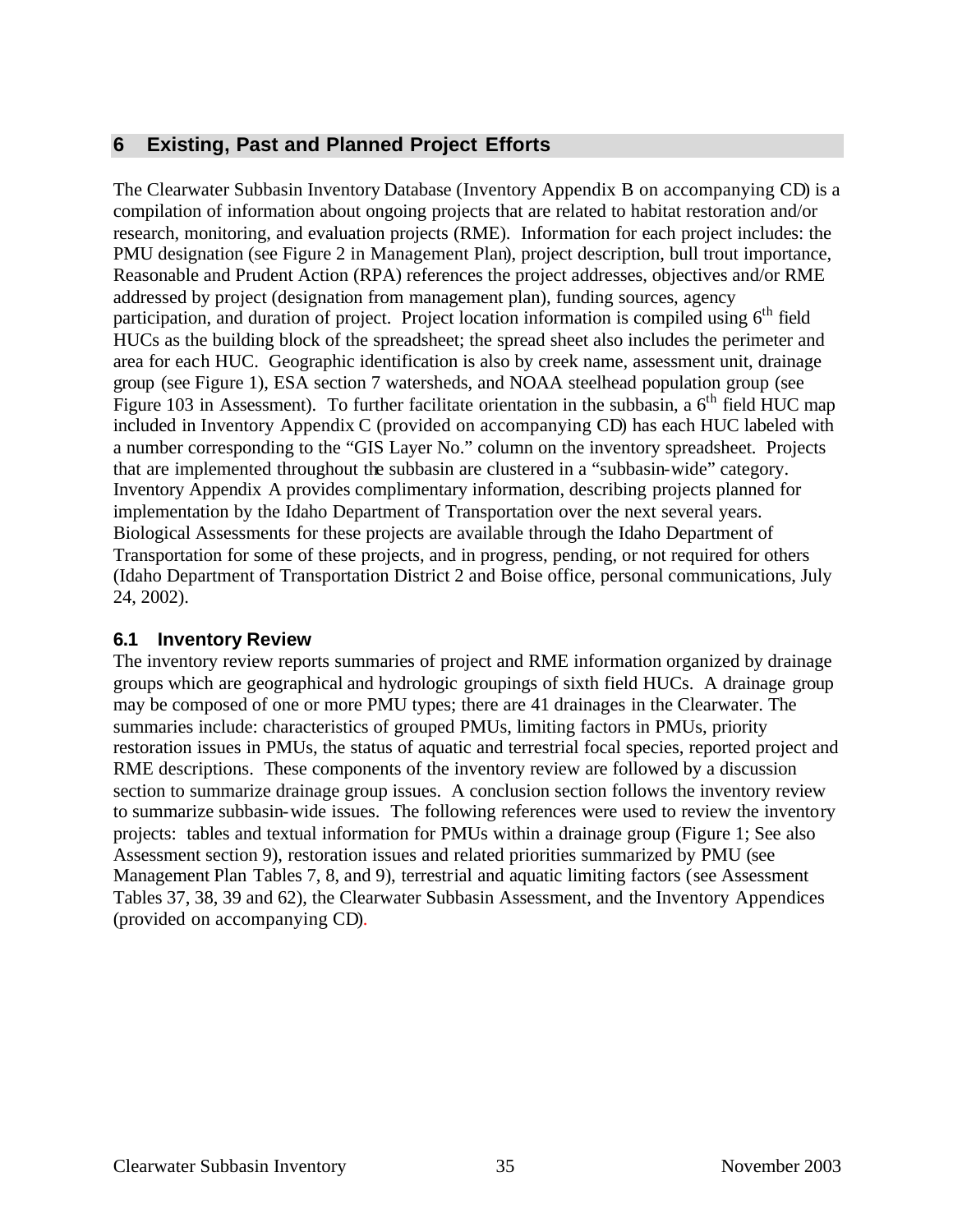# 6 Existing, Past and Planned Project Efforts

The Clearwater Subbasin Inventory Database (Inventory Appendix B on accompanying CD) is a compilation of information about ongoing projects that are related to habitat restoration and/or research, monitoring, and evaluation projects (RME). Information for each project includes: the PMU designation (see Figure 2 in Management Plan), project description, bull trout importance, Reasonable and Prudent Action (RPA) references the project addresses, objectives and/or RME addressed by project (designation from management plan), funding sources, agency participation, and duration of project. Project location information is compiled using 6$^{th}$ field HUCs as the building block of the spreadsheet; the spread sheet also includes the perimeter and area for each HUC. Geographic identification is also by creek name, assessment unit, drainage group (see Figure 1), ESA section 7 watersheds, and NOAA steelhead population group (see Figure 103 in Assessment). To further facilitate orientation in the subbasin, a 6$^{th}$ field HUC map included in Inventory Appendix C (provided on accompanying CD) has each HUC labeled with a number corresponding to the "GIS Layer No." column on the inventory spreadsheet. Projects that are implemented throughout the subbasin are clustered in a "subbasin-wide" category. Inventory Appendix A provides complimentary information, describing projects planned for implementation by the Idaho Department of Transportation over the next several years. Biological Assessments for these projects are available through the Idaho Department of Transportation for some of these projects, and in progress, pending, or not required for others (Idaho Department of Transportation District 2 and Boise office, personal communications, July 24, 2002).

## 6.1 Inventory Review

The inventory review reports summaries of project and RME information organized by drainage groups which are geographical and hydrologic groupings of sixth field HUCs. A drainage group may be composed of one or more PMU types; there are 41 drainages in the Clearwater. The summaries include: characteristics of grouped PMUs, limiting factors in PMUs, priority restoration issues in PMUs, the status of aquatic and terrestrial focal species, reported project and RME descriptions. These components of the inventory review are followed by a discussion section to summarize drainage group issues. A conclusion section follows the inventory review to summarize subbasin-wide issues. The following references were used to review the inventory projects: tables and textual information for PMUs within a drainage group (Figure 1; See also Assessment section 9), restoration issues and related priorities summarized by PMU (see Management Plan Tables 7, 8, and 9), terrestrial and aquatic limiting factors (see Assessment Tables 37, 38, 39 and 62), the Clearwater Subbasin Assessment, and the Inventory Appendices (provided on accompanying CD).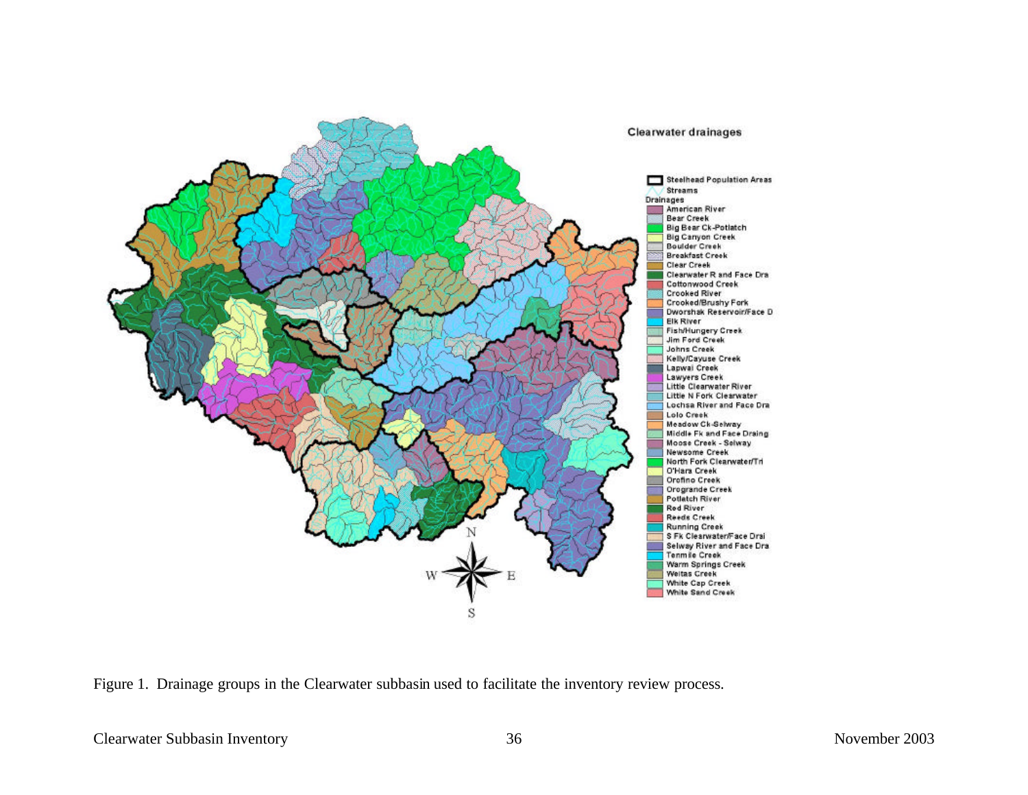Figure 1. Drainage groups in the Clearwater subbasin used to facilitate the inventory review process.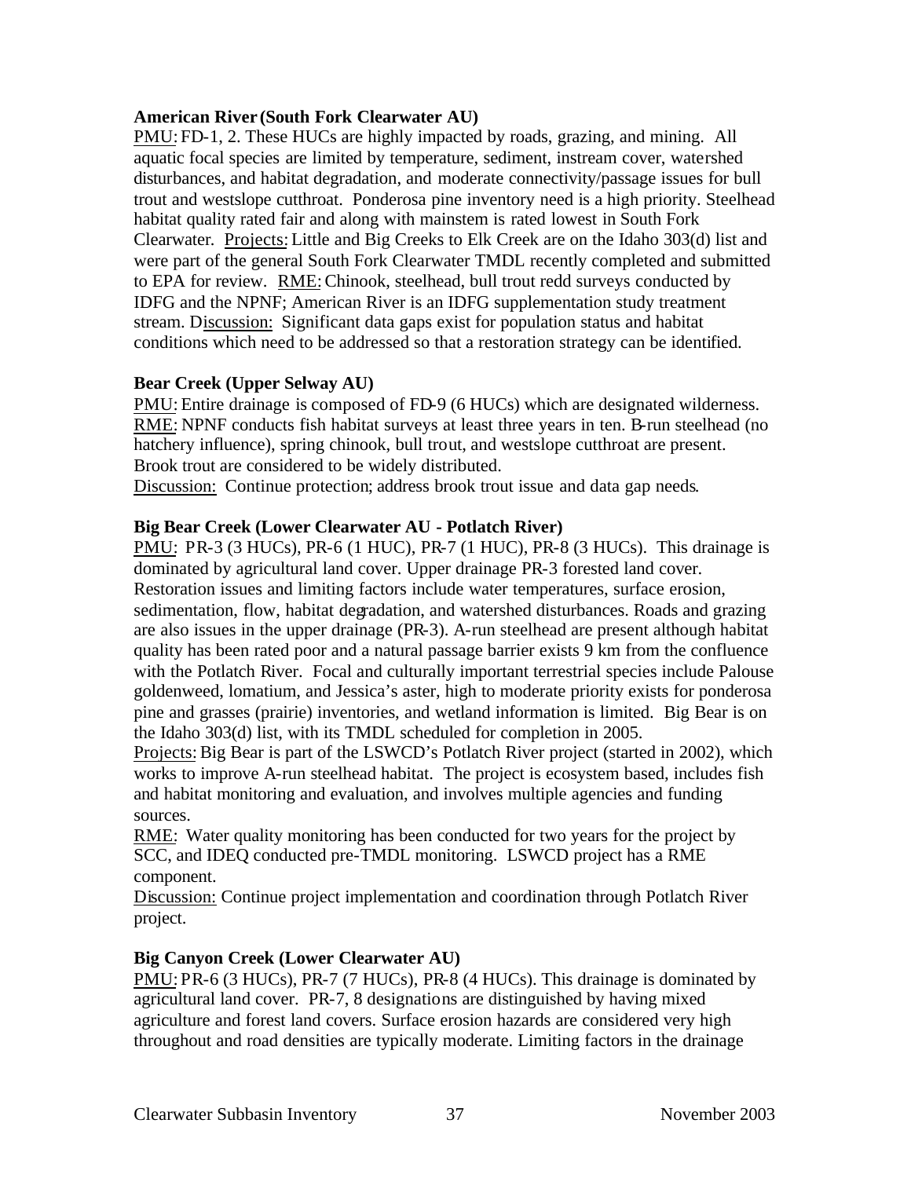**American River (South Fork Clearwater AU)**

PMU: FD-1, 2. These HUCs are highly impacted by roads, grazing, and mining. All aquatic focal species are limited by temperature, sediment, instream cover, watershed disturbances, and habitat degradation, and moderate connectivity/passage issues for bull trout and westslope cutthroat. Ponderosa pine inventory need is a high priority. Steelhead habitat quality rated fair and along with mainstem is rated lowest in South Fork Clearwater. Projects: Little and Big Creeks to Elk Creek are on the Idaho 303(d) list and were part of the general South Fork Clearwater TMDL recently completed and submitted to EPA for review. RME: Chinook, steelhead, bull trout redd surveys conducted by IDFG and the NPNF; American River is an IDFG supplementation study treatment stream. Discussion: Significant data gaps exist for population status and habitat conditions which need to be addressed so that a restoration strategy can be identified.

**Bear Creek (Upper Selway AU)**

PMU: Entire drainage is composed of FD-9 (6 HUCs) which are designated wilderness. RME: NPNF conducts fish habitat surveys at least three years in ten. B-run steelhead (no hatchery influence), spring chinook, bull trout, and westslope cutthroat are present. Brook trout are considered to be widely distributed.

Discussion: Continue protection; address brook trout issue and data gap needs.

**Big Bear Creek (Lower Clearwater AU - Potlatch River)**

PMU: PR-3 (3 HUCs), PR-6 (1 HUC), PR-7 (1 HUC), PR-8 (3 HUCs). This drainage is dominated by agricultural land cover. Upper drainage PR-3 forested land cover. Restoration issues and limiting factors include water temperatures, surface erosion, sedimentation, flow, habitat degradation, and watershed disturbances. Roads and grazing are also issues in the upper drainage (PR-3). A-run steelhead are present although habitat quality has been rated poor and a natural passage barrier exists 9 km from the confluence with the Potlatch River. Focal and culturally important terrestrial species include Palouse goldenweed, lomatium, and Jessica's aster, high to moderate priority exists for ponderosa pine and grasses (prairie) inventories, and wetland information is limited. Big Bear is on the Idaho 303(d) list, with its TMDL scheduled for completion in 2005.

Projects: Big Bear is part of the LSWCD's Potlatch River project (started in 2002), which works to improve A-run steelhead habitat. The project is ecosystem based, includes fish and habitat monitoring and evaluation, and involves multiple agencies and funding sources.

RME: Water quality monitoring has been conducted for two years for the project by SCC, and IDEQ conducted pre-TMDL monitoring. LSWCD project has a RME component.

Discussion: Continue project implementation and coordination through Potlatch River project.

**Big Canyon Creek (Lower Clearwater AU)**

PMU: PR-6 (3 HUCs), PR-7 (7 HUCs), PR-8 (4 HUCs). This drainage is dominated by agricultural land cover. PR-7, 8 designations are distinguished by having mixed agriculture and forest land covers. Surface erosion hazards are considered very high throughout and road densities are typically moderate. Limiting factors in the drainage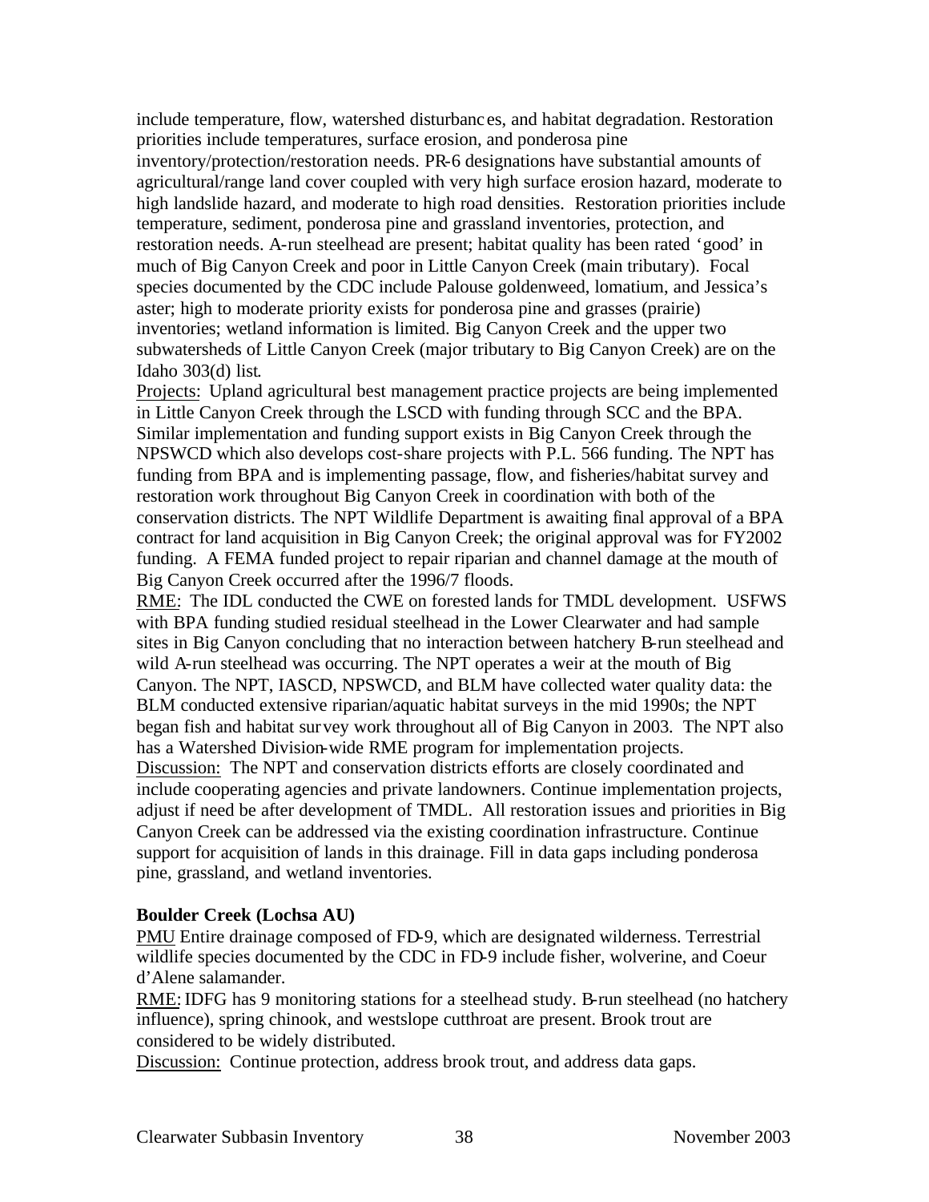include temperature, flow, watershed disturbances, and habitat degradation. Restoration priorities include temperatures, surface erosion, and ponderosa pine inventory/protection/restoration needs. PR-6 designations have substantial amounts of agricultural/range land cover coupled with very high surface erosion hazard, moderate to high landslide hazard, and moderate to high road densities. Restoration priorities include temperature, sediment, ponderosa pine and grassland inventories, protection, and restoration needs. A-run steelhead are present; habitat quality has been rated 'good' in much of Big Canyon Creek and poor in Little Canyon Creek (main tributary). Focal species documented by the CDC include Palouse goldenweed, lomatium, and Jessica's aster; high to moderate priority exists for ponderosa pine and grasses (prairie) inventories; wetland information is limited. Big Canyon Creek and the upper two subwatersheds of Little Canyon Creek (major tributary to Big Canyon Creek) are on the Idaho 303(d) list.

Projects: Upland agricultural best management practice projects are being implemented in Little Canyon Creek through the LSCD with funding through SCC and the BPA. Similar implementation and funding support exists in Big Canyon Creek through the NPSWCD which also develops cost-share projects with P.L. 566 funding. The NPT has funding from BPA and is implementing passage, flow, and fisheries/habitat survey and restoration work throughout Big Canyon Creek in coordination with both of the conservation districts. The NPT Wildlife Department is awaiting final approval of a BPA contract for land acquisition in Big Canyon Creek; the original approval was for FY2002 funding. A FEMA funded project to repair riparian and channel damage at the mouth of Big Canyon Creek occurred after the 1996/7 floods.

RME: The IDL conducted the CWE on forested lands for TMDL development. USFWS with BPA funding studied residual steelhead in the Lower Clearwater and had sample sites in Big Canyon concluding that no interaction between hatchery B-run steelhead and wild A-run steelhead was occurring. The NPT operates a weir at the mouth of Big Canyon. The NPT, IASCD, NPSWCD, and BLM have collected water quality data: the BLM conducted extensive riparian/aquatic habitat surveys in the mid 1990s; the NPT began fish and habitat survey work throughout all of Big Canyon in 2003. The NPT also has a Watershed Division-wide RME program for implementation projects.

Discussion: The NPT and conservation districts efforts are closely coordinated and include cooperating agencies and private landowners. Continue implementation projects, adjust if need be after development of TMDL. All restoration issues and priorities in Big Canyon Creek can be addressed via the existing coordination infrastructure. Continue support for acquisition of lands in this drainage. Fill in data gaps including ponderosa pine, grassland, and wetland inventories.

**Boulder Creek (Lochsa AU)**

PMU Entire drainage composed of FD-9, which are designated wilderness. Terrestrial wildlife species documented by the CDC in FD-9 include fisher, wolverine, and Coeur d'Alene salamander.

RME: IDFG has 9 monitoring stations for a steelhead study. B-run steelhead (no hatchery influence), spring chinook, and westslope cutthroat are present. Brook trout are considered to be widely distributed.

Discussion: Continue protection, address brook trout, and address data gaps.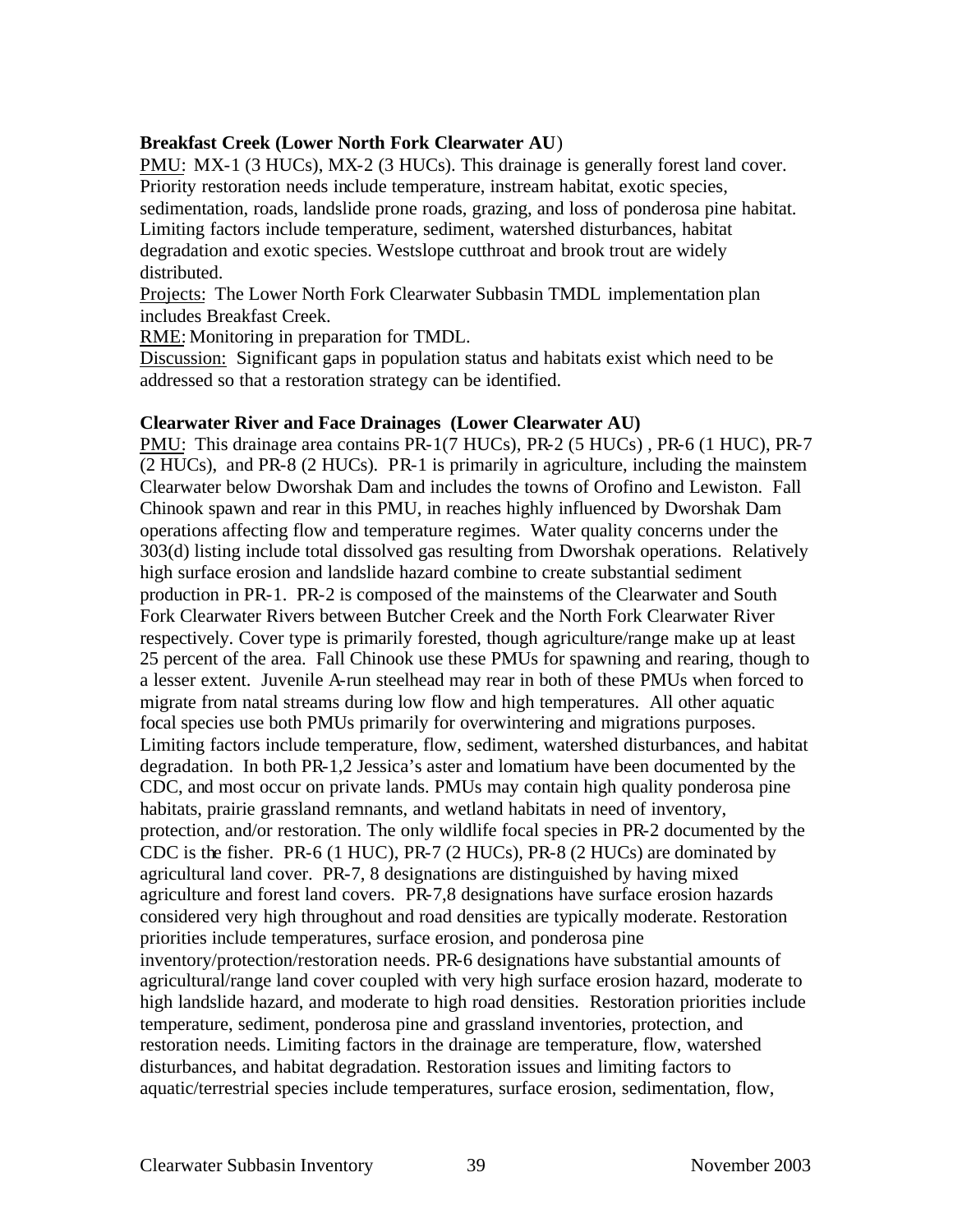**Breakfast Creek (Lower North Fork Clearwater AU)**

PMU: MX-1 (3 HUCs), MX-2 (3 HUCs). This drainage is generally forest land cover. Priority restoration needs include temperature, instream habitat, exotic species, sedimentation, roads, landslide prone roads, grazing, and loss of ponderosa pine habitat. Limiting factors include temperature, sediment, watershed disturbances, habitat degradation and exotic species. Westslope cutthroat and brook trout are widely distributed.

Projects: The Lower North Fork Clearwater Subbasin TMDL implementation plan includes Breakfast Creek.

RME: Monitoring in preparation for TMDL.

Discussion: Significant gaps in population status and habitats exist which need to be addressed so that a restoration strategy can be identified.

**Clearwater River and Face Drainages (Lower Clearwater AU)**

PMU: This drainage area contains PR-1(7 HUCs), PR-2 (5 HUCs) , PR-6 (1 HUC), PR-7 (2 HUCs), and PR-8 (2 HUCs). PR-1 is primarily in agriculture, including the mainstem Clearwater below Dworshak Dam and includes the towns of Orofino and Lewiston. Fall Chinook spawn and rear in this PMU, in reaches highly influenced by Dworshak Dam operations affecting flow and temperature regimes. Water quality concerns under the 303(d) listing include total dissolved gas resulting from Dworshak operations. Relatively high surface erosion and landslide hazard combine to create substantial sediment production in PR-1. PR-2 is composed of the mainstems of the Clearwater and South Fork Clearwater Rivers between Butcher Creek and the North Fork Clearwater River respectively. Cover type is primarily forested, though agriculture/range make up at least 25 percent of the area. Fall Chinook use these PMUs for spawning and rearing, though to a lesser extent. Juvenile A-run steelhead may rear in both of these PMUs when forced to migrate from natal streams during low flow and high temperatures. All other aquatic focal species use both PMUs primarily for overwintering and migrations purposes. Limiting factors include temperature, flow, sediment, watershed disturbances, and habitat degradation. In both PR-1,2 Jessica's aster and lomatium have been documented by the CDC, and most occur on private lands. PMUs may contain high quality ponderosa pine habitats, prairie grassland remnants, and wetland habitats in need of inventory, protection, and/or restoration. The only wildlife focal species in PR-2 documented by the CDC is the fisher. PR-6 (1 HUC), PR-7 (2 HUCs), PR-8 (2 HUCs) are dominated by agricultural land cover. PR-7, 8 designations are distinguished by having mixed agriculture and forest land covers. PR-7,8 designations have surface erosion hazards considered very high throughout and road densities are typically moderate. Restoration priorities include temperatures, surface erosion, and ponderosa pine inventory/protection/restoration needs. PR-6 designations have substantial amounts of agricultural/range land cover coupled with very high surface erosion hazard, moderate to high landslide hazard, and moderate to high road densities. Restoration priorities include temperature, sediment, ponderosa pine and grassland inventories, protection, and restoration needs. Limiting factors in the drainage are temperature, flow, watershed disturbances, and habitat degradation. Restoration issues and limiting factors to aquatic/terrestrial species include temperatures, surface erosion, sedimentation, flow,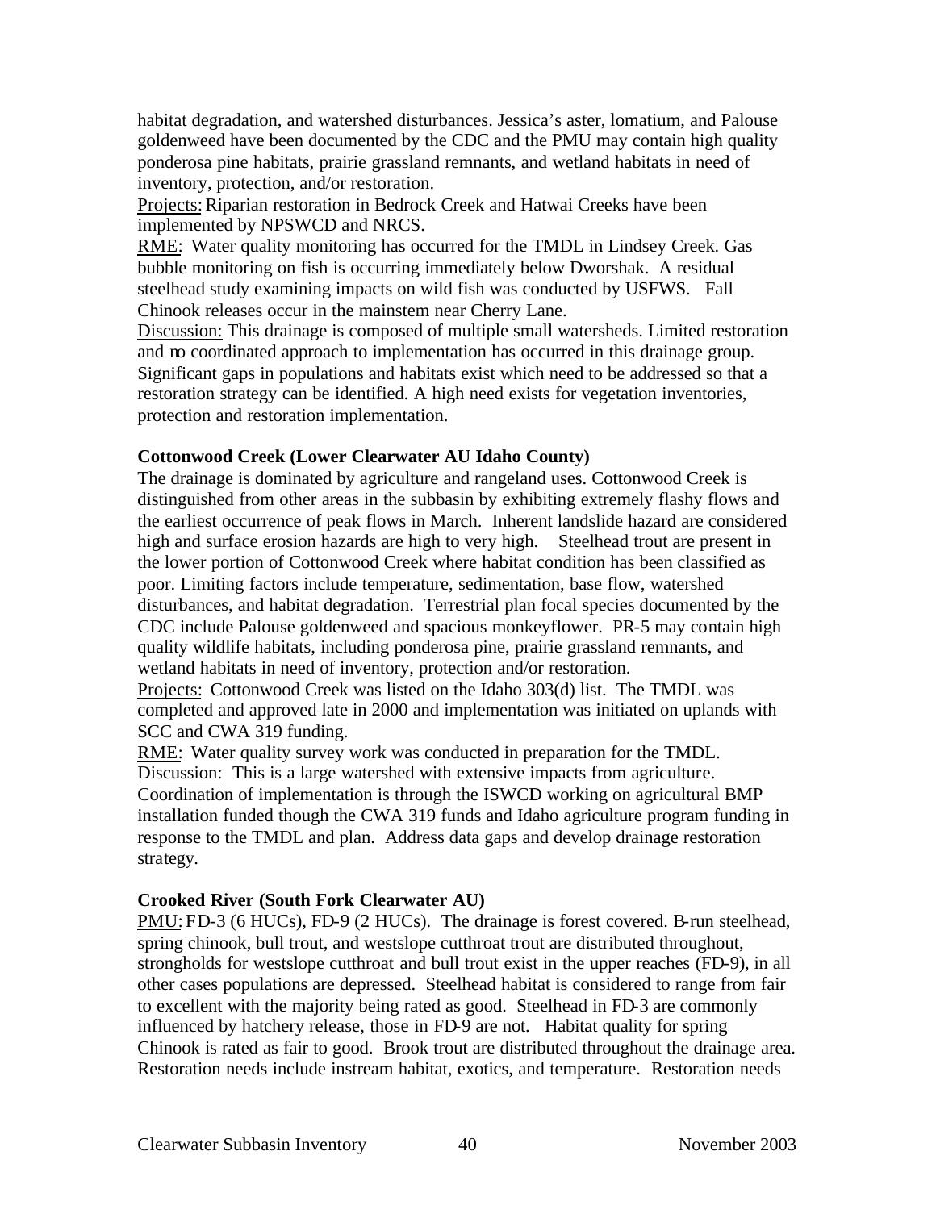habitat degradation, and watershed disturbances. Jessica's aster, lomatium, and Palouse goldenweed have been documented by the CDC and the PMU may contain high quality ponderosa pine habitats, prairie grassland remnants, and wetland habitats in need of inventory, protection, and/or restoration.

Projects: Riparian restoration in Bedrock Creek and Hatwai Creeks have been implemented by NPSWCD and NRCS.

RME: Water quality monitoring has occurred for the TMDL in Lindsey Creek. Gas bubble monitoring on fish is occurring immediately below Dworshak. A residual steelhead study examining impacts on wild fish was conducted by USFWS. Fall Chinook releases occur in the mainstem near Cherry Lane.

Discussion: This drainage is composed of multiple small watersheds. Limited restoration and no coordinated approach to implementation has occurred in this drainage group. Significant gaps in populations and habitats exist which need to be addressed so that a restoration strategy can be identified. A high need exists for vegetation inventories, protection and restoration implementation.

**Cottonwood Creek (Lower Clearwater AU Idaho County)**

The drainage is dominated by agriculture and rangeland uses. Cottonwood Creek is distinguished from other areas in the subbasin by exhibiting extremely flashy flows and the earliest occurrence of peak flows in March. Inherent landslide hazard are considered high and surface erosion hazards are high to very high. Steelhead trout are present in the lower portion of Cottonwood Creek where habitat condition has been classified as poor. Limiting factors include temperature, sedimentation, base flow, watershed disturbances, and habitat degradation. Terrestrial plan focal species documented by the CDC include Palouse goldenweed and spacious monkeyflower. PR-5 may contain high quality wildlife habitats, including ponderosa pine, prairie grassland remnants, and wetland habitats in need of inventory, protection and/or restoration.

Projects: Cottonwood Creek was listed on the Idaho 303(d) list. The TMDL was completed and approved late in 2000 and implementation was initiated on uplands with SCC and CWA 319 funding.

RME: Water quality survey work was conducted in preparation for the TMDL.

Discussion: This is a large watershed with extensive impacts from agriculture. Coordination of implementation is through the ISWCD working on agricultural BMP installation funded though the CWA 319 funds and Idaho agriculture program funding in response to the TMDL and plan. Address data gaps and develop drainage restoration strategy.

**Crooked River (South Fork Clearwater AU)**

PMU: FD-3 (6 HUCs), FD-9 (2 HUCs). The drainage is forest covered. B-run steelhead, spring chinook, bull trout, and westslope cutthroat trout are distributed throughout, strongholds for westslope cutthroat and bull trout exist in the upper reaches (FD-9), in all other cases populations are depressed. Steelhead habitat is considered to range from fair to excellent with the majority being rated as good. Steelhead in FD-3 are commonly influenced by hatchery release, those in FD-9 are not. Habitat quality for spring Chinook is rated as fair to good. Brook trout are distributed throughout the drainage area. Restoration needs include instream habitat, exotics, and temperature. Restoration needs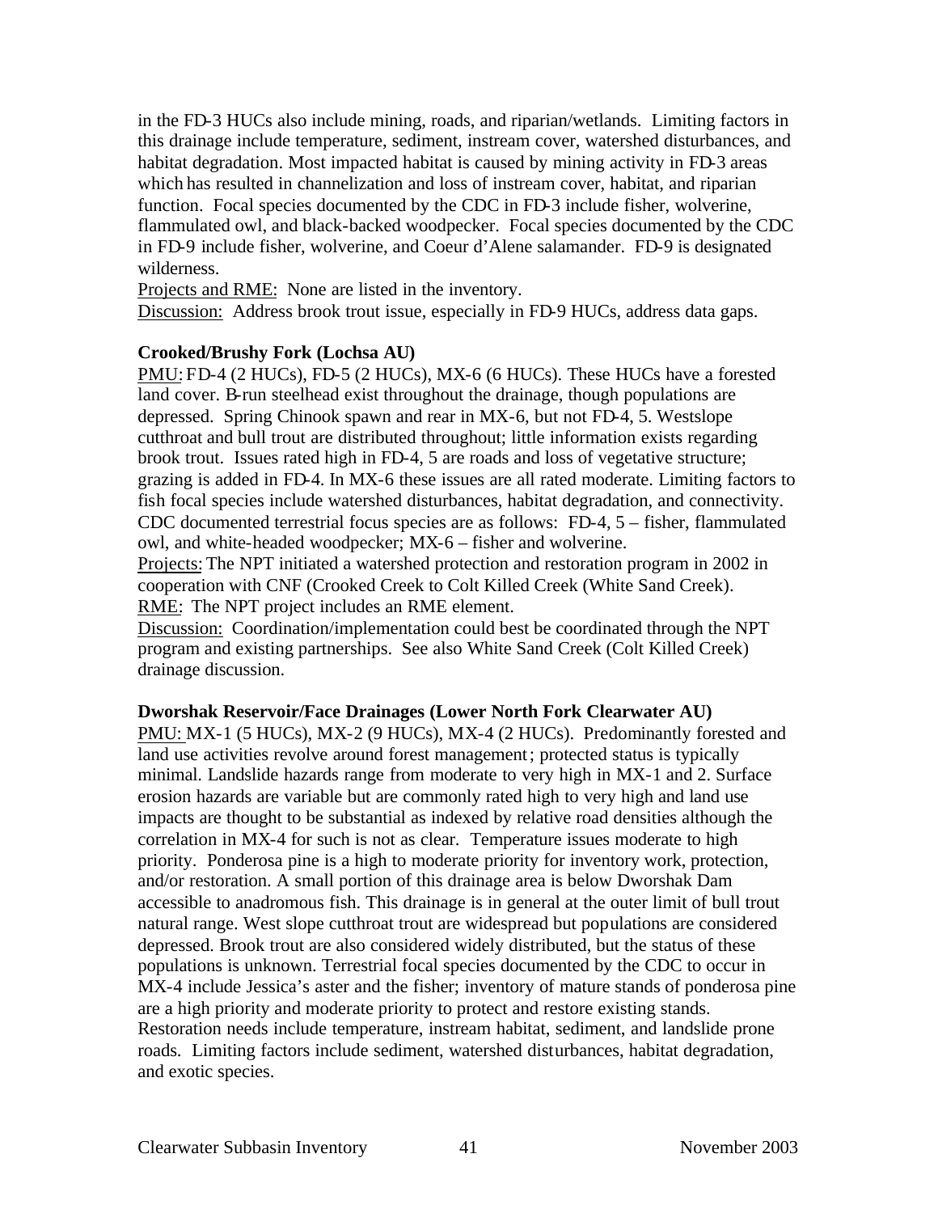in the FD-3 HUCs also include mining, roads, and riparian/wetlands. Limiting factors in this drainage include temperature, sediment, instream cover, watershed disturbances, and habitat degradation. Most impacted habitat is caused by mining activity in FD-3 areas which has resulted in channelization and loss of instream cover, habitat, and riparian function. Focal species documented by the CDC in FD-3 include fisher, wolverine, flammulated owl, and black-backed woodpecker. Focal species documented by the CDC in FD-9 include fisher, wolverine, and Coeur d'Alene salamander. FD-9 is designated wilderness.

Projects and RME: None are listed in the inventory.

Discussion: Address brook trout issue, especially in FD-9 HUCs, address data gaps.

**Crooked/Brushy Fork (Lochsa AU)**

PMU: FD-4 (2 HUCs), FD-5 (2 HUCs), MX-6 (6 HUCs). These HUCs have a forested land cover. B-run steelhead exist throughout the drainage, though populations are depressed. Spring Chinook spawn and rear in MX-6, but not FD-4, 5. Westslope cutthroat and bull trout are distributed throughout; little information exists regarding brook trout. Issues rated high in FD-4, 5 are roads and loss of vegetative structure; grazing is added in FD-4. In MX-6 these issues are all rated moderate. Limiting factors to fish focal species include watershed disturbances, habitat degradation, and connectivity. CDC documented terrestrial focus species are as follows: FD-4, 5 – fisher, flammulated owl, and white-headed woodpecker; MX-6 – fisher and wolverine.

Projects: The NPT initiated a watershed protection and restoration program in 2002 in cooperation with CNF (Crooked Creek to Colt Killed Creek (White Sand Creek).

RME: The NPT project includes an RME element.

Discussion: Coordination/implementation could best be coordinated through the NPT program and existing partnerships. See also White Sand Creek (Colt Killed Creek) drainage discussion.

**Dworshak Reservoir/Face Drainages (Lower North Fork Clearwater AU)**

PMU: MX-1 (5 HUCs), MX-2 (9 HUCs), MX-4 (2 HUCs). Predominantly forested and land use activities revolve around forest management; protected status is typically minimal. Landslide hazards range from moderate to very high in MX-1 and 2. Surface erosion hazards are variable but are commonly rated high to very high and land use impacts are thought to be substantial as indexed by relative road densities although the correlation in MX-4 for such is not as clear. Temperature issues moderate to high priority. Ponderosa pine is a high to moderate priority for inventory work, protection, and/or restoration. A small portion of this drainage area is below Dworshak Dam accessible to anadromous fish. This drainage is in general at the outer limit of bull trout natural range. West slope cutthroat trout are widespread but populations are considered depressed. Brook trout are also considered widely distributed, but the status of these populations is unknown. Terrestrial focal species documented by the CDC to occur in MX-4 include Jessica's aster and the fisher; inventory of mature stands of ponderosa pine are a high priority and moderate priority to protect and restore existing stands. Restoration needs include temperature, instream habitat, sediment, and landslide prone roads. Limiting factors include sediment, watershed disturbances, habitat degradation, and exotic species.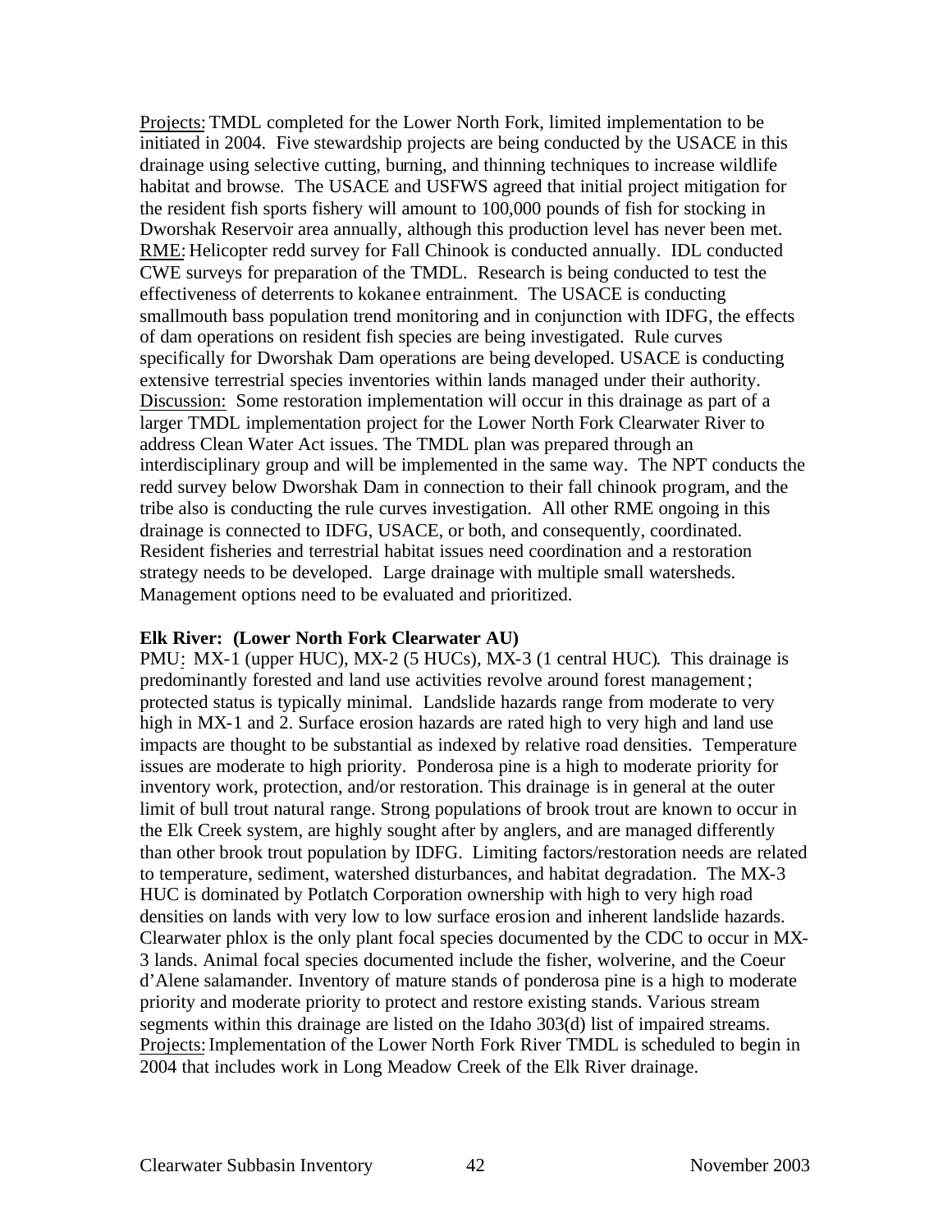Projects: TMDL completed for the Lower North Fork, limited implementation to be initiated in 2004. Five stewardship projects are being conducted by the USACE in this drainage using selective cutting, burning, and thinning techniques to increase wildlife habitat and browse. The USACE and USFWS agreed that initial project mitigation for the resident fish sports fishery will amount to 100,000 pounds of fish for stocking in Dworshak Reservoir area annually, although this production level has never been met.
RME: Helicopter redd survey for Fall Chinook is conducted annually. IDL conducted CWE surveys for preparation of the TMDL. Research is being conducted to test the effectiveness of deterrents to kokanee entrainment. The USACE is conducting smallmouth bass population trend monitoring and in conjunction with IDFG, the effects of dam operations on resident fish species are being investigated. Rule curves specifically for Dworshak Dam operations are being developed. USACE is conducting extensive terrestrial species inventories within lands managed under their authority.
Discussion: Some restoration implementation will occur in this drainage as part of a larger TMDL implementation project for the Lower North Fork Clearwater River to address Clean Water Act issues. The TMDL plan was prepared through an interdisciplinary group and will be implemented in the same way. The NPT conducts the redd survey below Dworshak Dam in connection to their fall chinook program, and the tribe also is conducting the rule curves investigation. All other RME ongoing in this drainage is connected to IDFG, USACE, or both, and consequently, coordinated. Resident fisheries and terrestrial habitat issues need coordination and a restoration strategy needs to be developed. Large drainage with multiple small watersheds. Management options need to be evaluated and prioritized.

**Elk River: (Lower North Fork Clearwater AU)**
PMU: MX-1 (upper HUC), MX-2 (5 HUCs), MX-3 (1 central HUC). This drainage is predominantly forested and land use activities revolve around forest management; protected status is typically minimal. Landslide hazards range from moderate to very high in MX-1 and 2. Surface erosion hazards are rated high to very high and land use impacts are thought to be substantial as indexed by relative road densities. Temperature issues are moderate to high priority. Ponderosa pine is a high to moderate priority for inventory work, protection, and/or restoration. This drainage is in general at the outer limit of bull trout natural range. Strong populations of brook trout are known to occur in the Elk Creek system, are highly sought after by anglers, and are managed differently than other brook trout population by IDFG. Limiting factors/restoration needs are related to temperature, sediment, watershed disturbances, and habitat degradation. The MX-3 HUC is dominated by Potlatch Corporation ownership with high to very high road densities on lands with very low to low surface erosion and inherent landslide hazards. Clearwater phlox is the only plant focal species documented by the CDC to occur in MX-3 lands. Animal focal species documented include the fisher, wolverine, and the Coeur d'Alene salamander. Inventory of mature stands of ponderosa pine is a high to moderate priority and moderate priority to protect and restore existing stands. Various stream segments within this drainage are listed on the Idaho 303(d) list of impaired streams.
Projects: Implementation of the Lower North Fork River TMDL is scheduled to begin in 2004 that includes work in Long Meadow Creek of the Elk River drainage.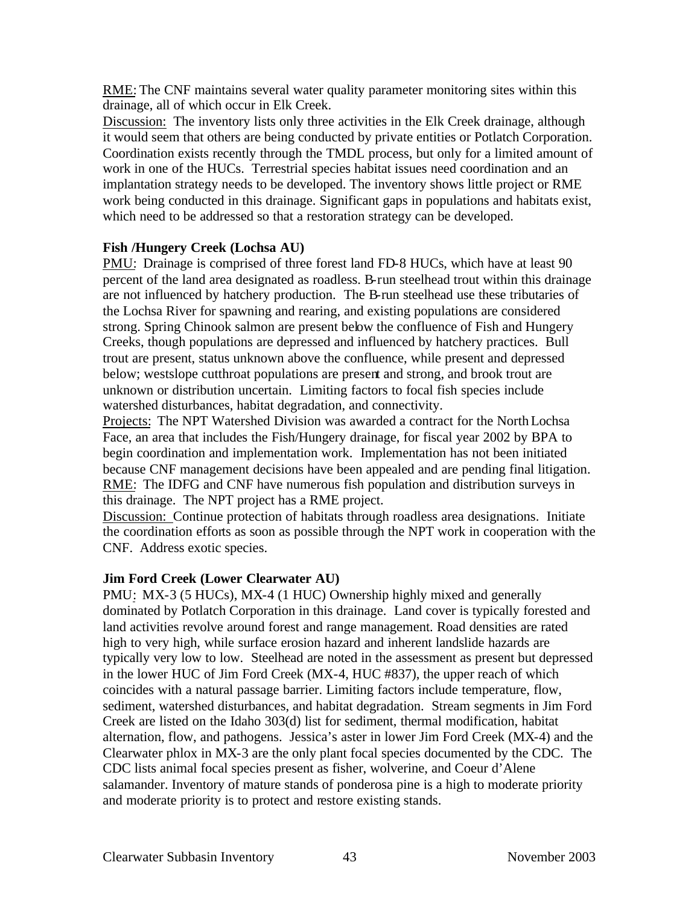RME: The CNF maintains several water quality parameter monitoring sites within this drainage, all of which occur in Elk Creek.

Discussion: The inventory lists only three activities in the Elk Creek drainage, although it would seem that others are being conducted by private entities or Potlatch Corporation. Coordination exists recently through the TMDL process, but only for a limited amount of work in one of the HUCs. Terrestrial species habitat issues need coordination and an implantation strategy needs to be developed. The inventory shows little project or RME work being conducted in this drainage. Significant gaps in populations and habitats exist, which need to be addressed so that a restoration strategy can be developed.

**Fish /Hungery Creek (Lochsa AU)**

PMU: Drainage is comprised of three forest land FD-8 HUCs, which have at least 90 percent of the land area designated as roadless. B-run steelhead trout within this drainage are not influenced by hatchery production. The B-run steelhead use these tributaries of the Lochsa River for spawning and rearing, and existing populations are considered strong. Spring Chinook salmon are present below the confluence of Fish and Hungery Creeks, though populations are depressed and influenced by hatchery practices. Bull trout are present, status unknown above the confluence, while present and depressed below; westslope cutthroat populations are present and strong, and brook trout are unknown or distribution uncertain. Limiting factors to focal fish species include watershed disturbances, habitat degradation, and connectivity.

Projects: The NPT Watershed Division was awarded a contract for the North Lochsa Face, an area that includes the Fish/Hungery drainage, for fiscal year 2002 by BPA to begin coordination and implementation work. Implementation has not been initiated because CNF management decisions have been appealed and are pending final litigation.

RME: The IDFG and CNF have numerous fish population and distribution surveys in this drainage. The NPT project has a RME project.

Discussion: Continue protection of habitats through roadless area designations. Initiate the coordination efforts as soon as possible through the NPT work in cooperation with the CNF. Address exotic species.

**Jim Ford Creek (Lower Clearwater AU)**

PMU: MX-3 (5 HUCs), MX-4 (1 HUC) Ownership highly mixed and generally dominated by Potlatch Corporation in this drainage. Land cover is typically forested and land activities revolve around forest and range management. Road densities are rated high to very high, while surface erosion hazard and inherent landslide hazards are typically very low to low. Steelhead are noted in the assessment as present but depressed in the lower HUC of Jim Ford Creek (MX-4, HUC #837), the upper reach of which coincides with a natural passage barrier. Limiting factors include temperature, flow, sediment, watershed disturbances, and habitat degradation. Stream segments in Jim Ford Creek are listed on the Idaho 303(d) list for sediment, thermal modification, habitat alternation, flow, and pathogens. Jessica's aster in lower Jim Ford Creek (MX-4) and the Clearwater phlox in MX-3 are the only plant focal species documented by the CDC. The CDC lists animal focal species present as fisher, wolverine, and Coeur d'Alene salamander. Inventory of mature stands of ponderosa pine is a high to moderate priority and moderate priority is to protect and restore existing stands.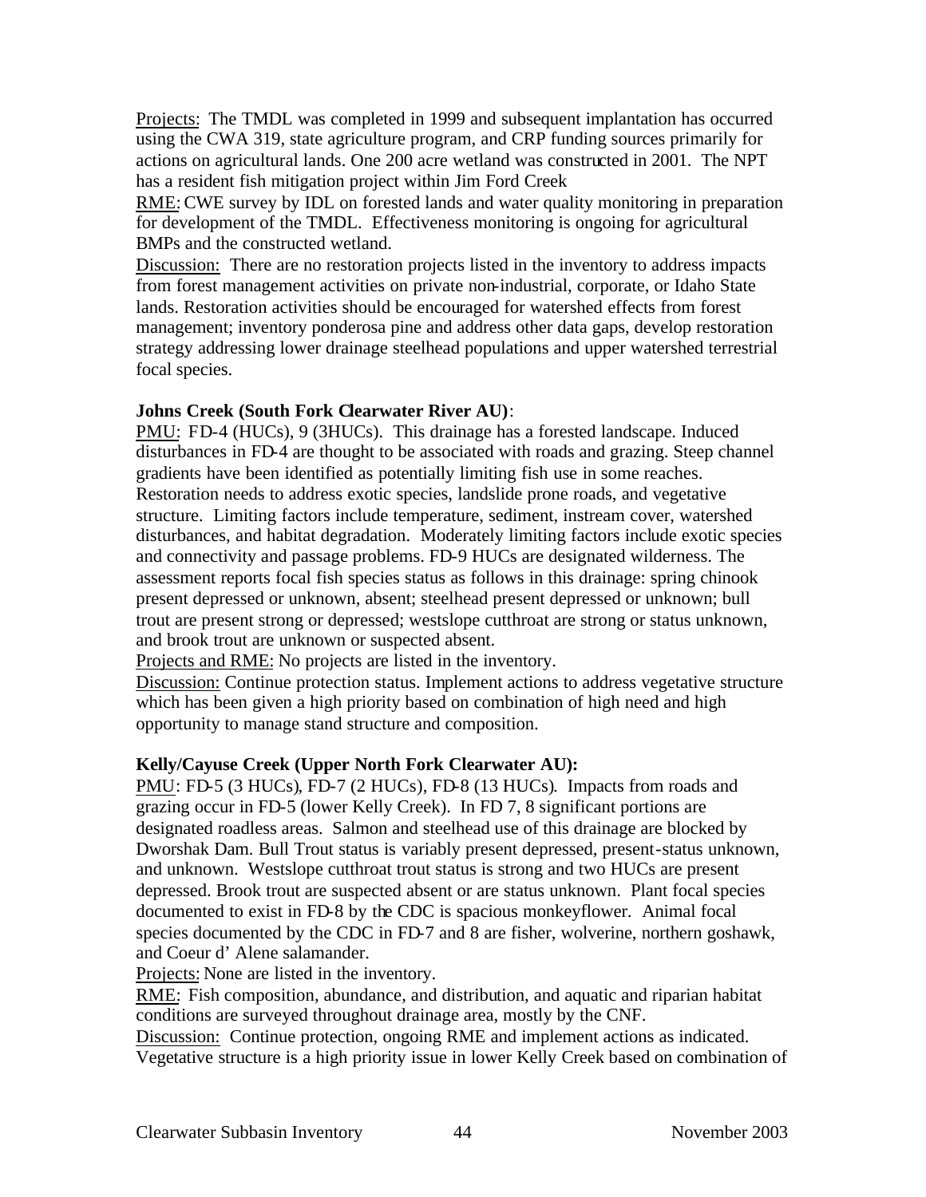Projects: The TMDL was completed in 1999 and subsequent implantation has occurred using the CWA 319, state agriculture program, and CRP funding sources primarily for actions on agricultural lands. One 200 acre wetland was constructed in 2001. The NPT has a resident fish mitigation project within Jim Ford Creek

RME: CWE survey by IDL on forested lands and water quality monitoring in preparation for development of the TMDL. Effectiveness monitoring is ongoing for agricultural BMPs and the constructed wetland.

Discussion: There are no restoration projects listed in the inventory to address impacts from forest management activities on private non-industrial, corporate, or Idaho State lands. Restoration activities should be encouraged for watershed effects from forest management; inventory ponderosa pine and address other data gaps, develop restoration strategy addressing lower drainage steelhead populations and upper watershed terrestrial focal species.

**Johns Creek (South Fork Clearwater River AU)**:

PMU: FD-4 (HUCs), 9 (3HUCs). This drainage has a forested landscape. Induced disturbances in FD-4 are thought to be associated with roads and grazing. Steep channel gradients have been identified as potentially limiting fish use in some reaches. Restoration needs to address exotic species, landslide prone roads, and vegetative structure. Limiting factors include temperature, sediment, instream cover, watershed disturbances, and habitat degradation. Moderately limiting factors include exotic species and connectivity and passage problems. FD-9 HUCs are designated wilderness. The assessment reports focal fish species status as follows in this drainage: spring chinook present depressed or unknown, absent; steelhead present depressed or unknown; bull trout are present strong or depressed; westslope cutthroat are strong or status unknown, and brook trout are unknown or suspected absent.

Projects and RME: No projects are listed in the inventory.

Discussion: Continue protection status. Implement actions to address vegetative structure which has been given a high priority based on combination of high need and high opportunity to manage stand structure and composition.

**Kelly/Cayuse Creek (Upper North Fork Clearwater AU):**

PMU: FD-5 (3 HUCs), FD-7 (2 HUCs), FD-8 (13 HUCs). Impacts from roads and grazing occur in FD-5 (lower Kelly Creek). In FD 7, 8 significant portions are designated roadless areas. Salmon and steelhead use of this drainage are blocked by Dworshak Dam. Bull Trout status is variably present depressed, present-status unknown, and unknown. Westslope cutthroat trout status is strong and two HUCs are present depressed. Brook trout are suspected absent or are status unknown. Plant focal species documented to exist in FD-8 by the CDC is spacious monkeyflower. Animal focal species documented by the CDC in FD-7 and 8 are fisher, wolverine, northern goshawk, and Coeur d' Alene salamander.

Projects: None are listed in the inventory.

RME: Fish composition, abundance, and distribution, and aquatic and riparian habitat conditions are surveyed throughout drainage area, mostly by the CNF.

Discussion: Continue protection, ongoing RME and implement actions as indicated. Vegetative structure is a high priority issue in lower Kelly Creek based on combination of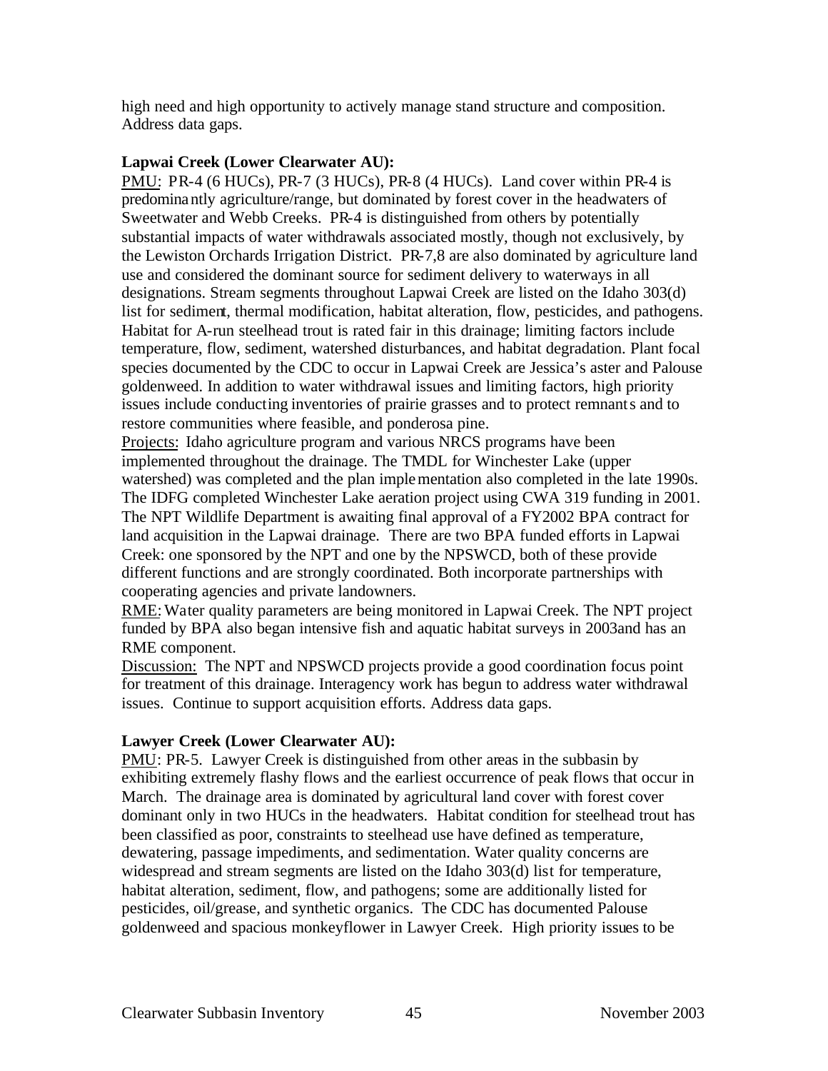high need and high opportunity to actively manage stand structure and composition. Address data gaps.

**Lapwai Creek (Lower Clearwater AU):**

PMU: PR-4 (6 HUCs), PR-7 (3 HUCs), PR-8 (4 HUCs). Land cover within PR-4 is predominantly agriculture/range, but dominated by forest cover in the headwaters of Sweetwater and Webb Creeks. PR-4 is distinguished from others by potentially substantial impacts of water withdrawals associated mostly, though not exclusively, by the Lewiston Orchards Irrigation District. PR-7,8 are also dominated by agriculture land use and considered the dominant source for sediment delivery to waterways in all designations. Stream segments throughout Lapwai Creek are listed on the Idaho 303(d) list for sediment, thermal modification, habitat alteration, flow, pesticides, and pathogens. Habitat for A-run steelhead trout is rated fair in this drainage; limiting factors include temperature, flow, sediment, watershed disturbances, and habitat degradation. Plant focal species documented by the CDC to occur in Lapwai Creek are Jessica's aster and Palouse goldenweed. In addition to water withdrawal issues and limiting factors, high priority issues include conducting inventories of prairie grasses and to protect remnants and to restore communities where feasible, and ponderosa pine.

Projects: Idaho agriculture program and various NRCS programs have been implemented throughout the drainage. The TMDL for Winchester Lake (upper watershed) was completed and the plan implementation also completed in the late 1990s. The IDFG completed Winchester Lake aeration project using CWA 319 funding in 2001. The NPT Wildlife Department is awaiting final approval of a FY2002 BPA contract for land acquisition in the Lapwai drainage. There are two BPA funded efforts in Lapwai Creek: one sponsored by the NPT and one by the NPSWCD, both of these provide different functions and are strongly coordinated. Both incorporate partnerships with cooperating agencies and private landowners.

RME: Water quality parameters are being monitored in Lapwai Creek. The NPT project funded by BPA also began intensive fish and aquatic habitat surveys in 2003and has an RME component.

Discussion: The NPT and NPSWCD projects provide a good coordination focus point for treatment of this drainage. Interagency work has begun to address water withdrawal issues. Continue to support acquisition efforts. Address data gaps.

**Lawyer Creek (Lower Clearwater AU):**

PMU: PR-5. Lawyer Creek is distinguished from other areas in the subbasin by exhibiting extremely flashy flows and the earliest occurrence of peak flows that occur in March. The drainage area is dominated by agricultural land cover with forest cover dominant only in two HUCs in the headwaters. Habitat condition for steelhead trout has been classified as poor, constraints to steelhead use have defined as temperature, dewatering, passage impediments, and sedimentation. Water quality concerns are widespread and stream segments are listed on the Idaho 303(d) list for temperature, habitat alteration, sediment, flow, and pathogens; some are additionally listed for pesticides, oil/grease, and synthetic organics. The CDC has documented Palouse goldenweed and spacious monkeyflower in Lawyer Creek. High priority issues to be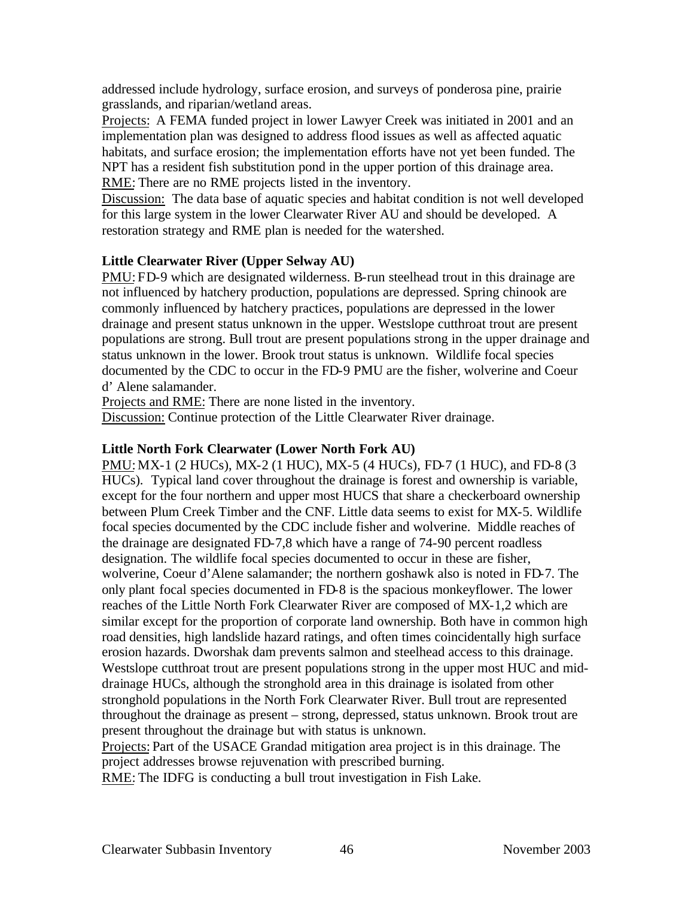addressed include hydrology, surface erosion, and surveys of ponderosa pine, prairie grasslands, and riparian/wetland areas.

Projects: A FEMA funded project in lower Lawyer Creek was initiated in 2001 and an implementation plan was designed to address flood issues as well as affected aquatic habitats, and surface erosion; the implementation efforts have not yet been funded. The NPT has a resident fish substitution pond in the upper portion of this drainage area.

RME: There are no RME projects listed in the inventory.

Discussion: The data base of aquatic species and habitat condition is not well developed for this large system in the lower Clearwater River AU and should be developed. A restoration strategy and RME plan is needed for the watershed.

**Little Clearwater River (Upper Selway AU)**

PMU: FD-9 which are designated wilderness. B-run steelhead trout in this drainage are not influenced by hatchery production, populations are depressed. Spring chinook are commonly influenced by hatchery practices, populations are depressed in the lower drainage and present status unknown in the upper. Westslope cutthroat trout are present populations are strong. Bull trout are present populations strong in the upper drainage and status unknown in the lower. Brook trout status is unknown. Wildlife focal species documented by the CDC to occur in the FD-9 PMU are the fisher, wolverine and Coeur d' Alene salamander.

Projects and RME: There are none listed in the inventory.

Discussion: Continue protection of the Little Clearwater River drainage.

**Little North Fork Clearwater (Lower North Fork AU)**

PMU: MX-1 (2 HUCs), MX-2 (1 HUC), MX-5 (4 HUCs), FD-7 (1 HUC), and FD-8 (3 HUCs). Typical land cover throughout the drainage is forest and ownership is variable, except for the four northern and upper most HUCS that share a checkerboard ownership between Plum Creek Timber and the CNF. Little data seems to exist for MX-5. Wildlife focal species documented by the CDC include fisher and wolverine. Middle reaches of the drainage are designated FD-7,8 which have a range of 74-90 percent roadless designation. The wildlife focal species documented to occur in these are fisher, wolverine, Coeur d'Alene salamander; the northern goshawk also is noted in FD-7. The only plant focal species documented in FD-8 is the spacious monkeyflower. The lower reaches of the Little North Fork Clearwater River are composed of MX-1,2 which are similar except for the proportion of corporate land ownership. Both have in common high road densities, high landslide hazard ratings, and often times coincidentally high surface erosion hazards. Dworshak dam prevents salmon and steelhead access to this drainage. Westslope cutthroat trout are present populations strong in the upper most HUC and mid-drainage HUCs, although the stronghold area in this drainage is isolated from other stronghold populations in the North Fork Clearwater River. Bull trout are represented throughout the drainage as present – strong, depressed, status unknown. Brook trout are present throughout the drainage but with status is unknown.

Projects: Part of the USACE Grandad mitigation area project is in this drainage. The project addresses browse rejuvenation with prescribed burning.

RME: The IDFG is conducting a bull trout investigation in Fish Lake.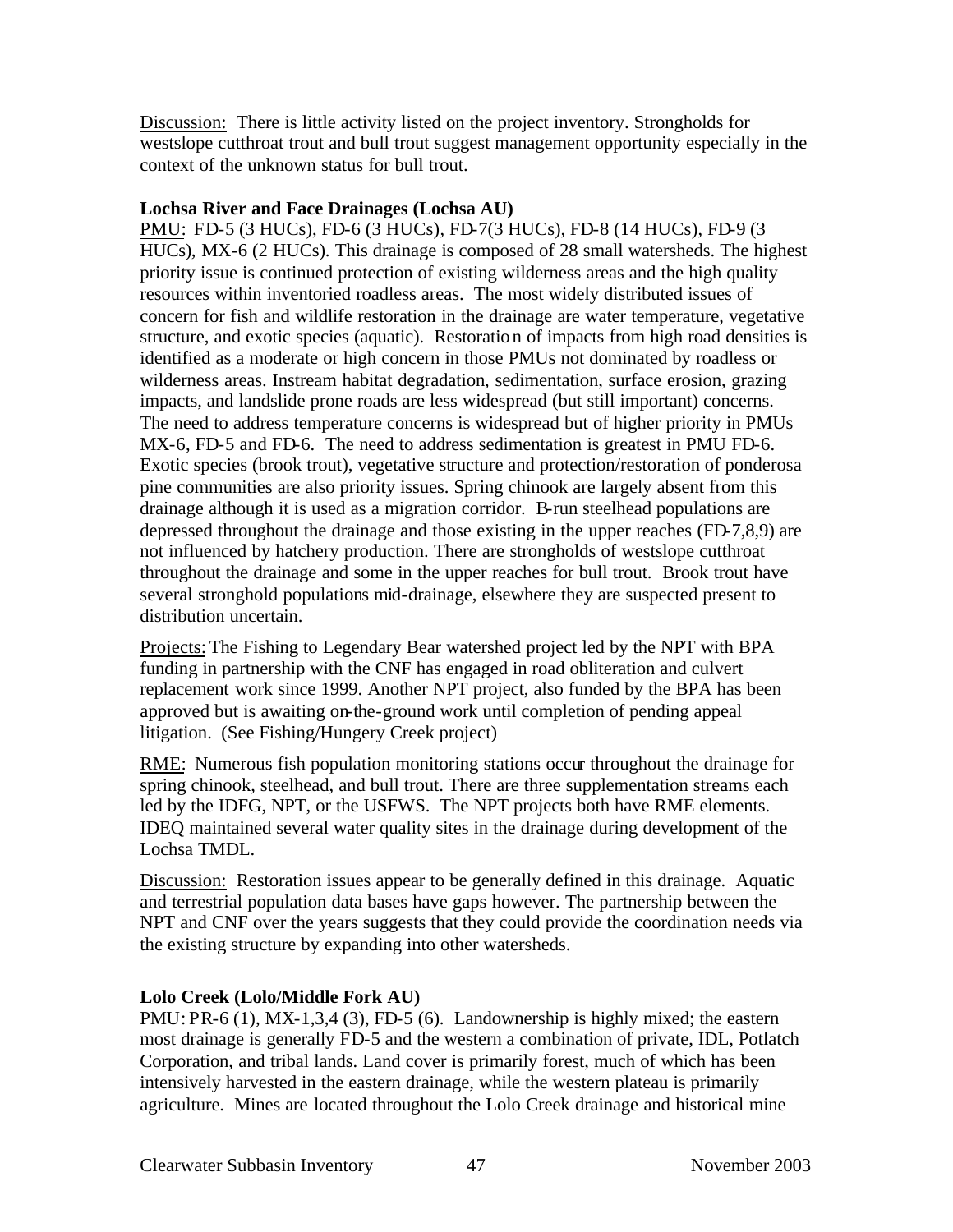Discussion: There is little activity listed on the project inventory. Strongholds for westslope cutthroat trout and bull trout suggest management opportunity especially in the context of the unknown status for bull trout.

**Lochsa River and Face Drainages (Lochsa AU)**

PMU: FD-5 (3 HUCs), FD-6 (3 HUCs), FD-7(3 HUCs), FD-8 (14 HUCs), FD-9 (3 HUCs), MX-6 (2 HUCs). This drainage is composed of 28 small watersheds. The highest priority issue is continued protection of existing wilderness areas and the high quality resources within inventoried roadless areas. The most widely distributed issues of concern for fish and wildlife restoration in the drainage are water temperature, vegetative structure, and exotic species (aquatic). Restoration of impacts from high road densities is identified as a moderate or high concern in those PMUs not dominated by roadless or wilderness areas. Instream habitat degradation, sedimentation, surface erosion, grazing impacts, and landslide prone roads are less widespread (but still important) concerns. The need to address temperature concerns is widespread but of higher priority in PMUs MX-6, FD-5 and FD-6. The need to address sedimentation is greatest in PMU FD-6. Exotic species (brook trout), vegetative structure and protection/restoration of ponderosa pine communities are also priority issues. Spring chinook are largely absent from this drainage although it is used as a migration corridor. B-run steelhead populations are depressed throughout the drainage and those existing in the upper reaches (FD-7,8,9) are not influenced by hatchery production. There are strongholds of westslope cutthroat throughout the drainage and some in the upper reaches for bull trout. Brook trout have several stronghold populations mid-drainage, elsewhere they are suspected present to distribution uncertain.

Projects: The Fishing to Legendary Bear watershed project led by the NPT with BPA funding in partnership with the CNF has engaged in road obliteration and culvert replacement work since 1999. Another NPT project, also funded by the BPA has been approved but is awaiting on-the-ground work until completion of pending appeal litigation. (See Fishing/Hungery Creek project)

RME: Numerous fish population monitoring stations occur throughout the drainage for spring chinook, steelhead, and bull trout. There are three supplementation streams each led by the IDFG, NPT, or the USFWS. The NPT projects both have RME elements. IDEQ maintained several water quality sites in the drainage during development of the Lochsa TMDL.

Discussion: Restoration issues appear to be generally defined in this drainage. Aquatic and terrestrial population data bases have gaps however. The partnership between the NPT and CNF over the years suggests that they could provide the coordination needs via the existing structure by expanding into other watersheds.

**Lolo Creek (Lolo/Middle Fork AU)**

PMU: PR-6 (1), MX-1,3,4 (3), FD-5 (6). Landownership is highly mixed; the eastern most drainage is generally FD-5 and the western a combination of private, IDL, Potlatch Corporation, and tribal lands. Land cover is primarily forest, much of which has been intensively harvested in the eastern drainage, while the western plateau is primarily agriculture. Mines are located throughout the Lolo Creek drainage and historical mine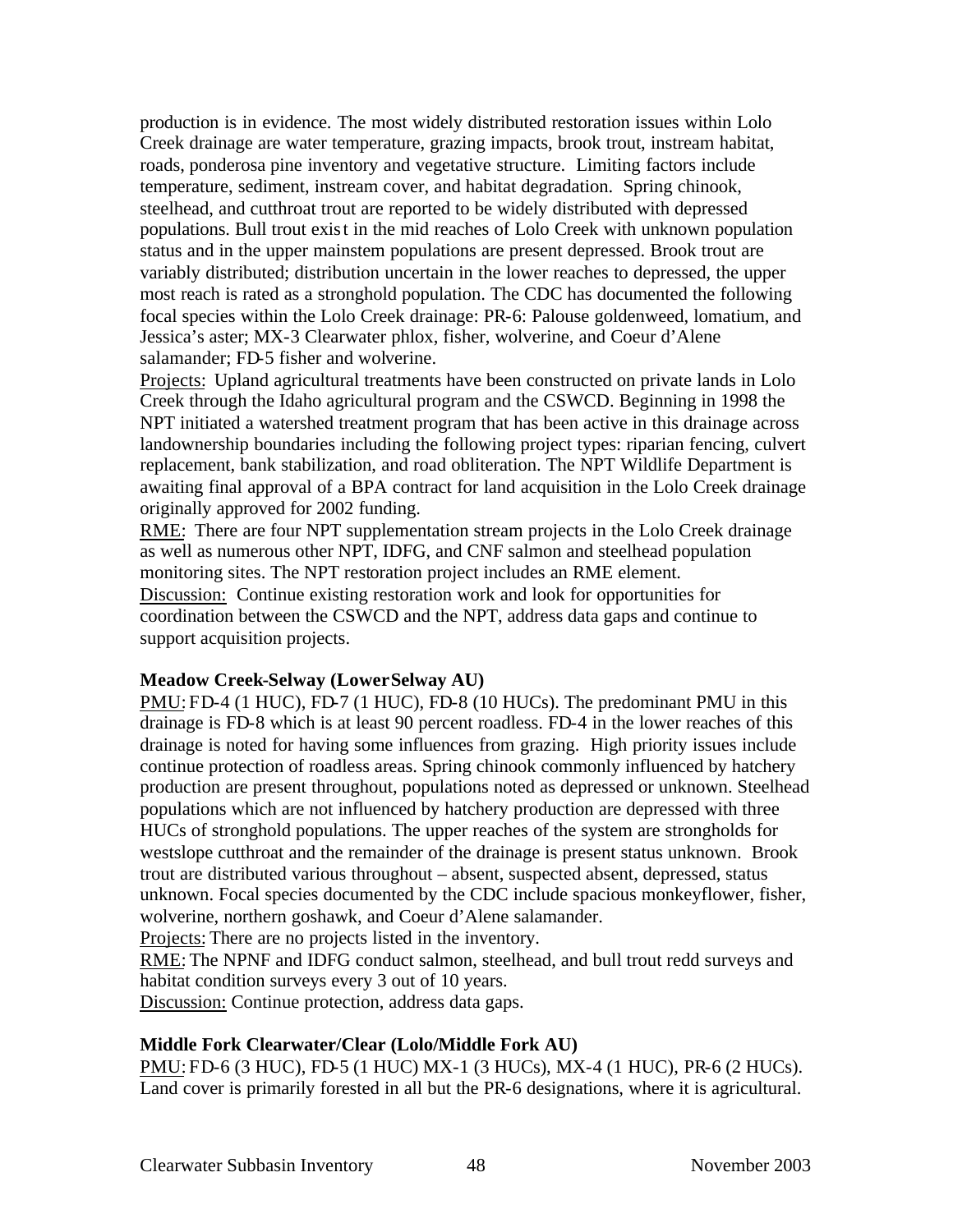production is in evidence. The most widely distributed restoration issues within Lolo Creek drainage are water temperature, grazing impacts, brook trout, instream habitat, roads, ponderosa pine inventory and vegetative structure. Limiting factors include temperature, sediment, instream cover, and habitat degradation. Spring chinook, steelhead, and cutthroat trout are reported to be widely distributed with depressed populations. Bull trout exist in the mid reaches of Lolo Creek with unknown population status and in the upper mainstem populations are present depressed. Brook trout are variably distributed; distribution uncertain in the lower reaches to depressed, the upper most reach is rated as a stronghold population. The CDC has documented the following focal species within the Lolo Creek drainage: PR-6: Palouse goldenweed, lomatium, and Jessica's aster; MX-3 Clearwater phlox, fisher, wolverine, and Coeur d'Alene salamander; FD-5 fisher and wolverine.

Projects: Upland agricultural treatments have been constructed on private lands in Lolo Creek through the Idaho agricultural program and the CSWCD. Beginning in 1998 the NPT initiated a watershed treatment program that has been active in this drainage across landownership boundaries including the following project types: riparian fencing, culvert replacement, bank stabilization, and road obliteration. The NPT Wildlife Department is awaiting final approval of a BPA contract for land acquisition in the Lolo Creek drainage originally approved for 2002 funding.

RME: There are four NPT supplementation stream projects in the Lolo Creek drainage as well as numerous other NPT, IDFG, and CNF salmon and steelhead population monitoring sites. The NPT restoration project includes an RME element.

Discussion: Continue existing restoration work and look for opportunities for coordination between the CSWCD and the NPT, address data gaps and continue to support acquisition projects.

**Meadow Creek-Selway (Lower Selway AU)**

PMU: FD-4 (1 HUC), FD-7 (1 HUC), FD-8 (10 HUCs). The predominant PMU in this drainage is FD-8 which is at least 90 percent roadless. FD-4 in the lower reaches of this drainage is noted for having some influences from grazing. High priority issues include continue protection of roadless areas. Spring chinook commonly influenced by hatchery production are present throughout, populations noted as depressed or unknown. Steelhead populations which are not influenced by hatchery production are depressed with three HUCs of stronghold populations. The upper reaches of the system are strongholds for westslope cutthroat and the remainder of the drainage is present status unknown. Brook trout are distributed various throughout – absent, suspected absent, depressed, status unknown. Focal species documented by the CDC include spacious monkeyflower, fisher, wolverine, northern goshawk, and Coeur d'Alene salamander.

Projects: There are no projects listed in the inventory.

RME: The NPNF and IDFG conduct salmon, steelhead, and bull trout redd surveys and habitat condition surveys every 3 out of 10 years.

Discussion: Continue protection, address data gaps.

**Middle Fork Clearwater/Clear (Lolo/Middle Fork AU)**

PMU: FD-6 (3 HUC), FD-5 (1 HUC) MX-1 (3 HUCs), MX-4 (1 HUC), PR-6 (2 HUCs). Land cover is primarily forested in all but the PR-6 designations, where it is agricultural.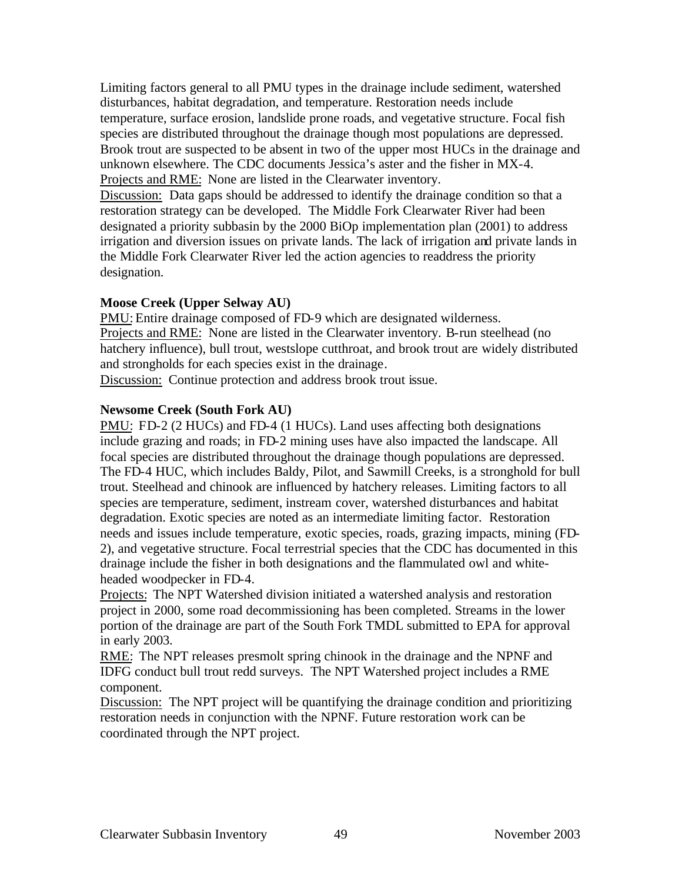Limiting factors general to all PMU types in the drainage include sediment, watershed disturbances, habitat degradation, and temperature. Restoration needs include temperature, surface erosion, landslide prone roads, and vegetative structure. Focal fish species are distributed throughout the drainage though most populations are depressed. Brook trout are suspected to be absent in two of the upper most HUCs in the drainage and unknown elsewhere. The CDC documents Jessica's aster and the fisher in MX-4.

Projects and RME: None are listed in the Clearwater inventory.

Discussion: Data gaps should be addressed to identify the drainage condition so that a restoration strategy can be developed. The Middle Fork Clearwater River had been designated a priority subbasin by the 2000 BiOp implementation plan (2001) to address irrigation and diversion issues on private lands. The lack of irrigation and private lands in the Middle Fork Clearwater River led the action agencies to readdress the priority designation.

**Moose Creek (Upper Selway AU)**

PMU: Entire drainage composed of FD-9 which are designated wilderness.

Projects and RME: None are listed in the Clearwater inventory. B-run steelhead (no hatchery influence), bull trout, westslope cutthroat, and brook trout are widely distributed and strongholds for each species exist in the drainage.

Discussion: Continue protection and address brook trout issue.

**Newsome Creek (South Fork AU)**

PMU: FD-2 (2 HUCs) and FD-4 (1 HUCs). Land uses affecting both designations include grazing and roads; in FD-2 mining uses have also impacted the landscape. All focal species are distributed throughout the drainage though populations are depressed. The FD-4 HUC, which includes Baldy, Pilot, and Sawmill Creeks, is a stronghold for bull trout. Steelhead and chinook are influenced by hatchery releases. Limiting factors to all species are temperature, sediment, instream cover, watershed disturbances and habitat degradation. Exotic species are noted as an intermediate limiting factor. Restoration needs and issues include temperature, exotic species, roads, grazing impacts, mining (FD-2), and vegetative structure. Focal terrestrial species that the CDC has documented in this drainage include the fisher in both designations and the flammulated owl and white-headed woodpecker in FD-4.

Projects: The NPT Watershed division initiated a watershed analysis and restoration project in 2000, some road decommissioning has been completed. Streams in the lower portion of the drainage are part of the South Fork TMDL submitted to EPA for approval in early 2003.

RME: The NPT releases presmolt spring chinook in the drainage and the NPNF and IDFG conduct bull trout redd surveys. The NPT Watershed project includes a RME component.

Discussion: The NPT project will be quantifying the drainage condition and prioritizing restoration needs in conjunction with the NPNF. Future restoration work can be coordinated through the NPT project.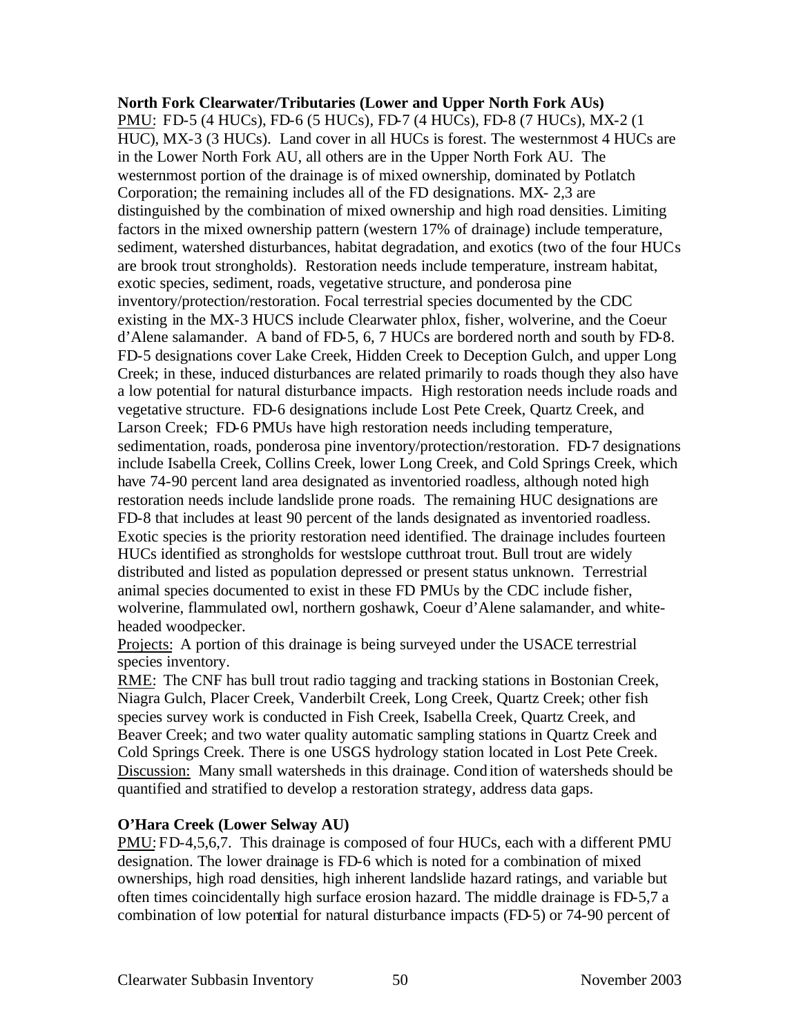**North Fork Clearwater/Tributaries (Lower and Upper North Fork AUs)**

PMU: FD-5 (4 HUCs), FD-6 (5 HUCs), FD-7 (4 HUCs), FD-8 (7 HUCs), MX-2 (1 HUC), MX-3 (3 HUCs). Land cover in all HUCs is forest. The westernmost 4 HUCs are in the Lower North Fork AU, all others are in the Upper North Fork AU. The westernmost portion of the drainage is of mixed ownership, dominated by Potlatch Corporation; the remaining includes all of the FD designations. MX- 2,3 are distinguished by the combination of mixed ownership and high road densities. Limiting factors in the mixed ownership pattern (western 17% of drainage) include temperature, sediment, watershed disturbances, habitat degradation, and exotics (two of the four HUCs are brook trout strongholds). Restoration needs include temperature, instream habitat, exotic species, sediment, roads, vegetative structure, and ponderosa pine inventory/protection/restoration. Focal terrestrial species documented by the CDC existing in the MX-3 HUCS include Clearwater phlox, fisher, wolverine, and the Coeur d'Alene salamander. A band of FD-5, 6, 7 HUCs are bordered north and south by FD-8. FD-5 designations cover Lake Creek, Hidden Creek to Deception Gulch, and upper Long Creek; in these, induced disturbances are related primarily to roads though they also have a low potential for natural disturbance impacts. High restoration needs include roads and vegetative structure. FD-6 designations include Lost Pete Creek, Quartz Creek, and Larson Creek; FD-6 PMUs have high restoration needs including temperature, sedimentation, roads, ponderosa pine inventory/protection/restoration. FD-7 designations include Isabella Creek, Collins Creek, lower Long Creek, and Cold Springs Creek, which have 74-90 percent land area designated as inventoried roadless, although noted high restoration needs include landslide prone roads. The remaining HUC designations are FD-8 that includes at least 90 percent of the lands designated as inventoried roadless. Exotic species is the priority restoration need identified. The drainage includes fourteen HUCs identified as strongholds for westslope cutthroat trout. Bull trout are widely distributed and listed as population depressed or present status unknown. Terrestrial animal species documented to exist in these FD PMUs by the CDC include fisher, wolverine, flammulated owl, northern goshawk, Coeur d'Alene salamander, and white-headed woodpecker.

Projects: A portion of this drainage is being surveyed under the USACE terrestrial species inventory.

RME: The CNF has bull trout radio tagging and tracking stations in Bostonian Creek, Niagra Gulch, Placer Creek, Vanderbilt Creek, Long Creek, Quartz Creek; other fish species survey work is conducted in Fish Creek, Isabella Creek, Quartz Creek, and Beaver Creek; and two water quality automatic sampling stations in Quartz Creek and Cold Springs Creek. There is one USGS hydrology station located in Lost Pete Creek.

Discussion: Many small watersheds in this drainage. Condition of watersheds should be quantified and stratified to develop a restoration strategy, address data gaps.

**O'Hara Creek (Lower Selway AU)**

PMU: FD-4,5,6,7. This drainage is composed of four HUCs, each with a different PMU designation. The lower drainage is FD-6 which is noted for a combination of mixed ownerships, high road densities, high inherent landslide hazard ratings, and variable but often times coincidentally high surface erosion hazard. The middle drainage is FD-5,7 a combination of low potential for natural disturbance impacts (FD-5) or 74-90 percent of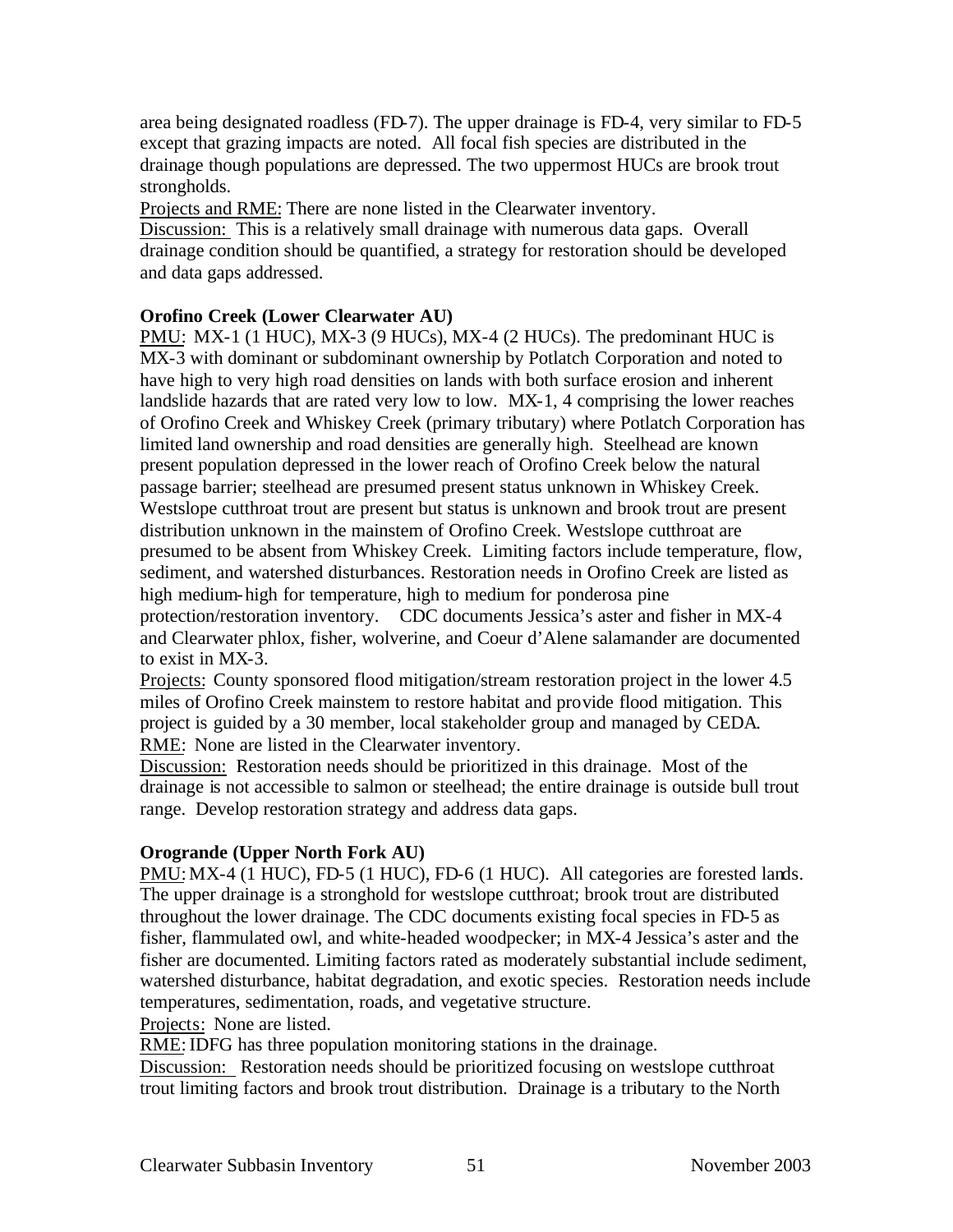area being designated roadless (FD-7). The upper drainage is FD-4, very similar to FD-5 except that grazing impacts are noted. All focal fish species are distributed in the drainage though populations are depressed. The two uppermost HUCs are brook trout strongholds.

Projects and RME: There are none listed in the Clearwater inventory.

Discussion: This is a relatively small drainage with numerous data gaps. Overall drainage condition should be quantified, a strategy for restoration should be developed and data gaps addressed.

**Orofino Creek (Lower Clearwater AU)**

PMU: MX-1 (1 HUC), MX-3 (9 HUCs), MX-4 (2 HUCs). The predominant HUC is MX-3 with dominant or subdominant ownership by Potlatch Corporation and noted to have high to very high road densities on lands with both surface erosion and inherent landslide hazards that are rated very low to low. MX-1, 4 comprising the lower reaches of Orofino Creek and Whiskey Creek (primary tributary) where Potlatch Corporation has limited land ownership and road densities are generally high. Steelhead are known present population depressed in the lower reach of Orofino Creek below the natural passage barrier; steelhead are presumed present status unknown in Whiskey Creek. Westslope cutthroat trout are present but status is unknown and brook trout are present distribution unknown in the mainstem of Orofino Creek. Westslope cutthroat are presumed to be absent from Whiskey Creek. Limiting factors include temperature, flow, sediment, and watershed disturbances. Restoration needs in Orofino Creek are listed as high medium-high for temperature, high to medium for ponderosa pine protection/restoration inventory. CDC documents Jessica's aster and fisher in MX-4 and Clearwater phlox, fisher, wolverine, and Coeur d'Alene salamander are documented to exist in MX-3.

Projects: County sponsored flood mitigation/stream restoration project in the lower 4.5 miles of Orofino Creek mainstem to restore habitat and provide flood mitigation. This project is guided by a 30 member, local stakeholder group and managed by CEDA.

RME: None are listed in the Clearwater inventory.

Discussion: Restoration needs should be prioritized in this drainage. Most of the drainage is not accessible to salmon or steelhead; the entire drainage is outside bull trout range. Develop restoration strategy and address data gaps.

**Orogrande (Upper North Fork AU)**

PMU: MX-4 (1 HUC), FD-5 (1 HUC), FD-6 (1 HUC). All categories are forested lands. The upper drainage is a stronghold for westslope cutthroat; brook trout are distributed throughout the lower drainage. The CDC documents existing focal species in FD-5 as fisher, flammulated owl, and white-headed woodpecker; in MX-4 Jessica's aster and the fisher are documented. Limiting factors rated as moderately substantial include sediment, watershed disturbance, habitat degradation, and exotic species. Restoration needs include temperatures, sedimentation, roads, and vegetative structure.

Projects: None are listed.

RME: IDFG has three population monitoring stations in the drainage.

Discussion: Restoration needs should be prioritized focusing on westslope cutthroat trout limiting factors and brook trout distribution. Drainage is a tributary to the North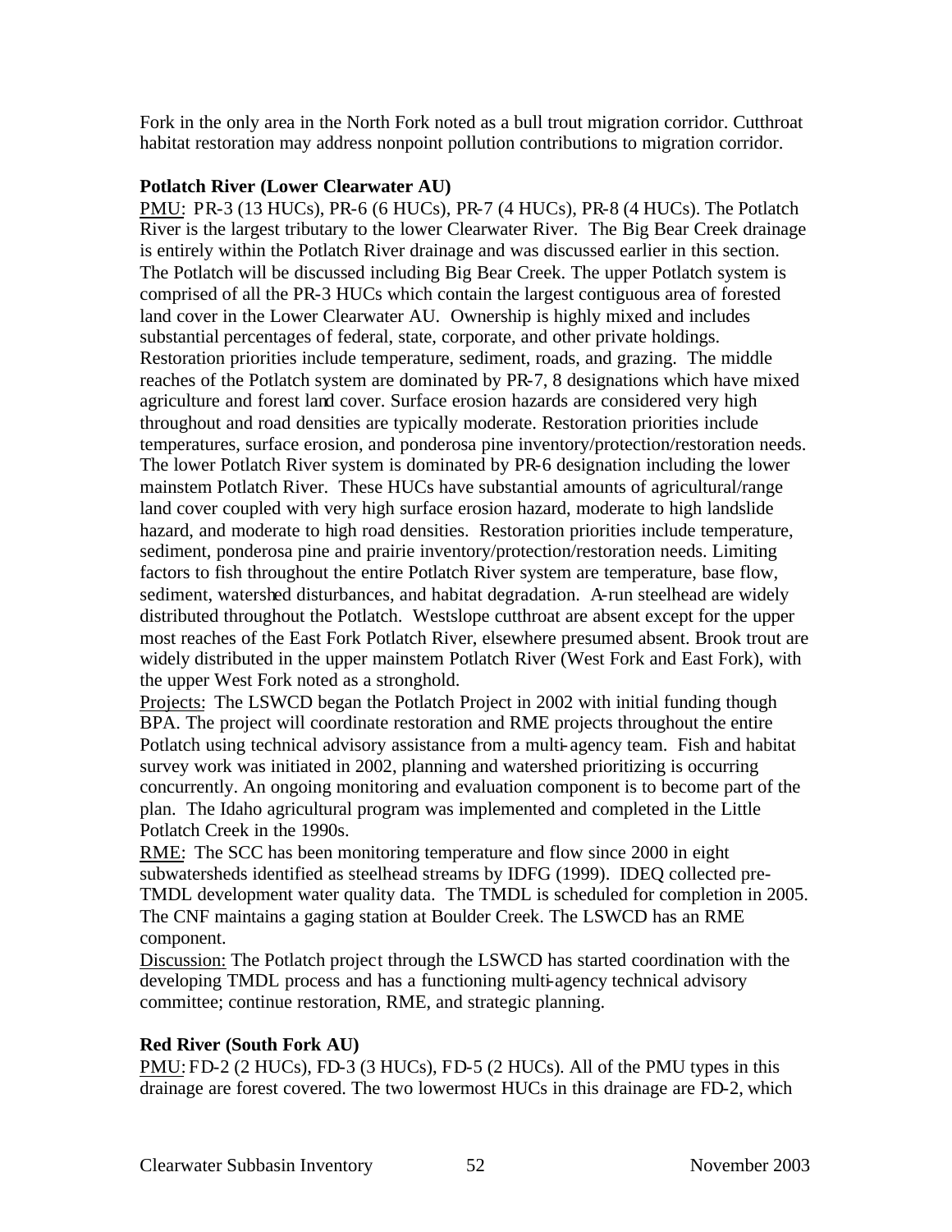Fork in the only area in the North Fork noted as a bull trout migration corridor. Cutthroat habitat restoration may address nonpoint pollution contributions to migration corridor.

**Potlatch River (Lower Clearwater AU)**

PMU: PR-3 (13 HUCs), PR-6 (6 HUCs), PR-7 (4 HUCs), PR-8 (4 HUCs). The Potlatch River is the largest tributary to the lower Clearwater River. The Big Bear Creek drainage is entirely within the Potlatch River drainage and was discussed earlier in this section. The Potlatch will be discussed including Big Bear Creek. The upper Potlatch system is comprised of all the PR-3 HUCs which contain the largest contiguous area of forested land cover in the Lower Clearwater AU. Ownership is highly mixed and includes substantial percentages of federal, state, corporate, and other private holdings. Restoration priorities include temperature, sediment, roads, and grazing. The middle reaches of the Potlatch system are dominated by PR-7, 8 designations which have mixed agriculture and forest land cover. Surface erosion hazards are considered very high throughout and road densities are typically moderate. Restoration priorities include temperatures, surface erosion, and ponderosa pine inventory/protection/restoration needs. The lower Potlatch River system is dominated by PR-6 designation including the lower mainstem Potlatch River. These HUCs have substantial amounts of agricultural/range land cover coupled with very high surface erosion hazard, moderate to high landslide hazard, and moderate to high road densities. Restoration priorities include temperature, sediment, ponderosa pine and prairie inventory/protection/restoration needs. Limiting factors to fish throughout the entire Potlatch River system are temperature, base flow, sediment, watershed disturbances, and habitat degradation. A-run steelhead are widely distributed throughout the Potlatch. Westslope cutthroat are absent except for the upper most reaches of the East Fork Potlatch River, elsewhere presumed absent. Brook trout are widely distributed in the upper mainstem Potlatch River (West Fork and East Fork), with the upper West Fork noted as a stronghold.

Projects: The LSWCD began the Potlatch Project in 2002 with initial funding though BPA. The project will coordinate restoration and RME projects throughout the entire Potlatch using technical advisory assistance from a multi-agency team. Fish and habitat survey work was initiated in 2002, planning and watershed prioritizing is occurring concurrently. An ongoing monitoring and evaluation component is to become part of the plan. The Idaho agricultural program was implemented and completed in the Little Potlatch Creek in the 1990s.

RME: The SCC has been monitoring temperature and flow since 2000 in eight subwatersheds identified as steelhead streams by IDFG (1999). IDEQ collected pre-TMDL development water quality data. The TMDL is scheduled for completion in 2005. The CNF maintains a gaging station at Boulder Creek. The LSWCD has an RME component.

Discussion: The Potlatch project through the LSWCD has started coordination with the developing TMDL process and has a functioning multi-agency technical advisory committee; continue restoration, RME, and strategic planning.

**Red River (South Fork AU)**

PMU: FD-2 (2 HUCs), FD-3 (3 HUCs), FD-5 (2 HUCs). All of the PMU types in this drainage are forest covered. The two lowermost HUCs in this drainage are FD-2, which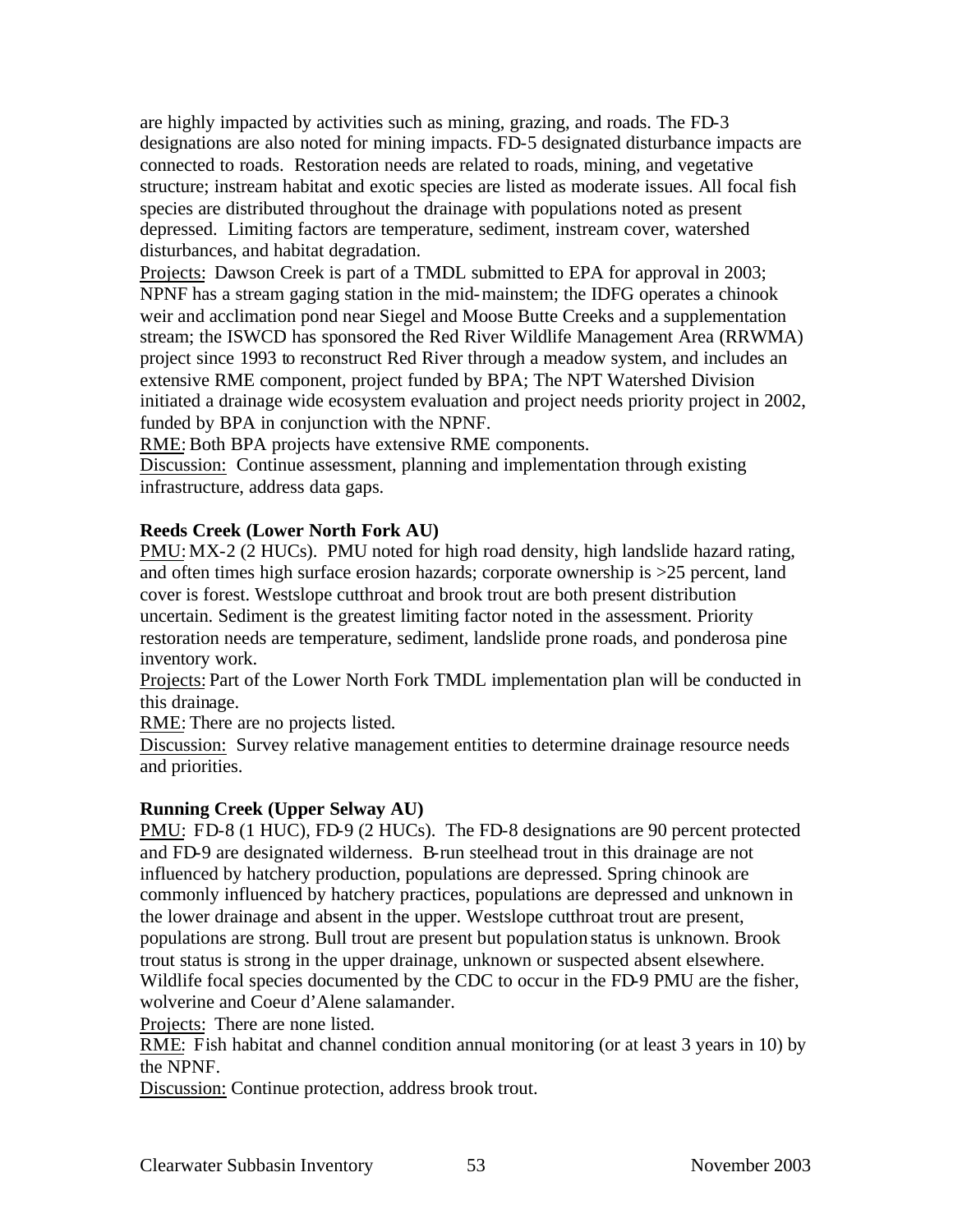are highly impacted by activities such as mining, grazing, and roads. The FD-3 designations are also noted for mining impacts. FD-5 designated disturbance impacts are connected to roads. Restoration needs are related to roads, mining, and vegetative structure; instream habitat and exotic species are listed as moderate issues. All focal fish species are distributed throughout the drainage with populations noted as present depressed. Limiting factors are temperature, sediment, instream cover, watershed disturbances, and habitat degradation.

Projects: Dawson Creek is part of a TMDL submitted to EPA for approval in 2003; NPNF has a stream gaging station in the mid-mainstem; the IDFG operates a chinook weir and acclimation pond near Siegel and Moose Butte Creeks and a supplementation stream; the ISWCD has sponsored the Red River Wildlife Management Area (RRWMA) project since 1993 to reconstruct Red River through a meadow system, and includes an extensive RME component, project funded by BPA; The NPT Watershed Division initiated a drainage wide ecosystem evaluation and project needs priority project in 2002, funded by BPA in conjunction with the NPNF.

RME: Both BPA projects have extensive RME components.

Discussion: Continue assessment, planning and implementation through existing infrastructure, address data gaps.

**Reeds Creek (Lower North Fork AU)**

PMU: MX-2 (2 HUCs). PMU noted for high road density, high landslide hazard rating, and often times high surface erosion hazards; corporate ownership is >25 percent, land cover is forest. Westslope cutthroat and brook trout are both present distribution uncertain. Sediment is the greatest limiting factor noted in the assessment. Priority restoration needs are temperature, sediment, landslide prone roads, and ponderosa pine inventory work.

Projects: Part of the Lower North Fork TMDL implementation plan will be conducted in this drainage.

RME: There are no projects listed.

Discussion: Survey relative management entities to determine drainage resource needs and priorities.

**Running Creek (Upper Selway AU)**

PMU: FD-8 (1 HUC), FD-9 (2 HUCs). The FD-8 designations are 90 percent protected and FD-9 are designated wilderness. B-run steelhead trout in this drainage are not influenced by hatchery production, populations are depressed. Spring chinook are commonly influenced by hatchery practices, populations are depressed and unknown in the lower drainage and absent in the upper. Westslope cutthroat trout are present, populations are strong. Bull trout are present but population status is unknown. Brook trout status is strong in the upper drainage, unknown or suspected absent elsewhere. Wildlife focal species documented by the CDC to occur in the FD-9 PMU are the fisher, wolverine and Coeur d'Alene salamander.

Projects: There are none listed.

RME: Fish habitat and channel condition annual monitoring (or at least 3 years in 10) by the NPNF.

Discussion: Continue protection, address brook trout.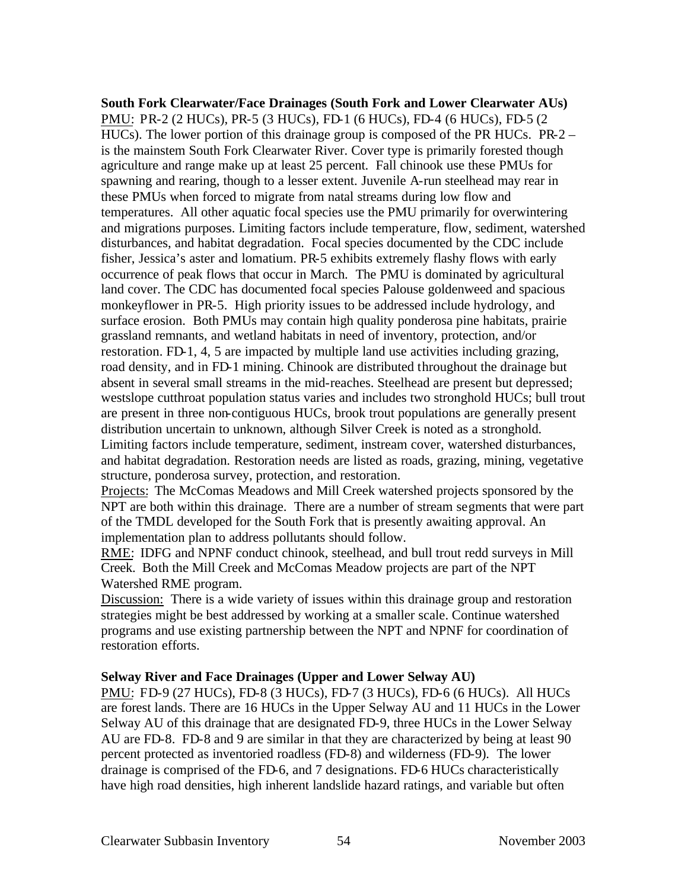**South Fork Clearwater/Face Drainages (South Fork and Lower Clearwater AUs)**

PMU: PR-2 (2 HUCs), PR-5 (3 HUCs), FD-1 (6 HUCs), FD-4 (6 HUCs), FD-5 (2 HUCs). The lower portion of this drainage group is composed of the PR HUCs. PR-2 – is the mainstem South Fork Clearwater River. Cover type is primarily forested though agriculture and range make up at least 25 percent. Fall chinook use these PMUs for spawning and rearing, though to a lesser extent. Juvenile A-run steelhead may rear in these PMUs when forced to migrate from natal streams during low flow and temperatures. All other aquatic focal species use the PMU primarily for overwintering and migrations purposes. Limiting factors include temperature, flow, sediment, watershed disturbances, and habitat degradation. Focal species documented by the CDC include fisher, Jessica's aster and lomatium. PR-5 exhibits extremely flashy flows with early occurrence of peak flows that occur in March. The PMU is dominated by agricultural land cover. The CDC has documented focal species Palouse goldenweed and spacious monkeyflower in PR-5. High priority issues to be addressed include hydrology, and surface erosion. Both PMUs may contain high quality ponderosa pine habitats, prairie grassland remnants, and wetland habitats in need of inventory, protection, and/or restoration. FD-1, 4, 5 are impacted by multiple land use activities including grazing, road density, and in FD-1 mining. Chinook are distributed throughout the drainage but absent in several small streams in the mid-reaches. Steelhead are present but depressed; westslope cutthroat population status varies and includes two stronghold HUCs; bull trout are present in three non-contiguous HUCs, brook trout populations are generally present distribution uncertain to unknown, although Silver Creek is noted as a stronghold. Limiting factors include temperature, sediment, instream cover, watershed disturbances, and habitat degradation. Restoration needs are listed as roads, grazing, mining, vegetative structure, ponderosa survey, protection, and restoration.

Projects: The McComas Meadows and Mill Creek watershed projects sponsored by the NPT are both within this drainage. There are a number of stream segments that were part of the TMDL developed for the South Fork that is presently awaiting approval. An implementation plan to address pollutants should follow.

RME: IDFG and NPNF conduct chinook, steelhead, and bull trout redd surveys in Mill Creek. Both the Mill Creek and McComas Meadow projects are part of the NPT Watershed RME program.

Discussion: There is a wide variety of issues within this drainage group and restoration strategies might be best addressed by working at a smaller scale. Continue watershed programs and use existing partnership between the NPT and NPNF for coordination of restoration efforts.

**Selway River and Face Drainages (Upper and Lower Selway AU)**

PMU: FD-9 (27 HUCs), FD-8 (3 HUCs), FD-7 (3 HUCs), FD-6 (6 HUCs). All HUCs are forest lands. There are 16 HUCs in the Upper Selway AU and 11 HUCs in the Lower Selway AU of this drainage that are designated FD-9, three HUCs in the Lower Selway AU are FD-8. FD-8 and 9 are similar in that they are characterized by being at least 90 percent protected as inventoried roadless (FD-8) and wilderness (FD-9). The lower drainage is comprised of the FD-6, and 7 designations. FD-6 HUCs characteristically have high road densities, high inherent landslide hazard ratings, and variable but often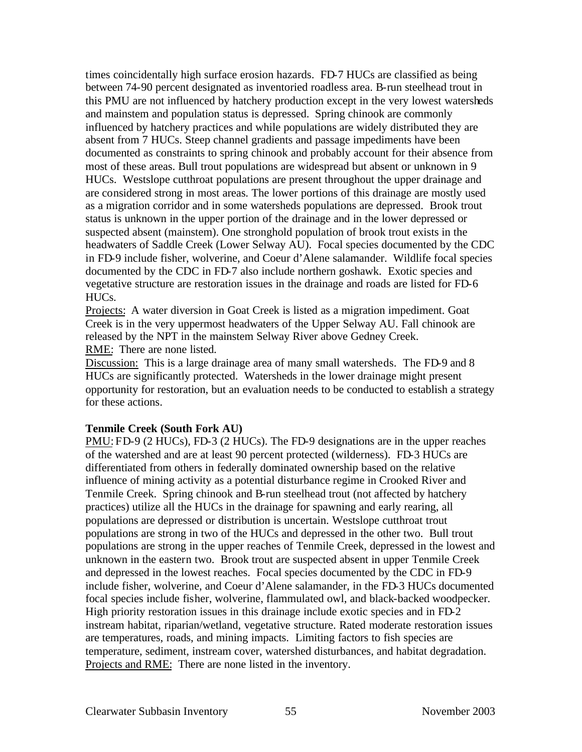times coincidentally high surface erosion hazards. FD-7 HUCs are classified as being between 74-90 percent designated as inventoried roadless area. B-run steelhead trout in this PMU are not influenced by hatchery production except in the very lowest watersheds and mainstem and population status is depressed. Spring chinook are commonly influenced by hatchery practices and while populations are widely distributed they are absent from 7 HUCs. Steep channel gradients and passage impediments have been documented as constraints to spring chinook and probably account for their absence from most of these areas. Bull trout populations are widespread but absent or unknown in 9 HUCs. Westslope cutthroat populations are present throughout the upper drainage and are considered strong in most areas. The lower portions of this drainage are mostly used as a migration corridor and in some watersheds populations are depressed. Brook trout status is unknown in the upper portion of the drainage and in the lower depressed or suspected absent (mainstem). One stronghold population of brook trout exists in the headwaters of Saddle Creek (Lower Selway AU). Focal species documented by the CDC in FD-9 include fisher, wolverine, and Coeur d'Alene salamander. Wildlife focal species documented by the CDC in FD-7 also include northern goshawk. Exotic species and vegetative structure are restoration issues in the drainage and roads are listed for FD-6 HUCs.

Projects: A water diversion in Goat Creek is listed as a migration impediment. Goat Creek is in the very uppermost headwaters of the Upper Selway AU. Fall chinook are released by the NPT in the mainstem Selway River above Gedney Creek.

RME: There are none listed.

Discussion: This is a large drainage area of many small watersheds. The FD-9 and 8 HUCs are significantly protected. Watersheds in the lower drainage might present opportunity for restoration, but an evaluation needs to be conducted to establish a strategy for these actions.

**Tenmile Creek (South Fork AU)**

PMU: FD-9 (2 HUCs), FD-3 (2 HUCs). The FD-9 designations are in the upper reaches of the watershed and are at least 90 percent protected (wilderness). FD-3 HUCs are differentiated from others in federally dominated ownership based on the relative influence of mining activity as a potential disturbance regime in Crooked River and Tenmile Creek. Spring chinook and B-run steelhead trout (not affected by hatchery practices) utilize all the HUCs in the drainage for spawning and early rearing, all populations are depressed or distribution is uncertain. Westslope cutthroat trout populations are strong in two of the HUCs and depressed in the other two. Bull trout populations are strong in the upper reaches of Tenmile Creek, depressed in the lowest and unknown in the eastern two. Brook trout are suspected absent in upper Tenmile Creek and depressed in the lowest reaches. Focal species documented by the CDC in FD-9 include fisher, wolverine, and Coeur d'Alene salamander, in the FD-3 HUCs documented focal species include fisher, wolverine, flammulated owl, and black-backed woodpecker. High priority restoration issues in this drainage include exotic species and in FD-2 instream habitat, riparian/wetland, vegetative structure. Rated moderate restoration issues are temperatures, roads, and mining impacts. Limiting factors to fish species are temperature, sediment, instream cover, watershed disturbances, and habitat degradation.

Projects and RME: There are none listed in the inventory.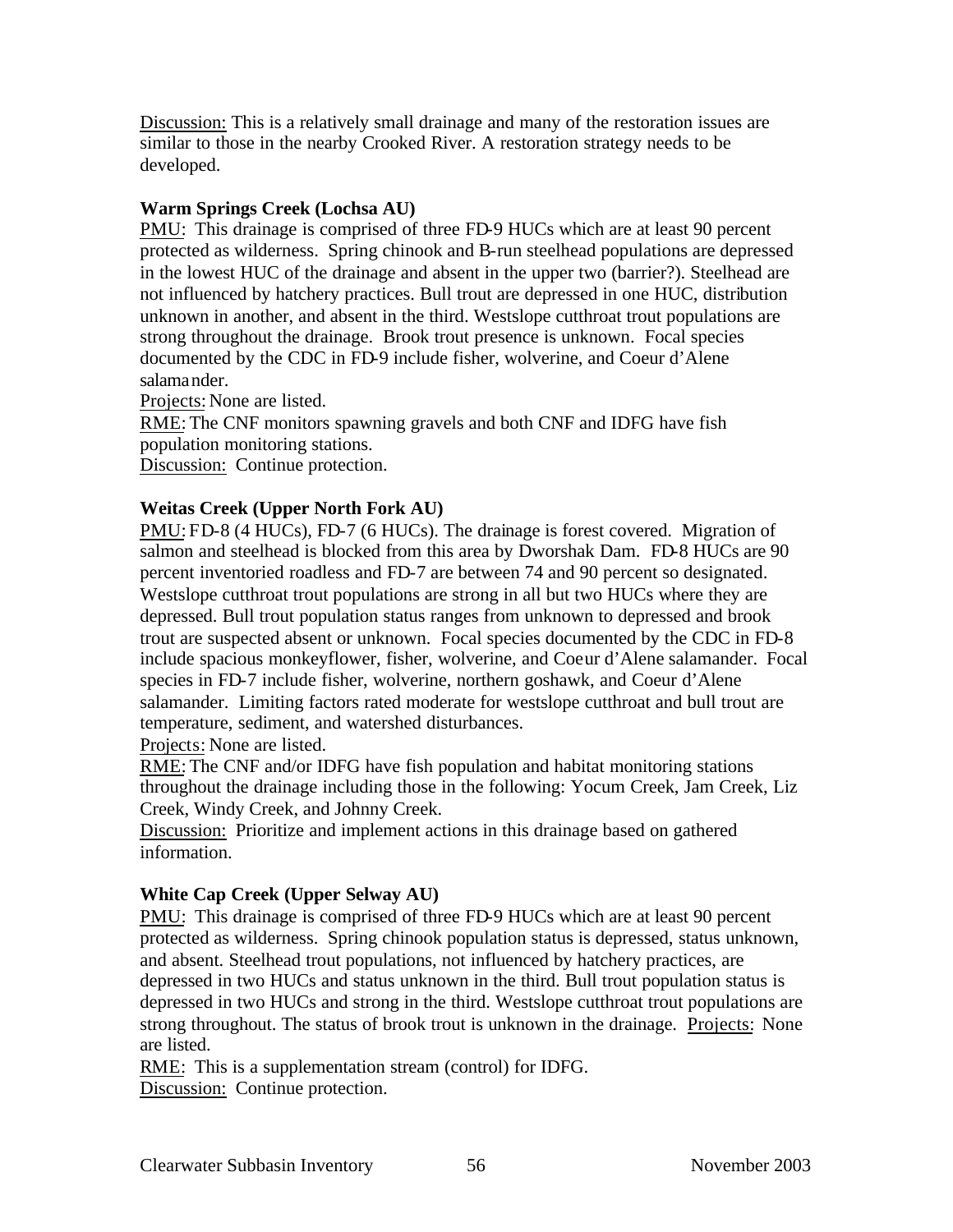Discussion: This is a relatively small drainage and many of the restoration issues are similar to those in the nearby Crooked River. A restoration strategy needs to be developed.

**Warm Springs Creek (Lochsa AU)**

PMU: This drainage is comprised of three FD-9 HUCs which are at least 90 percent protected as wilderness. Spring chinook and B-run steelhead populations are depressed in the lowest HUC of the drainage and absent in the upper two (barrier?). Steelhead are not influenced by hatchery practices. Bull trout are depressed in one HUC, distribution unknown in another, and absent in the third. Westslope cutthroat trout populations are strong throughout the drainage. Brook trout presence is unknown. Focal species documented by the CDC in FD-9 include fisher, wolverine, and Coeur d'Alene salamander.

Projects: None are listed.

RME: The CNF monitors spawning gravels and both CNF and IDFG have fish population monitoring stations.

Discussion: Continue protection.

**Weitas Creek (Upper North Fork AU)**

PMU: FD-8 (4 HUCs), FD-7 (6 HUCs). The drainage is forest covered. Migration of salmon and steelhead is blocked from this area by Dworshak Dam. FD-8 HUCs are 90 percent inventoried roadless and FD-7 are between 74 and 90 percent so designated. Westslope cutthroat trout populations are strong in all but two HUCs where they are depressed. Bull trout population status ranges from unknown to depressed and brook trout are suspected absent or unknown. Focal species documented by the CDC in FD-8 include spacious monkeyflower, fisher, wolverine, and Coeur d'Alene salamander. Focal species in FD-7 include fisher, wolverine, northern goshawk, and Coeur d'Alene salamander. Limiting factors rated moderate for westslope cutthroat and bull trout are temperature, sediment, and watershed disturbances.

Projects: None are listed.

RME: The CNF and/or IDFG have fish population and habitat monitoring stations throughout the drainage including those in the following: Yocum Creek, Jam Creek, Liz Creek, Windy Creek, and Johnny Creek.

Discussion: Prioritize and implement actions in this drainage based on gathered information.

**White Cap Creek (Upper Selway AU)**

PMU: This drainage is comprised of three FD-9 HUCs which are at least 90 percent protected as wilderness. Spring chinook population status is depressed, status unknown, and absent. Steelhead trout populations, not influenced by hatchery practices, are depressed in two HUCs and status unknown in the third. Bull trout population status is depressed in two HUCs and strong in the third. Westslope cutthroat trout populations are strong throughout. The status of brook trout is unknown in the drainage. Projects: None are listed.

RME: This is a supplementation stream (control) for IDFG.

Discussion: Continue protection.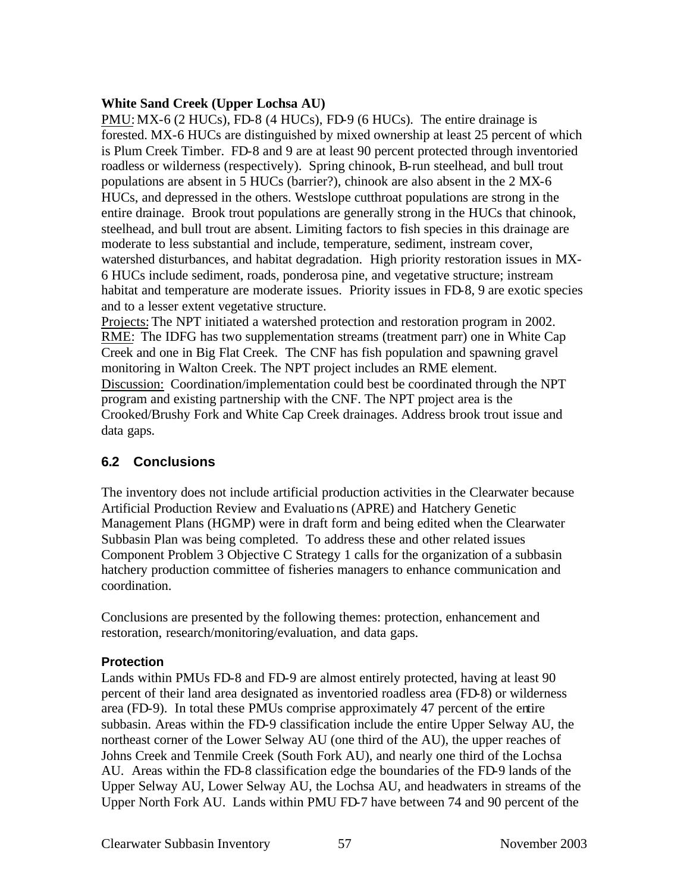**White Sand Creek (Upper Lochsa AU)**

PMU: MX-6 (2 HUCs), FD-8 (4 HUCs), FD-9 (6 HUCs). The entire drainage is forested. MX-6 HUCs are distinguished by mixed ownership at least 25 percent of which is Plum Creek Timber. FD-8 and 9 are at least 90 percent protected through inventoried roadless or wilderness (respectively). Spring chinook, B-run steelhead, and bull trout populations are absent in 5 HUCs (barrier?), chinook are also absent in the 2 MX-6 HUCs, and depressed in the others. Westslope cutthroat populations are strong in the entire drainage. Brook trout populations are generally strong in the HUCs that chinook, steelhead, and bull trout are absent. Limiting factors to fish species in this drainage are moderate to less substantial and include, temperature, sediment, instream cover, watershed disturbances, and habitat degradation. High priority restoration issues in MX-6 HUCs include sediment, roads, ponderosa pine, and vegetative structure; instream habitat and temperature are moderate issues. Priority issues in FD-8, 9 are exotic species and to a lesser extent vegetative structure.

Projects: The NPT initiated a watershed protection and restoration program in 2002.

RME: The IDFG has two supplementation streams (treatment parr) one in White Cap Creek and one in Big Flat Creek. The CNF has fish population and spawning gravel monitoring in Walton Creek. The NPT project includes an RME element.

Discussion: Coordination/implementation could best be coordinated through the NPT program and existing partnership with the CNF. The NPT project area is the Crooked/Brushy Fork and White Cap Creek drainages. Address brook trout issue and data gaps.

## 6.2 Conclusions

The inventory does not include artificial production activities in the Clearwater because Artificial Production Review and Evaluations (APRE) and Hatchery Genetic Management Plans (HGMP) were in draft form and being edited when the Clearwater Subbasin Plan was being completed. To address these and other related issues Component Problem 3 Objective C Strategy 1 calls for the organization of a subbasin hatchery production committee of fisheries managers to enhance communication and coordination.

Conclusions are presented by the following themes: protection, enhancement and restoration, research/monitoring/evaluation, and data gaps.

### Protection

Lands within PMUs FD-8 and FD-9 are almost entirely protected, having at least 90 percent of their land area designated as inventoried roadless area (FD-8) or wilderness area (FD-9). In total these PMUs comprise approximately 47 percent of the entire subbasin. Areas within the FD-9 classification include the entire Upper Selway AU, the northeast corner of the Lower Selway AU (one third of the AU), the upper reaches of Johns Creek and Tenmile Creek (South Fork AU), and nearly one third of the Lochsa AU. Areas within the FD-8 classification edge the boundaries of the FD-9 lands of the Upper Selway AU, Lower Selway AU, the Lochsa AU, and headwaters in streams of the Upper North Fork AU. Lands within PMU FD-7 have between 74 and 90 percent of the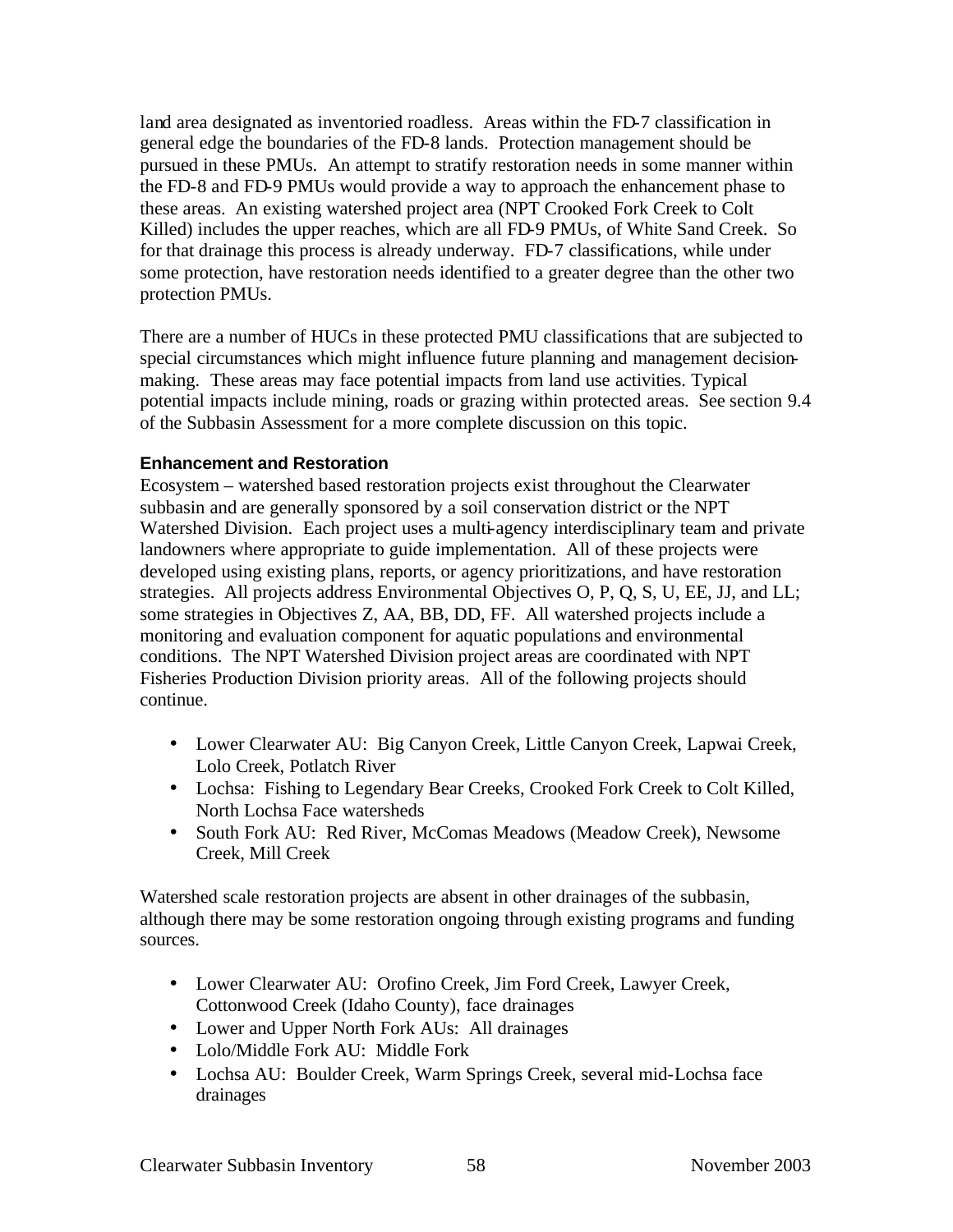land area designated as inventoried roadless. Areas within the FD-7 classification in general edge the boundaries of the FD-8 lands. Protection management should be pursued in these PMUs. An attempt to stratify restoration needs in some manner within the FD-8 and FD-9 PMUs would provide a way to approach the enhancement phase to these areas. An existing watershed project area (NPT Crooked Fork Creek to Colt Killed) includes the upper reaches, which are all FD-9 PMUs, of White Sand Creek. So for that drainage this process is already underway. FD-7 classifications, while under some protection, have restoration needs identified to a greater degree than the other two protection PMUs.

There are a number of HUCs in these protected PMU classifications that are subjected to special circumstances which might influence future planning and management decision-making. These areas may face potential impacts from land use activities. Typical potential impacts include mining, roads or grazing within protected areas. See section 9.4 of the Subbasin Assessment for a more complete discussion on this topic.

#### Enhancement and Restoration

Ecosystem – watershed based restoration projects exist throughout the Clearwater subbasin and are generally sponsored by a soil conservation district or the NPT Watershed Division. Each project uses a multi-agency interdisciplinary team and private landowners where appropriate to guide implementation. All of these projects were developed using existing plans, reports, or agency prioritizations, and have restoration strategies. All projects address Environmental Objectives O, P, Q, S, U, EE, JJ, and LL; some strategies in Objectives Z, AA, BB, DD, FF. All watershed projects include a monitoring and evaluation component for aquatic populations and environmental conditions. The NPT Watershed Division project areas are coordinated with NPT Fisheries Production Division priority areas. All of the following projects should continue.

- Lower Clearwater AU: Big Canyon Creek, Little Canyon Creek, Lapwai Creek, Lolo Creek, Potlatch River
- Lochsa: Fishing to Legendary Bear Creeks, Crooked Fork Creek to Colt Killed, North Lochsa Face watersheds
- South Fork AU: Red River, McComas Meadows (Meadow Creek), Newsome Creek, Mill Creek

Watershed scale restoration projects are absent in other drainages of the subbasin, although there may be some restoration ongoing through existing programs and funding sources.

- Lower Clearwater AU: Orofino Creek, Jim Ford Creek, Lawyer Creek, Cottonwood Creek (Idaho County), face drainages
- Lower and Upper North Fork AUs: All drainages
- Lolo/Middle Fork AU: Middle Fork
- Lochsa AU: Boulder Creek, Warm Springs Creek, several mid-Lochsa face drainages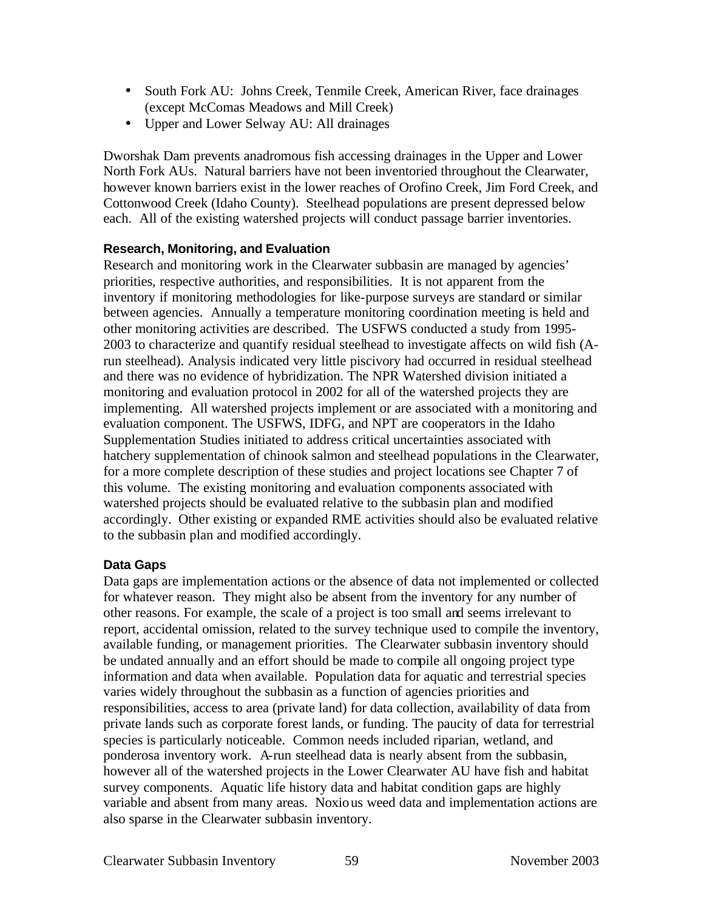- South Fork AU: Johns Creek, Tenmile Creek, American River, face drainages (except McComas Meadows and Mill Creek)
- Upper and Lower Selway AU: All drainages

Dworshak Dam prevents anadromous fish accessing drainages in the Upper and Lower North Fork AUs. Natural barriers have not been inventoried throughout the Clearwater, however known barriers exist in the lower reaches of Orofino Creek, Jim Ford Creek, and Cottonwood Creek (Idaho County). Steelhead populations are present depressed below each. All of the existing watershed projects will conduct passage barrier inventories.

### Research, Monitoring, and Evaluation

Research and monitoring work in the Clearwater subbasin are managed by agencies' priorities, respective authorities, and responsibilities. It is not apparent from the inventory if monitoring methodologies for like-purpose surveys are standard or similar between agencies. Annually a temperature monitoring coordination meeting is held and other monitoring activities are described. The USFWS conducted a study from 1995-2003 to characterize and quantify residual steelhead to investigate affects on wild fish (A-run steelhead). Analysis indicated very little piscivory had occurred in residual steelhead and there was no evidence of hybridization. The NPR Watershed division initiated a monitoring and evaluation protocol in 2002 for all of the watershed projects they are implementing. All watershed projects implement or are associated with a monitoring and evaluation component. The USFWS, IDFG, and NPT are cooperators in the Idaho Supplementation Studies initiated to address critical uncertainties associated with hatchery supplementation of chinook salmon and steelhead populations in the Clearwater, for a more complete description of these studies and project locations see Chapter 7 of this volume. The existing monitoring and evaluation components associated with watershed projects should be evaluated relative to the subbasin plan and modified accordingly. Other existing or expanded RME activities should also be evaluated relative to the subbasin plan and modified accordingly.

### Data Gaps

Data gaps are implementation actions or the absence of data not implemented or collected for whatever reason. They might also be absent from the inventory for any number of other reasons. For example, the scale of a project is too small and seems irrelevant to report, accidental omission, related to the survey technique used to compile the inventory, available funding, or management priorities. The Clearwater subbasin inventory should be undated annually and an effort should be made to compile all ongoing project type information and data when available. Population data for aquatic and terrestrial species varies widely throughout the subbasin as a function of agencies priorities and responsibilities, access to area (private land) for data collection, availability of data from private lands such as corporate forest lands, or funding. The paucity of data for terrestrial species is particularly noticeable. Common needs included riparian, wetland, and ponderosa inventory work. A-run steelhead data is nearly absent from the subbasin, however all of the watershed projects in the Lower Clearwater AU have fish and habitat survey components. Aquatic life history data and habitat condition gaps are highly variable and absent from many areas. Noxious weed data and implementation actions are also sparse in the Clearwater subbasin inventory.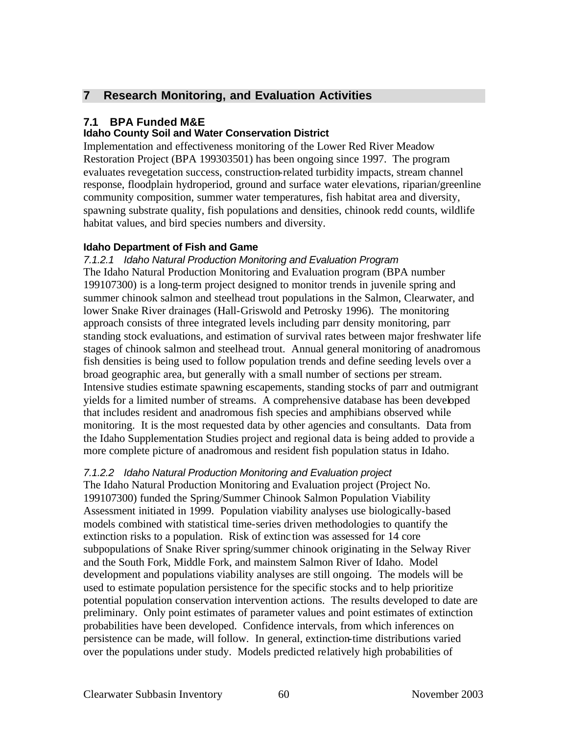## 7 Research Monitoring, and Evaluation Activities

### 7.1 BPA Funded M&E

**Idaho County Soil and Water Conservation District**

Implementation and effectiveness monitoring of the Lower Red River Meadow Restoration Project (BPA 199303501) has been ongoing since 1997. The program evaluates revegetation success, construction-related turbidity impacts, stream channel response, floodplain hydroperiod, ground and surface water elevations, riparian/greenline community composition, summer water temperatures, fish habitat area and diversity, spawning substrate quality, fish populations and densities, chinook redd counts, wildlife habitat values, and bird species numbers and diversity.

**Idaho Department of Fish and Game**

*7.1.2.1 Idaho Natural Production Monitoring and Evaluation Program*

The Idaho Natural Production Monitoring and Evaluation program (BPA number 199107300) is a long-term project designed to monitor trends in juvenile spring and summer chinook salmon and steelhead trout populations in the Salmon, Clearwater, and lower Snake River drainages (Hall-Griswold and Petrosky 1996). The monitoring approach consists of three integrated levels including parr density monitoring, parr standing stock evaluations, and estimation of survival rates between major freshwater life stages of chinook salmon and steelhead trout. Annual general monitoring of anadromous fish densities is being used to follow population trends and define seeding levels over a broad geographic area, but generally with a small number of sections per stream. Intensive studies estimate spawning escapements, standing stocks of parr and outmigrant yields for a limited number of streams. A comprehensive database has been developed that includes resident and anadromous fish species and amphibians observed while monitoring. It is the most requested data by other agencies and consultants. Data from the Idaho Supplementation Studies project and regional data is being added to provide a more complete picture of anadromous and resident fish population status in Idaho.

*7.1.2.2 Idaho Natural Production Monitoring and Evaluation project*

The Idaho Natural Production Monitoring and Evaluation project (Project No. 199107300) funded the Spring/Summer Chinook Salmon Population Viability Assessment initiated in 1999. Population viability analyses use biologically-based models combined with statistical time-series driven methodologies to quantify the extinction risks to a population. Risk of extinction was assessed for 14 core subpopulations of Snake River spring/summer chinook originating in the Selway River and the South Fork, Middle Fork, and mainstem Salmon River of Idaho. Model development and populations viability analyses are still ongoing. The models will be used to estimate population persistence for the specific stocks and to help prioritize potential population conservation intervention actions. The results developed to date are preliminary. Only point estimates of parameter values and point estimates of extinction probabilities have been developed. Confidence intervals, from which inferences on persistence can be made, will follow. In general, extinction-time distributions varied over the populations under study. Models predicted relatively high probabilities of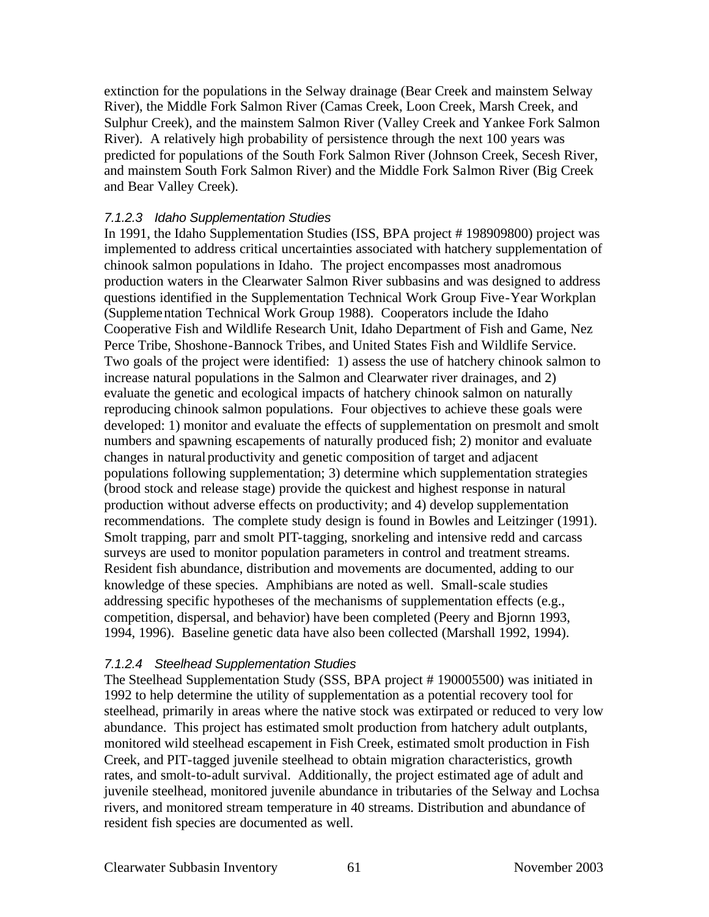extinction for the populations in the Selway drainage (Bear Creek and mainstem Selway River), the Middle Fork Salmon River (Camas Creek, Loon Creek, Marsh Creek, and Sulphur Creek), and the mainstem Salmon River (Valley Creek and Yankee Fork Salmon River). A relatively high probability of persistence through the next 100 years was predicted for populations of the South Fork Salmon River (Johnson Creek, Secesh River, and mainstem South Fork Salmon River) and the Middle Fork Salmon River (Big Creek and Bear Valley Creek).

#### *7.1.2.3 Idaho Supplementation Studies*

In 1991, the Idaho Supplementation Studies (ISS, BPA project # 198909800) project was implemented to address critical uncertainties associated with hatchery supplementation of chinook salmon populations in Idaho. The project encompasses most anadromous production waters in the Clearwater Salmon River subbasins and was designed to address questions identified in the Supplementation Technical Work Group Five-Year Workplan (Supplementation Technical Work Group 1988). Cooperators include the Idaho Cooperative Fish and Wildlife Research Unit, Idaho Department of Fish and Game, Nez Perce Tribe, Shoshone-Bannock Tribes, and United States Fish and Wildlife Service. Two goals of the project were identified: 1) assess the use of hatchery chinook salmon to increase natural populations in the Salmon and Clearwater river drainages, and 2) evaluate the genetic and ecological impacts of hatchery chinook salmon on naturally reproducing chinook salmon populations. Four objectives to achieve these goals were developed: 1) monitor and evaluate the effects of supplementation on presmolt and smolt numbers and spawning escapements of naturally produced fish; 2) monitor and evaluate changes in natural productivity and genetic composition of target and adjacent populations following supplementation; 3) determine which supplementation strategies (brood stock and release stage) provide the quickest and highest response in natural production without adverse effects on productivity; and 4) develop supplementation recommendations. The complete study design is found in Bowles and Leitzinger (1991). Smolt trapping, parr and smolt PIT-tagging, snorkeling and intensive redd and carcass surveys are used to monitor population parameters in control and treatment streams. Resident fish abundance, distribution and movements are documented, adding to our knowledge of these species. Amphibians are noted as well. Small-scale studies addressing specific hypotheses of the mechanisms of supplementation effects (e.g., competition, dispersal, and behavior) have been completed (Peery and Bjornn 1993, 1994, 1996). Baseline genetic data have also been collected (Marshall 1992, 1994).

#### *7.1.2.4 Steelhead Supplementation Studies*

The Steelhead Supplementation Study (SSS, BPA project # 190005500) was initiated in 1992 to help determine the utility of supplementation as a potential recovery tool for steelhead, primarily in areas where the native stock was extirpated or reduced to very low abundance. This project has estimated smolt production from hatchery adult outplants, monitored wild steelhead escapement in Fish Creek, estimated smolt production in Fish Creek, and PIT-tagged juvenile steelhead to obtain migration characteristics, growth rates, and smolt-to-adult survival. Additionally, the project estimated age of adult and juvenile steelhead, monitored juvenile abundance in tributaries of the Selway and Lochsa rivers, and monitored stream temperature in 40 streams. Distribution and abundance of resident fish species are documented as well.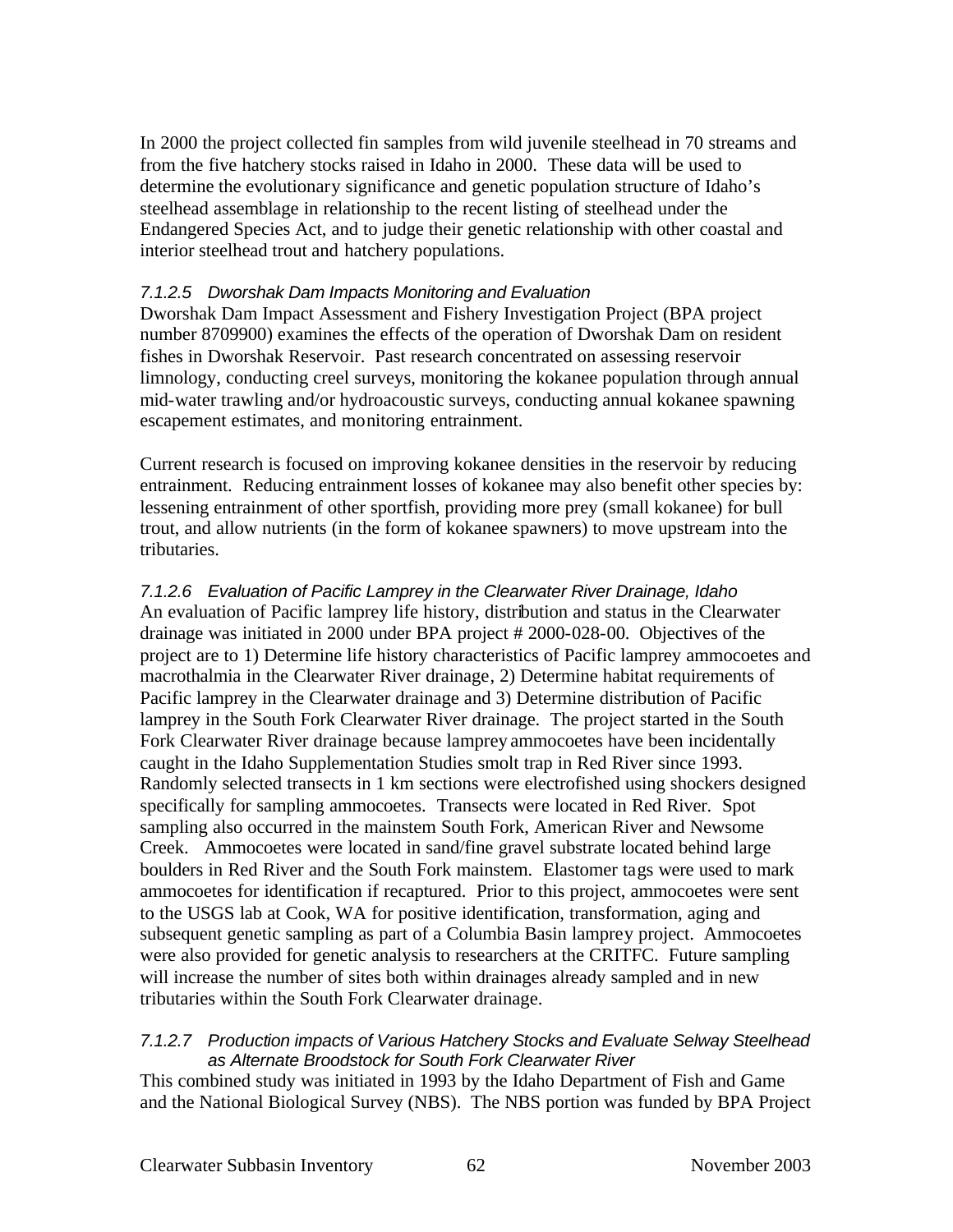In 2000 the project collected fin samples from wild juvenile steelhead in 70 streams and from the five hatchery stocks raised in Idaho in 2000. These data will be used to determine the evolutionary significance and genetic population structure of Idaho's steelhead assemblage in relationship to the recent listing of steelhead under the Endangered Species Act, and to judge their genetic relationship with other coastal and interior steelhead trout and hatchery populations.

#### *7.1.2.5 Dworshak Dam Impacts Monitoring and Evaluation*

Dworshak Dam Impact Assessment and Fishery Investigation Project (BPA project number 8709900) examines the effects of the operation of Dworshak Dam on resident fishes in Dworshak Reservoir. Past research concentrated on assessing reservoir limnology, conducting creel surveys, monitoring the kokanee population through annual mid-water trawling and/or hydroacoustic surveys, conducting annual kokanee spawning escapement estimates, and monitoring entrainment.

Current research is focused on improving kokanee densities in the reservoir by reducing entrainment. Reducing entrainment losses of kokanee may also benefit other species by: lessening entrainment of other sportfish, providing more prey (small kokanee) for bull trout, and allow nutrients (in the form of kokanee spawners) to move upstream into the tributaries.

#### *7.1.2.6 Evaluation of Pacific Lamprey in the Clearwater River Drainage, Idaho*

An evaluation of Pacific lamprey life history, distribution and status in the Clearwater drainage was initiated in 2000 under BPA project # 2000-028-00. Objectives of the project are to 1) Determine life history characteristics of Pacific lamprey ammocoetes and macrothalmia in the Clearwater River drainage, 2) Determine habitat requirements of Pacific lamprey in the Clearwater drainage and 3) Determine distribution of Pacific lamprey in the South Fork Clearwater River drainage. The project started in the South Fork Clearwater River drainage because lamprey ammocoetes have been incidentally caught in the Idaho Supplementation Studies smolt trap in Red River since 1993. Randomly selected transects in 1 km sections were electrofished using shockers designed specifically for sampling ammocoetes. Transects were located in Red River. Spot sampling also occurred in the mainstem South Fork, American River and Newsome Creek. Ammocoetes were located in sand/fine gravel substrate located behind large boulders in Red River and the South Fork mainstem. Elastomer tags were used to mark ammocoetes for identification if recaptured. Prior to this project, ammocoetes were sent to the USGS lab at Cook, WA for positive identification, transformation, aging and subsequent genetic sampling as part of a Columbia Basin lamprey project. Ammocoetes were also provided for genetic analysis to researchers at the CRITFC. Future sampling will increase the number of sites both within drainages already sampled and in new tributaries within the South Fork Clearwater drainage.

#### *7.1.2.7 Production impacts of Various Hatchery Stocks and Evaluate Selway Steelhead as Alternate Broodstock for South Fork Clearwater River*

This combined study was initiated in 1993 by the Idaho Department of Fish and Game and the National Biological Survey (NBS). The NBS portion was funded by BPA Project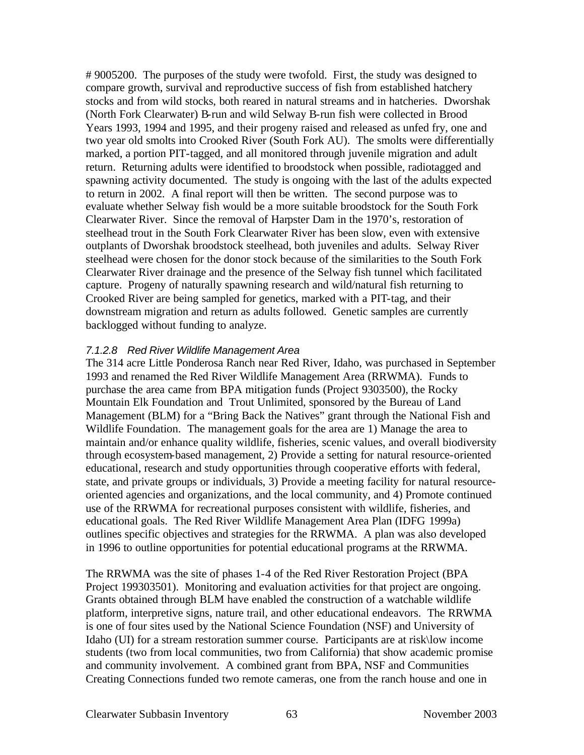# 9005200. The purposes of the study were twofold. First, the study was designed to compare growth, survival and reproductive success of fish from established hatchery stocks and from wild stocks, both reared in natural streams and in hatcheries. Dworshak (North Fork Clearwater) B-run and wild Selway B-run fish were collected in Brood Years 1993, 1994 and 1995, and their progeny raised and released as unfed fry, one and two year old smolts into Crooked River (South Fork AU). The smolts were differentially marked, a portion PIT-tagged, and all monitored through juvenile migration and adult return. Returning adults were identified to broodstock when possible, radiotagged and spawning activity documented. The study is ongoing with the last of the adults expected to return in 2002. A final report will then be written. The second purpose was to evaluate whether Selway fish would be a more suitable broodstock for the South Fork Clearwater River. Since the removal of Harpster Dam in the 1970's, restoration of steelhead trout in the South Fork Clearwater River has been slow, even with extensive outplants of Dworshak broodstock steelhead, both juveniles and adults. Selway River steelhead were chosen for the donor stock because of the similarities to the South Fork Clearwater River drainage and the presence of the Selway fish tunnel which facilitated capture. Progeny of naturally spawning research and wild/natural fish returning to Crooked River are being sampled for genetics, marked with a PIT-tag, and their downstream migration and return as adults followed. Genetic samples are currently backlogged without funding to analyze.

*7.1.2.8 Red River Wildlife Management Area*

The 314 acre Little Ponderosa Ranch near Red River, Idaho, was purchased in September 1993 and renamed the Red River Wildlife Management Area (RRWMA). Funds to purchase the area came from BPA mitigation funds (Project 9303500), the Rocky Mountain Elk Foundation and Trout Unlimited, sponsored by the Bureau of Land Management (BLM) for a "Bring Back the Natives" grant through the National Fish and Wildlife Foundation. The management goals for the area are 1) Manage the area to maintain and/or enhance quality wildlife, fisheries, scenic values, and overall biodiversity through ecosystem-based management, 2) Provide a setting for natural resource-oriented educational, research and study opportunities through cooperative efforts with federal, state, and private groups or individuals, 3) Provide a meeting facility for natural resource-oriented agencies and organizations, and the local community, and 4) Promote continued use of the RRWMA for recreational purposes consistent with wildlife, fisheries, and educational goals. The Red River Wildlife Management Area Plan (IDFG 1999a) outlines specific objectives and strategies for the RRWMA. A plan was also developed in 1996 to outline opportunities for potential educational programs at the RRWMA.

The RRWMA was the site of phases 1-4 of the Red River Restoration Project (BPA Project 199303501). Monitoring and evaluation activities for that project are ongoing. Grants obtained through BLM have enabled the construction of a watchable wildlife platform, interpretive signs, nature trail, and other educational endeavors. The RRWMA is one of four sites used by the National Science Foundation (NSF) and University of Idaho (UI) for a stream restoration summer course. Participants are at risk\low income students (two from local communities, two from California) that show academic promise and community involvement. A combined grant from BPA, NSF and Communities Creating Connections funded two remote cameras, one from the ranch house and one in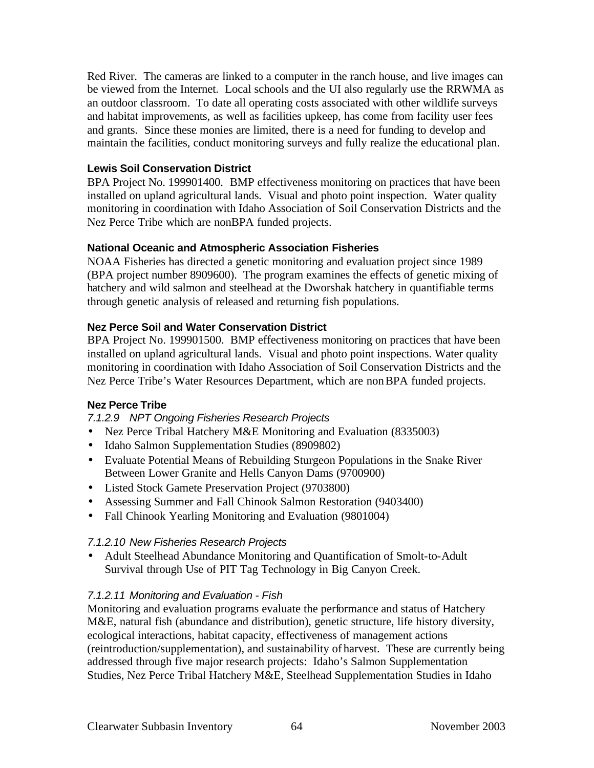Red River. The cameras are linked to a computer in the ranch house, and live images can be viewed from the Internet. Local schools and the UI also regularly use the RRWMA as an outdoor classroom. To date all operating costs associated with other wildlife surveys and habitat improvements, as well as facilities upkeep, has come from facility user fees and grants. Since these monies are limited, there is a need for funding to develop and maintain the facilities, conduct monitoring surveys and fully realize the educational plan.

**Lewis Soil Conservation District**

BPA Project No. 199901400. BMP effectiveness monitoring on practices that have been installed on upland agricultural lands. Visual and photo point inspection. Water quality monitoring in coordination with Idaho Association of Soil Conservation Districts and the Nez Perce Tribe which are nonBPA funded projects.

**National Oceanic and Atmospheric Association Fisheries**

NOAA Fisheries has directed a genetic monitoring and evaluation project since 1989 (BPA project number 8909600). The program examines the effects of genetic mixing of hatchery and wild salmon and steelhead at the Dworshak hatchery in quantifiable terms through genetic analysis of released and returning fish populations.

**Nez Perce Soil and Water Conservation District**

BPA Project No. 199901500. BMP effectiveness monitoring on practices that have been installed on upland agricultural lands. Visual and photo point inspections. Water quality monitoring in coordination with Idaho Association of Soil Conservation Districts and the Nez Perce Tribe's Water Resources Department, which are non BPA funded projects.

**Nez Perce Tribe**

*7.1.2.9 NPT Ongoing Fisheries Research Projects*

- Nez Perce Tribal Hatchery M&E Monitoring and Evaluation (8335003)
- Idaho Salmon Supplementation Studies (8909802)
- Evaluate Potential Means of Rebuilding Sturgeon Populations in the Snake River Between Lower Granite and Hells Canyon Dams (9700900)
- Listed Stock Gamete Preservation Project (9703800)
- Assessing Summer and Fall Chinook Salmon Restoration (9403400)
- Fall Chinook Yearling Monitoring and Evaluation (9801004)

*7.1.2.10 New Fisheries Research Projects*

- Adult Steelhead Abundance Monitoring and Quantification of Smolt-to-Adult Survival through Use of PIT Tag Technology in Big Canyon Creek.

*7.1.2.11 Monitoring and Evaluation - Fish*

Monitoring and evaluation programs evaluate the performance and status of Hatchery M&E, natural fish (abundance and distribution), genetic structure, life history diversity, ecological interactions, habitat capacity, effectiveness of management actions (reintroduction/supplementation), and sustainability of harvest. These are currently being addressed through five major research projects: Idaho's Salmon Supplementation Studies, Nez Perce Tribal Hatchery M&E, Steelhead Supplementation Studies in Idaho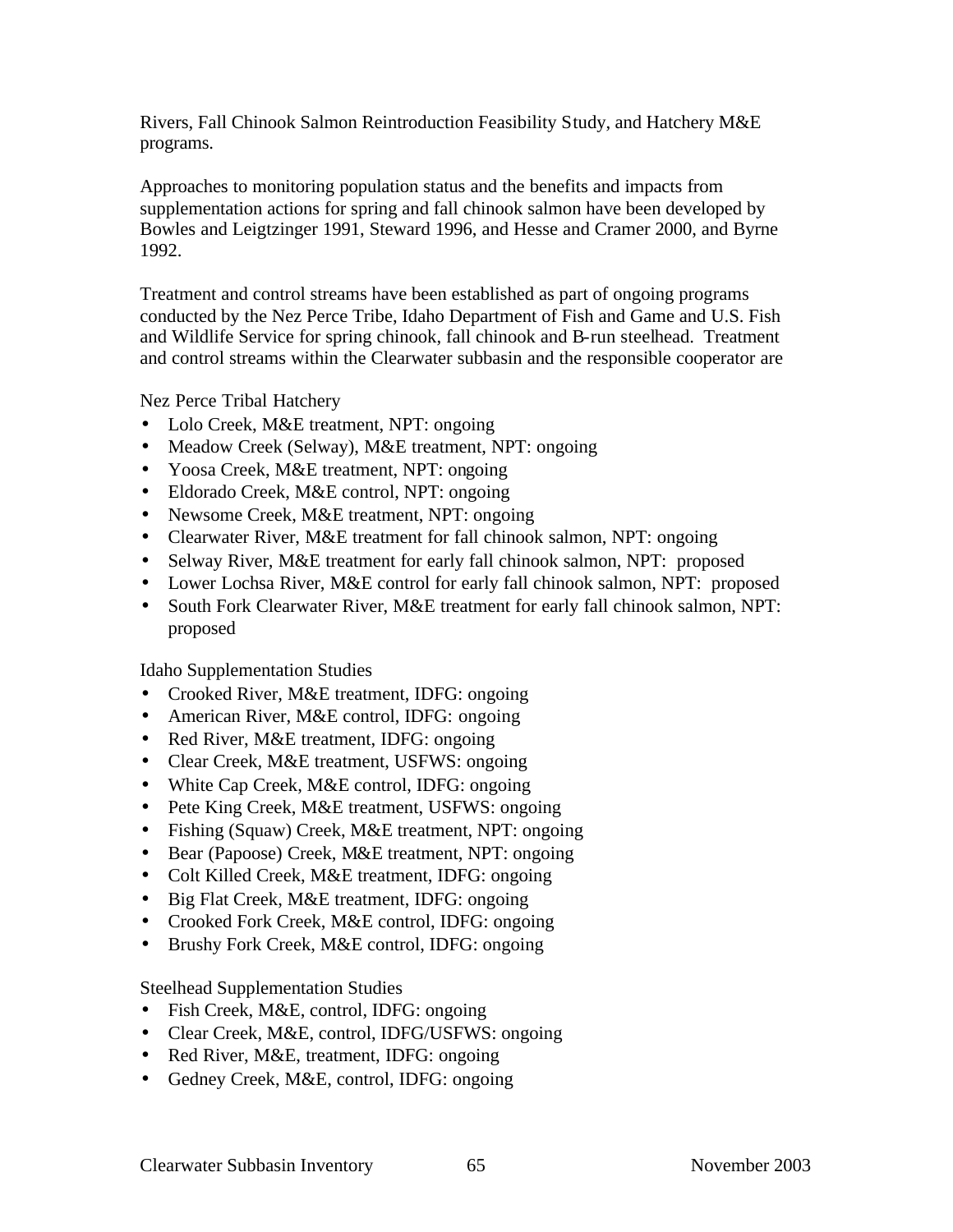Rivers, Fall Chinook Salmon Reintroduction Feasibility Study, and Hatchery M&E programs.

Approaches to monitoring population status and the benefits and impacts from supplementation actions for spring and fall chinook salmon have been developed by Bowles and Leigtzinger 1991, Steward 1996, and Hesse and Cramer 2000, and Byrne 1992.

Treatment and control streams have been established as part of ongoing programs conducted by the Nez Perce Tribe, Idaho Department of Fish and Game and U.S. Fish and Wildlife Service for spring chinook, fall chinook and B-run steelhead. Treatment and control streams within the Clearwater subbasin and the responsible cooperator are

Nez Perce Tribal Hatchery

- Lolo Creek, M&E treatment, NPT: ongoing
- Meadow Creek (Selway), M&E treatment, NPT: ongoing
- Yoosa Creek, M&E treatment, NPT: ongoing
- Eldorado Creek, M&E control, NPT: ongoing
- Newsome Creek, M&E treatment, NPT: ongoing
- Clearwater River, M&E treatment for fall chinook salmon, NPT: ongoing
- Selway River, M&E treatment for early fall chinook salmon, NPT: proposed
- Lower Lochsa River, M&E control for early fall chinook salmon, NPT: proposed
- South Fork Clearwater River, M&E treatment for early fall chinook salmon, NPT: proposed

Idaho Supplementation Studies

- Crooked River, M&E treatment, IDFG: ongoing
- American River, M&E control, IDFG: ongoing
- Red River, M&E treatment, IDFG: ongoing
- Clear Creek, M&E treatment, USFWS: ongoing
- White Cap Creek, M&E control, IDFG: ongoing
- Pete King Creek, M&E treatment, USFWS: ongoing
- Fishing (Squaw) Creek, M&E treatment, NPT: ongoing
- Bear (Papoose) Creek, M&E treatment, NPT: ongoing
- Colt Killed Creek, M&E treatment, IDFG: ongoing
- Big Flat Creek, M&E treatment, IDFG: ongoing
- Crooked Fork Creek, M&E control, IDFG: ongoing
- Brushy Fork Creek, M&E control, IDFG: ongoing

Steelhead Supplementation Studies

- Fish Creek, M&E, control, IDFG: ongoing
- Clear Creek, M&E, control, IDFG/USFWS: ongoing
- Red River, M&E, treatment, IDFG: ongoing
- Gedney Creek, M&E, control, IDFG: ongoing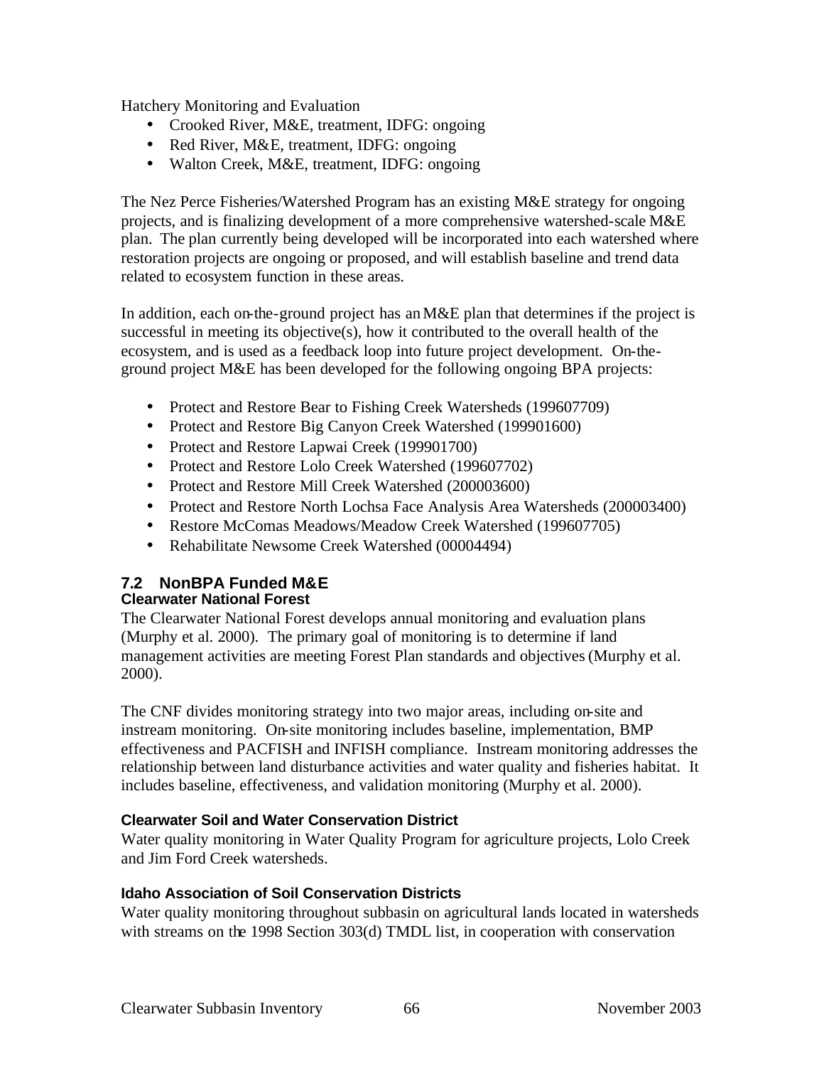Hatchery Monitoring and Evaluation

- Crooked River, M&E, treatment, IDFG: ongoing
- Red River, M&E, treatment, IDFG: ongoing
- Walton Creek, M&E, treatment, IDFG: ongoing

The Nez Perce Fisheries/Watershed Program has an existing M&E strategy for ongoing projects, and is finalizing development of a more comprehensive watershed-scale M&E plan. The plan currently being developed will be incorporated into each watershed where restoration projects are ongoing or proposed, and will establish baseline and trend data related to ecosystem function in these areas.

In addition, each on-the-ground project has an M&E plan that determines if the project is successful in meeting its objective(s), how it contributed to the overall health of the ecosystem, and is used as a feedback loop into future project development. On-the-ground project M&E has been developed for the following ongoing BPA projects:

- Protect and Restore Bear to Fishing Creek Watersheds (199607709)
- Protect and Restore Big Canyon Creek Watershed (199901600)
- Protect and Restore Lapwai Creek (199901700)
- Protect and Restore Lolo Creek Watershed (199607702)
- Protect and Restore Mill Creek Watershed (200003600)
- Protect and Restore North Lochsa Face Analysis Area Watersheds (200003400)
- Restore McComas Meadows/Meadow Creek Watershed (199607705)
- Rehabilitate Newsome Creek Watershed (00004494)

## 7.2 NonBPA Funded M&E

### Clearwater National Forest

The Clearwater National Forest develops annual monitoring and evaluation plans (Murphy et al. 2000). The primary goal of monitoring is to determine if land management activities are meeting Forest Plan standards and objectives (Murphy et al. 2000).

The CNF divides monitoring strategy into two major areas, including on-site and instream monitoring. On-site monitoring includes baseline, implementation, BMP effectiveness and PACFISH and INFISH compliance. Instream monitoring addresses the relationship between land disturbance activities and water quality and fisheries habitat. It includes baseline, effectiveness, and validation monitoring (Murphy et al. 2000).

### Clearwater Soil and Water Conservation District

Water quality monitoring in Water Quality Program for agriculture projects, Lolo Creek and Jim Ford Creek watersheds.

### Idaho Association of Soil Conservation Districts

Water quality monitoring throughout subbasin on agricultural lands located in watersheds with streams on the 1998 Section 303(d) TMDL list, in cooperation with conservation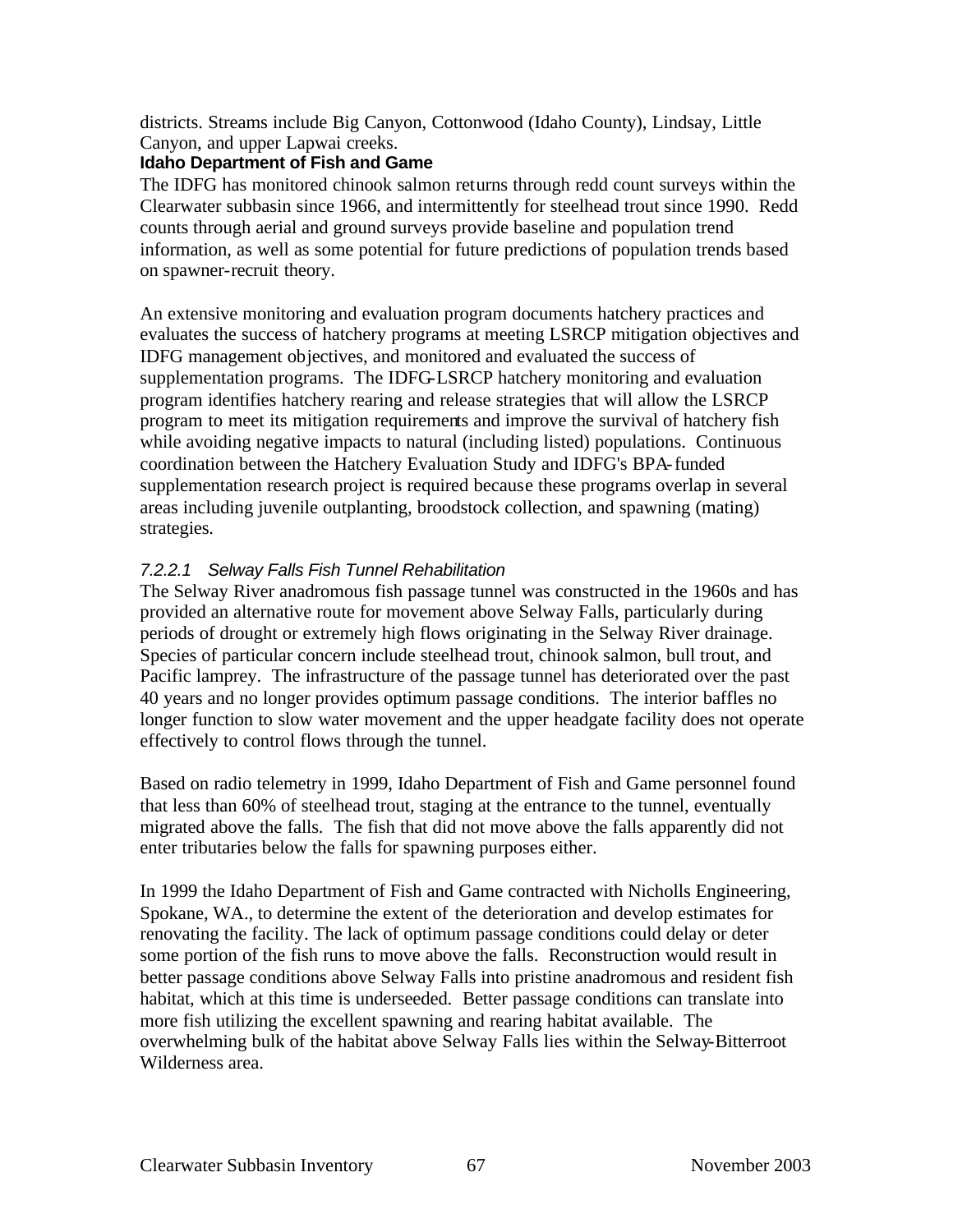districts. Streams include Big Canyon, Cottonwood (Idaho County), Lindsay, Little Canyon, and upper Lapwai creeks.

**Idaho Department of Fish and Game**

The IDFG has monitored chinook salmon returns through redd count surveys within the Clearwater subbasin since 1966, and intermittently for steelhead trout since 1990. Redd counts through aerial and ground surveys provide baseline and population trend information, as well as some potential for future predictions of population trends based on spawner-recruit theory.

An extensive monitoring and evaluation program documents hatchery practices and evaluates the success of hatchery programs at meeting LSRCP mitigation objectives and IDFG management objectives, and monitored and evaluated the success of supplementation programs. The IDFG-LSRCP hatchery monitoring and evaluation program identifies hatchery rearing and release strategies that will allow the LSRCP program to meet its mitigation requirements and improve the survival of hatchery fish while avoiding negative impacts to natural (including listed) populations. Continuous coordination between the Hatchery Evaluation Study and IDFG's BPA-funded supplementation research project is required because these programs overlap in several areas including juvenile outplanting, broodstock collection, and spawning (mating) strategies.

#### *7.2.2.1 Selway Falls Fish Tunnel Rehabilitation*

The Selway River anadromous fish passage tunnel was constructed in the 1960s and has provided an alternative route for movement above Selway Falls, particularly during periods of drought or extremely high flows originating in the Selway River drainage. Species of particular concern include steelhead trout, chinook salmon, bull trout, and Pacific lamprey. The infrastructure of the passage tunnel has deteriorated over the past 40 years and no longer provides optimum passage conditions. The interior baffles no longer function to slow water movement and the upper headgate facility does not operate effectively to control flows through the tunnel.

Based on radio telemetry in 1999, Idaho Department of Fish and Game personnel found that less than 60% of steelhead trout, staging at the entrance to the tunnel, eventually migrated above the falls. The fish that did not move above the falls apparently did not enter tributaries below the falls for spawning purposes either.

In 1999 the Idaho Department of Fish and Game contracted with Nicholls Engineering, Spokane, WA., to determine the extent of the deterioration and develop estimates for renovating the facility. The lack of optimum passage conditions could delay or deter some portion of the fish runs to move above the falls. Reconstruction would result in better passage conditions above Selway Falls into pristine anadromous and resident fish habitat, which at this time is underseeded. Better passage conditions can translate into more fish utilizing the excellent spawning and rearing habitat available. The overwhelming bulk of the habitat above Selway Falls lies within the Selway-Bitterroot Wilderness area.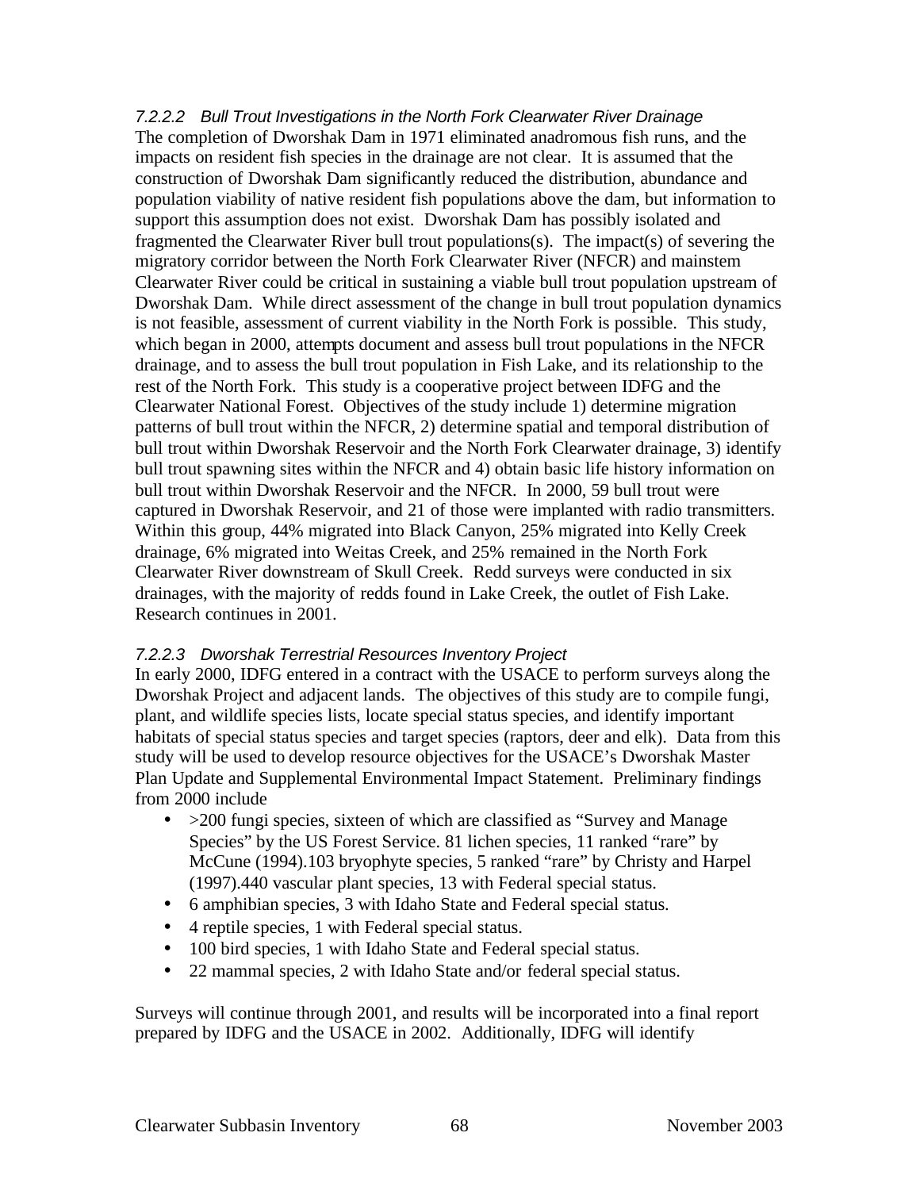#### *7.2.2.2 Bull Trout Investigations in the North Fork Clearwater River Drainage*

The completion of Dworshak Dam in 1971 eliminated anadromous fish runs, and the impacts on resident fish species in the drainage are not clear. It is assumed that the construction of Dworshak Dam significantly reduced the distribution, abundance and population viability of native resident fish populations above the dam, but information to support this assumption does not exist. Dworshak Dam has possibly isolated and fragmented the Clearwater River bull trout populations(s). The impact(s) of severing the migratory corridor between the North Fork Clearwater River (NFCR) and mainstem Clearwater River could be critical in sustaining a viable bull trout population upstream of Dworshak Dam. While direct assessment of the change in bull trout population dynamics is not feasible, assessment of current viability in the North Fork is possible. This study, which began in 2000, attempts document and assess bull trout populations in the NFCR drainage, and to assess the bull trout population in Fish Lake, and its relationship to the rest of the North Fork. This study is a cooperative project between IDFG and the Clearwater National Forest. Objectives of the study include 1) determine migration patterns of bull trout within the NFCR, 2) determine spatial and temporal distribution of bull trout within Dworshak Reservoir and the North Fork Clearwater drainage, 3) identify bull trout spawning sites within the NFCR and 4) obtain basic life history information on bull trout within Dworshak Reservoir and the NFCR. In 2000, 59 bull trout were captured in Dworshak Reservoir, and 21 of those were implanted with radio transmitters. Within this group, 44% migrated into Black Canyon, 25% migrated into Kelly Creek drainage, 6% migrated into Weitas Creek, and 25% remained in the North Fork Clearwater River downstream of Skull Creek. Redd surveys were conducted in six drainages, with the majority of redds found in Lake Creek, the outlet of Fish Lake. Research continues in 2001.

#### *7.2.2.3 Dworshak Terrestrial Resources Inventory Project*

In early 2000, IDFG entered in a contract with the USACE to perform surveys along the Dworshak Project and adjacent lands. The objectives of this study are to compile fungi, plant, and wildlife species lists, locate special status species, and identify important habitats of special status species and target species (raptors, deer and elk). Data from this study will be used to develop resource objectives for the USACE's Dworshak Master Plan Update and Supplemental Environmental Impact Statement. Preliminary findings from 2000 include

- >200 fungi species, sixteen of which are classified as "Survey and Manage Species" by the US Forest Service. 81 lichen species, 11 ranked "rare" by McCune (1994).103 bryophyte species, 5 ranked "rare" by Christy and Harpel (1997).440 vascular plant species, 13 with Federal special status.
- 6 amphibian species, 3 with Idaho State and Federal special status.
- 4 reptile species, 1 with Federal special status.
- 100 bird species, 1 with Idaho State and Federal special status.
- 22 mammal species, 2 with Idaho State and/or federal special status.

Surveys will continue through 2001, and results will be incorporated into a final report prepared by IDFG and the USACE in 2002. Additionally, IDFG will identify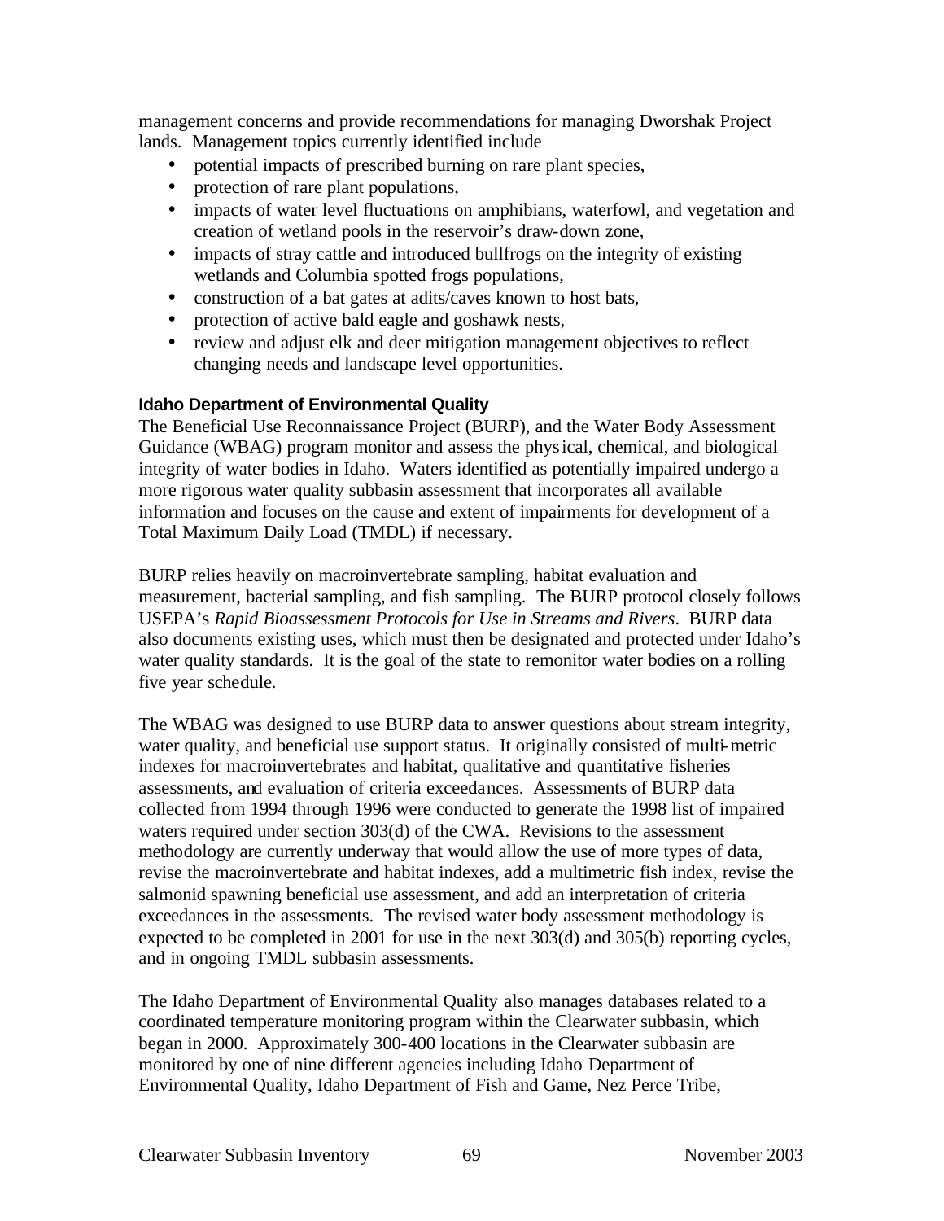management concerns and provide recommendations for managing Dworshak Project lands. Management topics currently identified include

- potential impacts of prescribed burning on rare plant species,
- protection of rare plant populations,
- impacts of water level fluctuations on amphibians, waterfowl, and vegetation and creation of wetland pools in the reservoir's draw-down zone,
- impacts of stray cattle and introduced bullfrogs on the integrity of existing wetlands and Columbia spotted frogs populations,
- construction of a bat gates at adits/caves known to host bats,
- protection of active bald eagle and goshawk nests,
- review and adjust elk and deer mitigation management objectives to reflect changing needs and landscape level opportunities.

**Idaho Department of Environmental Quality**

The Beneficial Use Reconnaissance Project (BURP), and the Water Body Assessment Guidance (WBAG) program monitor and assess the physical, chemical, and biological integrity of water bodies in Idaho. Waters identified as potentially impaired undergo a more rigorous water quality subbasin assessment that incorporates all available information and focuses on the cause and extent of impairments for development of a Total Maximum Daily Load (TMDL) if necessary.

BURP relies heavily on macroinvertebrate sampling, habitat evaluation and measurement, bacterial sampling, and fish sampling. The BURP protocol closely follows USEPA's *Rapid Bioassessment Protocols for Use in Streams and Rivers*. BURP data also documents existing uses, which must then be designated and protected under Idaho's water quality standards. It is the goal of the state to remonitor water bodies on a rolling five year schedule.

The WBAG was designed to use BURP data to answer questions about stream integrity, water quality, and beneficial use support status. It originally consisted of multi-metric indexes for macroinvertebrates and habitat, qualitative and quantitative fisheries assessments, and evaluation of criteria exceedances. Assessments of BURP data collected from 1994 through 1996 were conducted to generate the 1998 list of impaired waters required under section 303(d) of the CWA. Revisions to the assessment methodology are currently underway that would allow the use of more types of data, revise the macroinvertebrate and habitat indexes, add a multimetric fish index, revise the salmonid spawning beneficial use assessment, and add an interpretation of criteria exceedances in the assessments. The revised water body assessment methodology is expected to be completed in 2001 for use in the next 303(d) and 305(b) reporting cycles, and in ongoing TMDL subbasin assessments.

The Idaho Department of Environmental Quality also manages databases related to a coordinated temperature monitoring program within the Clearwater subbasin, which began in 2000. Approximately 300-400 locations in the Clearwater subbasin are monitored by one of nine different agencies including Idaho Department of Environmental Quality, Idaho Department of Fish and Game, Nez Perce Tribe,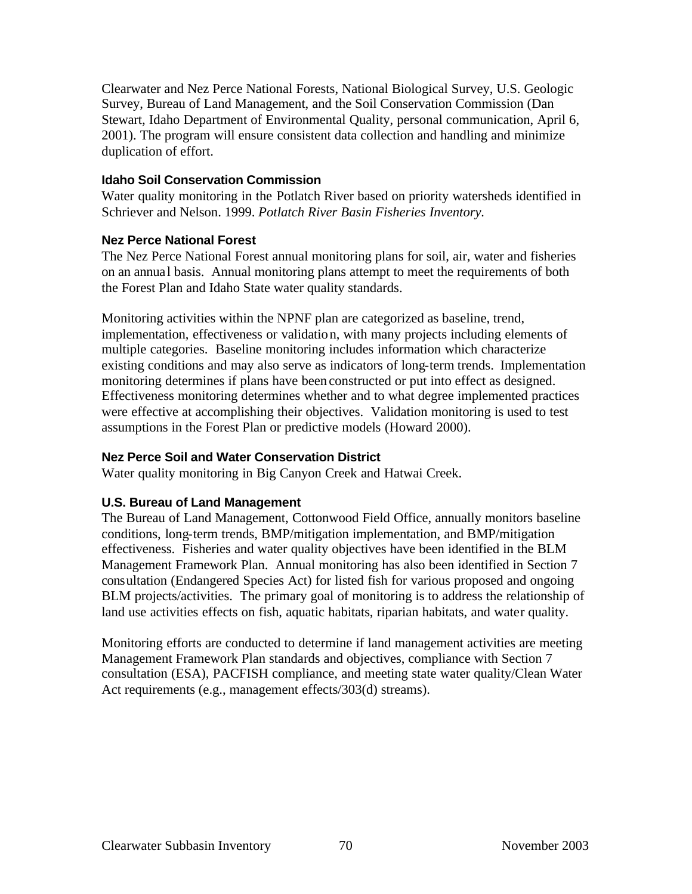Clearwater and Nez Perce National Forests, National Biological Survey, U.S. Geologic Survey, Bureau of Land Management, and the Soil Conservation Commission (Dan Stewart, Idaho Department of Environmental Quality, personal communication, April 6, 2001). The program will ensure consistent data collection and handling and minimize duplication of effort.

### Idaho Soil Conservation Commission

Water quality monitoring in the Potlatch River based on priority watersheds identified in Schriever and Nelson. 1999. *Potlatch River Basin Fisheries Inventory*.

### Nez Perce National Forest

The Nez Perce National Forest annual monitoring plans for soil, air, water and fisheries on an annual basis. Annual monitoring plans attempt to meet the requirements of both the Forest Plan and Idaho State water quality standards.

Monitoring activities within the NPNF plan are categorized as baseline, trend, implementation, effectiveness or validation, with many projects including elements of multiple categories. Baseline monitoring includes information which characterize existing conditions and may also serve as indicators of long-term trends. Implementation monitoring determines if plans have been constructed or put into effect as designed. Effectiveness monitoring determines whether and to what degree implemented practices were effective at accomplishing their objectives. Validation monitoring is used to test assumptions in the Forest Plan or predictive models (Howard 2000).

### Nez Perce Soil and Water Conservation District

Water quality monitoring in Big Canyon Creek and Hatwai Creek.

### U.S. Bureau of Land Management

The Bureau of Land Management, Cottonwood Field Office, annually monitors baseline conditions, long-term trends, BMP/mitigation implementation, and BMP/mitigation effectiveness. Fisheries and water quality objectives have been identified in the BLM Management Framework Plan. Annual monitoring has also been identified in Section 7 consultation (Endangered Species Act) for listed fish for various proposed and ongoing BLM projects/activities. The primary goal of monitoring is to address the relationship of land use activities effects on fish, aquatic habitats, riparian habitats, and water quality.

Monitoring efforts are conducted to determine if land management activities are meeting Management Framework Plan standards and objectives, compliance with Section 7 consultation (ESA), PACFISH compliance, and meeting state water quality/Clean Water Act requirements (e.g., management effects/303(d) streams).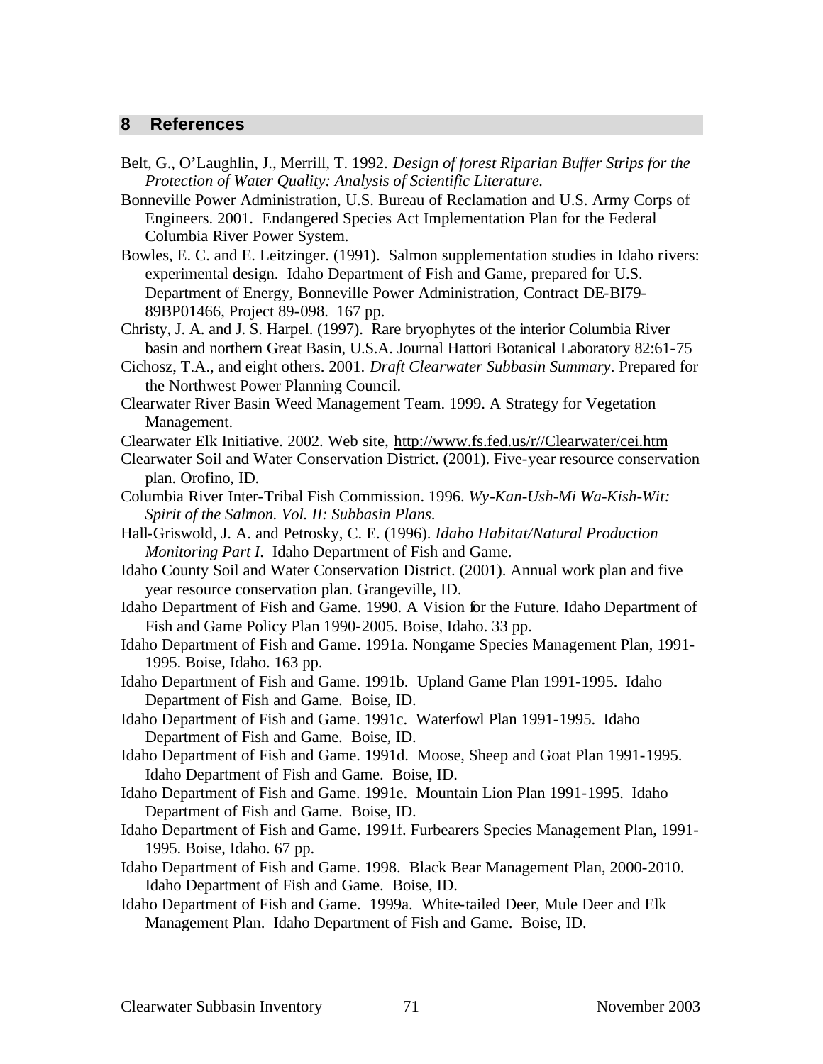## 8 References

Belt, G., O'Laughlin, J., Merrill, T. 1992. *Design of forest Riparian Buffer Strips for the Protection of Water Quality: Analysis of Scientific Literature.*

Bonneville Power Administration, U.S. Bureau of Reclamation and U.S. Army Corps of Engineers. 2001. Endangered Species Act Implementation Plan for the Federal Columbia River Power System.

Bowles, E. C. and E. Leitzinger. (1991). Salmon supplementation studies in Idaho rivers: experimental design. Idaho Department of Fish and Game, prepared for U.S. Department of Energy, Bonneville Power Administration, Contract DE-BI79-89BP01466, Project 89-098. 167 pp.

Christy, J. A. and J. S. Harpel. (1997). Rare bryophytes of the interior Columbia River basin and northern Great Basin, U.S.A. Journal Hattori Botanical Laboratory 82:61-75

Cichosz, T.A., and eight others. 2001. *Draft Clearwater Subbasin Summary*. Prepared for the Northwest Power Planning Council.

Clearwater River Basin Weed Management Team. 1999. A Strategy for Vegetation Management.

Clearwater Elk Initiative. 2002. Web site, http://www.fs.fed.us/r//Clearwater/cei.htm

Clearwater Soil and Water Conservation District. (2001). Five-year resource conservation plan. Orofino, ID.

Columbia River Inter-Tribal Fish Commission. 1996. *Wy-Kan-Ush-Mi Wa-Kish-Wit: Spirit of the Salmon. Vol. II: Subbasin Plans.*

Hall-Griswold, J. A. and Petrosky, C. E. (1996). *Idaho Habitat/Natural Production Monitoring Part I.* Idaho Department of Fish and Game.

Idaho County Soil and Water Conservation District. (2001). Annual work plan and five year resource conservation plan. Grangeville, ID.

Idaho Department of Fish and Game. 1990. A Vision for the Future. Idaho Department of Fish and Game Policy Plan 1990-2005. Boise, Idaho. 33 pp.

Idaho Department of Fish and Game. 1991a. Nongame Species Management Plan, 1991-1995. Boise, Idaho. 163 pp.

Idaho Department of Fish and Game. 1991b. Upland Game Plan 1991-1995. Idaho Department of Fish and Game. Boise, ID.

Idaho Department of Fish and Game. 1991c. Waterfowl Plan 1991-1995. Idaho Department of Fish and Game. Boise, ID.

Idaho Department of Fish and Game. 1991d. Moose, Sheep and Goat Plan 1991-1995. Idaho Department of Fish and Game. Boise, ID.

Idaho Department of Fish and Game. 1991e. Mountain Lion Plan 1991-1995. Idaho Department of Fish and Game. Boise, ID.

Idaho Department of Fish and Game. 1991f. Furbearers Species Management Plan, 1991-1995. Boise, Idaho. 67 pp.

Idaho Department of Fish and Game. 1998. Black Bear Management Plan, 2000-2010. Idaho Department of Fish and Game. Boise, ID.

Idaho Department of Fish and Game. 1999a. White-tailed Deer, Mule Deer and Elk Management Plan. Idaho Department of Fish and Game. Boise, ID.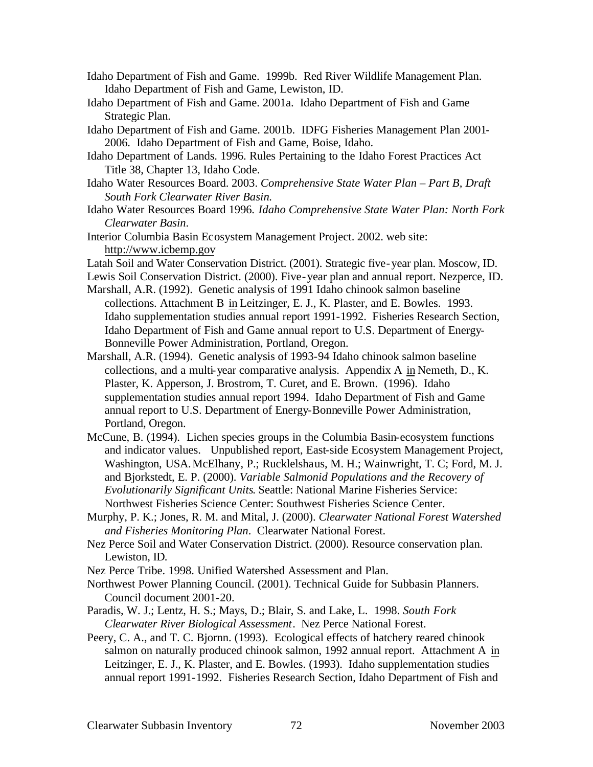Idaho Department of Fish and Game. 1999b. Red River Wildlife Management Plan. Idaho Department of Fish and Game, Lewiston, ID.

Idaho Department of Fish and Game. 2001a. Idaho Department of Fish and Game Strategic Plan.

Idaho Department of Fish and Game. 2001b. IDFG Fisheries Management Plan 2001-2006. Idaho Department of Fish and Game, Boise, Idaho.

Idaho Department of Lands. 1996. Rules Pertaining to the Idaho Forest Practices Act Title 38, Chapter 13, Idaho Code.

Idaho Water Resources Board. 2003. *Comprehensive State Water Plan – Part B, Draft South Fork Clearwater River Basin.*

Idaho Water Resources Board 1996. *Idaho Comprehensive State Water Plan: North Fork Clearwater Basin*.

Interior Columbia Basin Ecosystem Management Project. 2002. web site: http://www.icbemp.gov

Latah Soil and Water Conservation District. (2001). Strategic five-year plan. Moscow, ID.

Lewis Soil Conservation District. (2000). Five-year plan and annual report. Nezperce, ID.

Marshall, A.R. (1992). Genetic analysis of 1991 Idaho chinook salmon baseline collections. Attachment B in Leitzinger, E. J., K. Plaster, and E. Bowles. 1993. Idaho supplementation studies annual report 1991-1992. Fisheries Research Section, Idaho Department of Fish and Game annual report to U.S. Department of Energy-Bonneville Power Administration, Portland, Oregon.

Marshall, A.R. (1994). Genetic analysis of 1993-94 Idaho chinook salmon baseline collections, and a multi-year comparative analysis. Appendix A in Nemeth, D., K. Plaster, K. Apperson, J. Brostrom, T. Curet, and E. Brown. (1996). Idaho supplementation studies annual report 1994. Idaho Department of Fish and Game annual report to U.S. Department of Energy-Bonneville Power Administration, Portland, Oregon.

McCune, B. (1994). Lichen species groups in the Columbia Basin-ecosystem functions and indicator values. Unpublished report, East-side Ecosystem Management Project, Washington, USA. McElhany, P.; Rucklelshaus, M. H.; Wainwright, T. C; Ford, M. J. and Bjorkstedt, E. P. (2000). *Variable Salmonid Populations and the Recovery of Evolutionarily Significant Units*. Seattle: National Marine Fisheries Service: Northwest Fisheries Science Center: Southwest Fisheries Science Center.

Murphy, P. K.; Jones, R. M. and Mital, J. (2000). *Clearwater National Forest Watershed and Fisheries Monitoring Plan*. Clearwater National Forest.

Nez Perce Soil and Water Conservation District. (2000). Resource conservation plan. Lewiston, ID.

Nez Perce Tribe. 1998. Unified Watershed Assessment and Plan.

Northwest Power Planning Council. (2001). Technical Guide for Subbasin Planners. Council document 2001-20.

Paradis, W. J.; Lentz, H. S.; Mays, D.; Blair, S. and Lake, L. 1998. *South Fork Clearwater River Biological Assessment*. Nez Perce National Forest.

Peery, C. A., and T. C. Bjornn. (1993). Ecological effects of hatchery reared chinook salmon on naturally produced chinook salmon, 1992 annual report. Attachment A in Leitzinger, E. J., K. Plaster, and E. Bowles. (1993). Idaho supplementation studies annual report 1991-1992. Fisheries Research Section, Idaho Department of Fish and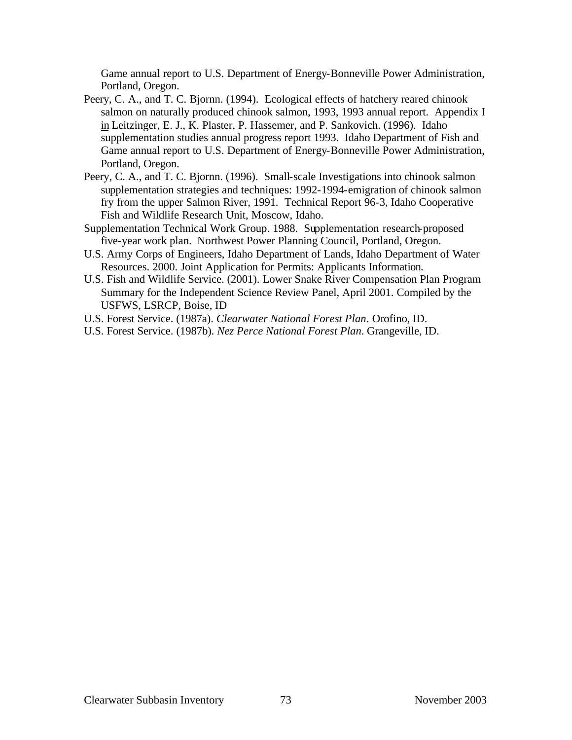Game annual report to U.S. Department of Energy-Bonneville Power Administration, Portland, Oregon.

Peery, C. A., and T. C. Bjornn. (1994). Ecological effects of hatchery reared chinook salmon on naturally produced chinook salmon, 1993, 1993 annual report. Appendix I in Leitzinger, E. J., K. Plaster, P. Hassemer, and P. Sankovich. (1996). Idaho supplementation studies annual progress report 1993. Idaho Department of Fish and Game annual report to U.S. Department of Energy-Bonneville Power Administration, Portland, Oregon.

Peery, C. A., and T. C. Bjornn. (1996). Small-scale Investigations into chinook salmon supplementation strategies and techniques: 1992-1994-emigration of chinook salmon fry from the upper Salmon River, 1991. Technical Report 96-3, Idaho Cooperative Fish and Wildlife Research Unit, Moscow, Idaho.

Supplementation Technical Work Group. 1988. Supplementation research-proposed five-year work plan. Northwest Power Planning Council, Portland, Oregon.

U.S. Army Corps of Engineers, Idaho Department of Lands, Idaho Department of Water Resources. 2000. Joint Application for Permits: Applicants Information.

U.S. Fish and Wildlife Service. (2001). Lower Snake River Compensation Plan Program Summary for the Independent Science Review Panel, April 2001. Compiled by the USFWS, LSRCP, Boise, ID

U.S. Forest Service. (1987a). *Clearwater National Forest Plan*. Orofino, ID.

U.S. Forest Service. (1987b). *Nez Perce National Forest Plan*. Grangeville, ID.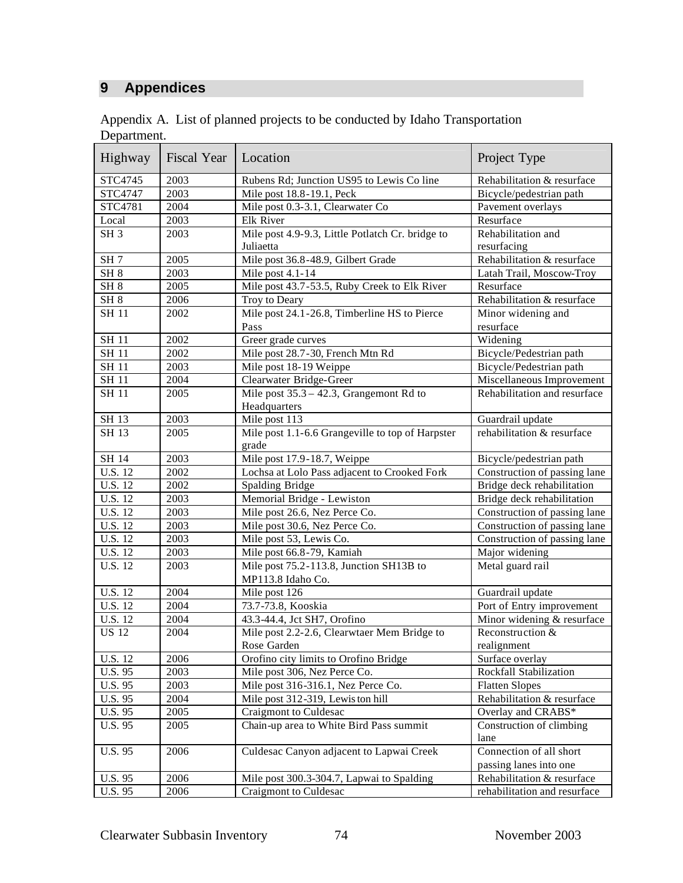## 9 Appendices

Appendix A. List of planned projects to be conducted by Idaho Transportation Department.

| Highway | Fiscal Year | Location | Project Type |
|---|---|---|---|
| STC4745 | 2003 | Rubens Rd; Junction US95 to Lewis Co line | Rehabilitation & resurface |
| STC4747 | 2003 | Mile post 18.8-19.1, Peck | Bicycle/pedestrian path |
| STC4781 | 2004 | Mile post 0.3-3.1, Clearwater Co | Pavement overlays |
| Local | 2003 | Elk River | Resurface |
| SH 3 | 2003 | Mile post 4.9-9.3, Little Potlatch Cr. bridge to Juliaetta | Rehabilitation and resurfacing |
| SH 7 | 2005 | Mile post 36.8-48.9, Gilbert Grade | Rehabilitation & resurface |
| SH 8 | 2003 | Mile post 4.1-14 | Latah Trail, Moscow-Troy |
| SH 8 | 2005 | Mile post 43.7-53.5, Ruby Creek to Elk River | Resurface |
| SH 8 | 2006 | Troy to Deary | Rehabilitation & resurface |
| SH 11 | 2002 | Mile post 24.1-26.8, Timberline HS to Pierce Pass | Minor widening and resurface |
| SH 11 | 2002 | Greer grade curves | Widening |
| SH 11 | 2002 | Mile post 28.7-30, French Mtn Rd | Bicycle/Pedestrian path |
| SH 11 | 2003 | Mile post 18-19 Weippe | Bicycle/Pedestrian path |
| SH 11 | 2004 | Clearwater Bridge-Greer | Miscellaneous Improvement |
| SH 11 | 2005 | Mile post 35.3 – 42.3, Grangemont Rd to Headquarters | Rehabilitation and resurface |
| SH 13 | 2003 | Mile post 113 | Guardrail update |
| SH 13 | 2005 | Mile post 1.1-6.6 Grangeville to top of Harpster grade | rehabilitation & resurface |
| SH 14 | 2003 | Mile post 17.9-18.7, Weippe | Bicycle/pedestrian path |
| U.S. 12 | 2002 | Lochsa at Lolo Pass adjacent to Crooked Fork | Construction of passing lane |
| U.S. 12 | 2002 | Spalding Bridge | Bridge deck rehabilitation |
| U.S. 12 | 2003 | Memorial Bridge - Lewiston | Bridge deck rehabilitation |
| U.S. 12 | 2003 | Mile post 26.6, Nez Perce Co. | Construction of passing lane |
| U.S. 12 | 2003 | Mile post 30.6, Nez Perce Co. | Construction of passing lane |
| U.S. 12 | 2003 | Mile post 53, Lewis Co. | Construction of passing lane |
| U.S. 12 | 2003 | Mile post 66.8-79, Kamiah | Major widening |
| U.S. 12 | 2003 | Mile post 75.2-113.8, Junction SH13B to MP113.8 Idaho Co. | Metal guard rail |
| U.S. 12 | 2004 | Mile post 126 | Guardrail update |
| U.S. 12 | 2004 | 73.7-73.8, Kooskia | Port of Entry improvement |
| U.S. 12 | 2004 | 43.3-44.4, Jct SH7, Orofino | Minor widening & resurface |
| US 12 | 2004 | Mile post 2.2-2.6, Clearwtaer Mem Bridge to Rose Garden | Reconstruction & realignment |
| U.S. 12 | 2006 | Orofino city limits to Orofino Bridge | Surface overlay |
| U.S. 95 | 2003 | Mile post 306, Nez Perce Co. | Rockfall Stabilization |
| U.S. 95 | 2003 | Mile post 316-316.1, Nez Perce Co. | Flatten Slopes |
| U.S. 95 | 2004 | Mile post 312-319, Lewiston hill | Rehabilitation & resurface |
| U.S. 95 | 2005 | Craigmont to Culdesac | Overlay and CRABS* |
| U.S. 95 | 2005 | Chain-up area to White Bird Pass summit | Construction of climbing lane |
| U.S. 95 | 2006 | Culdesac Canyon adjacent to Lapwai Creek | Connection of all short passing lanes into one |
| U.S. 95 | 2006 | Mile post 300.3-304.7, Lapwai to Spalding | Rehabilitation & resurface |
| U.S. 95 | 2006 | Craigmont to Culdesac | rehabilitation and resurface |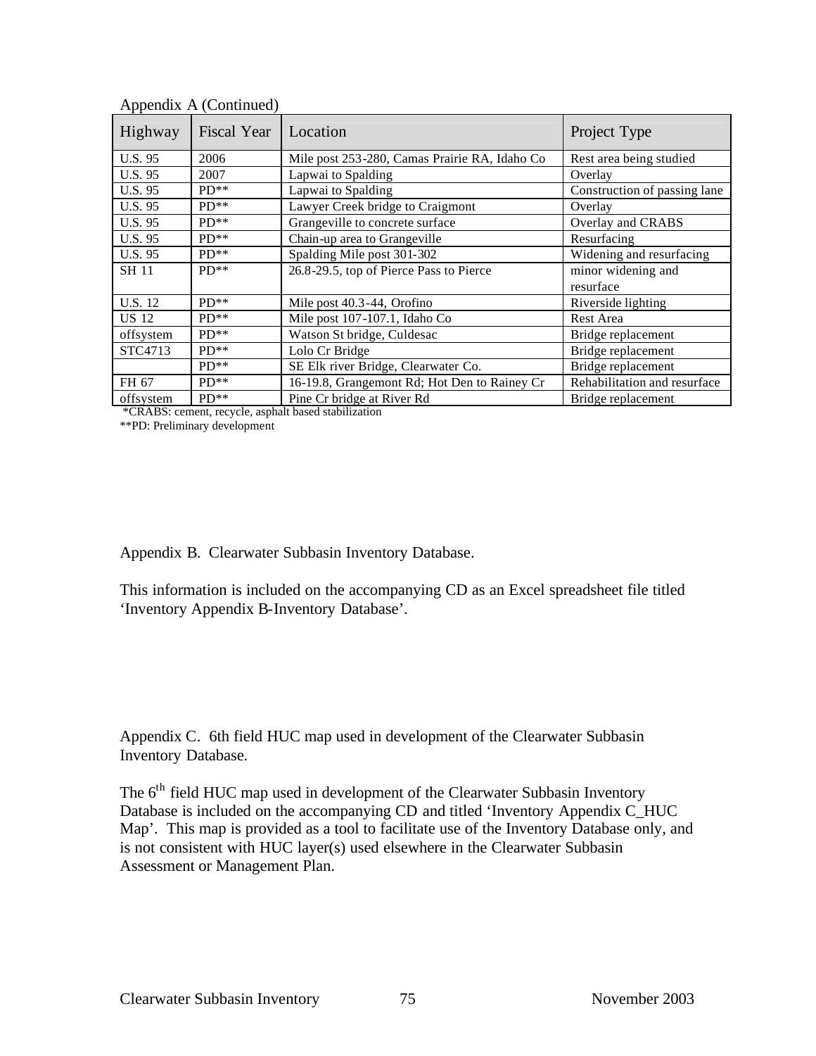Appendix A (Continued)

| Highway | Fiscal Year | Location | Project Type |
| --- | --- | --- | --- |
| U.S. 95 | 2006 | Mile post 253-280, Camas Prairie RA, Idaho Co | Rest area being studied |
| U.S. 95 | 2007 | Lapwai to Spalding | Overlay |
| U.S. 95 | PD** | Lapwai to Spalding | Construction of passing lane |
| U.S. 95 | PD** | Lawyer Creek bridge to Craigmont | Overlay |
| U.S. 95 | PD** | Grangeville to concrete surface | Overlay and CRABS |
| U.S. 95 | PD** | Chain-up area to Grangeville | Resurfacing |
| U.S. 95 | PD** | Spalding Mile post 301-302 | Widening and resurfacing |
| SH 11 | PD** | 26.8-29.5, top of Pierce Pass to Pierce | minor widening and resurface |
| U.S. 12 | PD** | Mile post 40.3-44, Orofino | Riverside lighting |
| US 12 | PD** | Mile post 107-107.1, Idaho Co | Rest Area |
| offsystem | PD** | Watson St bridge, Culdesac | Bridge replacement |
| STC4713 | PD** | Lolo Cr Bridge | Bridge replacement |
| | PD** | SE Elk river Bridge, Clearwater Co. | Bridge replacement |
| FH 67 | PD** | 16-19.8, Grangemont Rd; Hot Den to Rainey Cr | Rehabilitation and resurface |
| offsystem | PD** | Pine Cr bridge at River Rd | Bridge replacement |

*CRABS: cement, recycle, asphalt based stabilization
**PD: Preliminary development

## Appendix B. Clearwater Subbasin Inventory Database.

This information is included on the accompanying CD as an Excel spreadsheet file titled 'Inventory Appendix B-Inventory Database'.

## Appendix C. 6th field HUC map used in development of the Clearwater Subbasin Inventory Database.

The 6th field HUC map used in development of the Clearwater Subbasin Inventory Database is included on the accompanying CD and titled 'Inventory Appendix C_HUC Map'. This map is provided as a tool to facilitate use of the Inventory Database only, and is not consistent with HUC layer(s) used elsewhere in the Clearwater Subbasin Assessment or Management Plan.